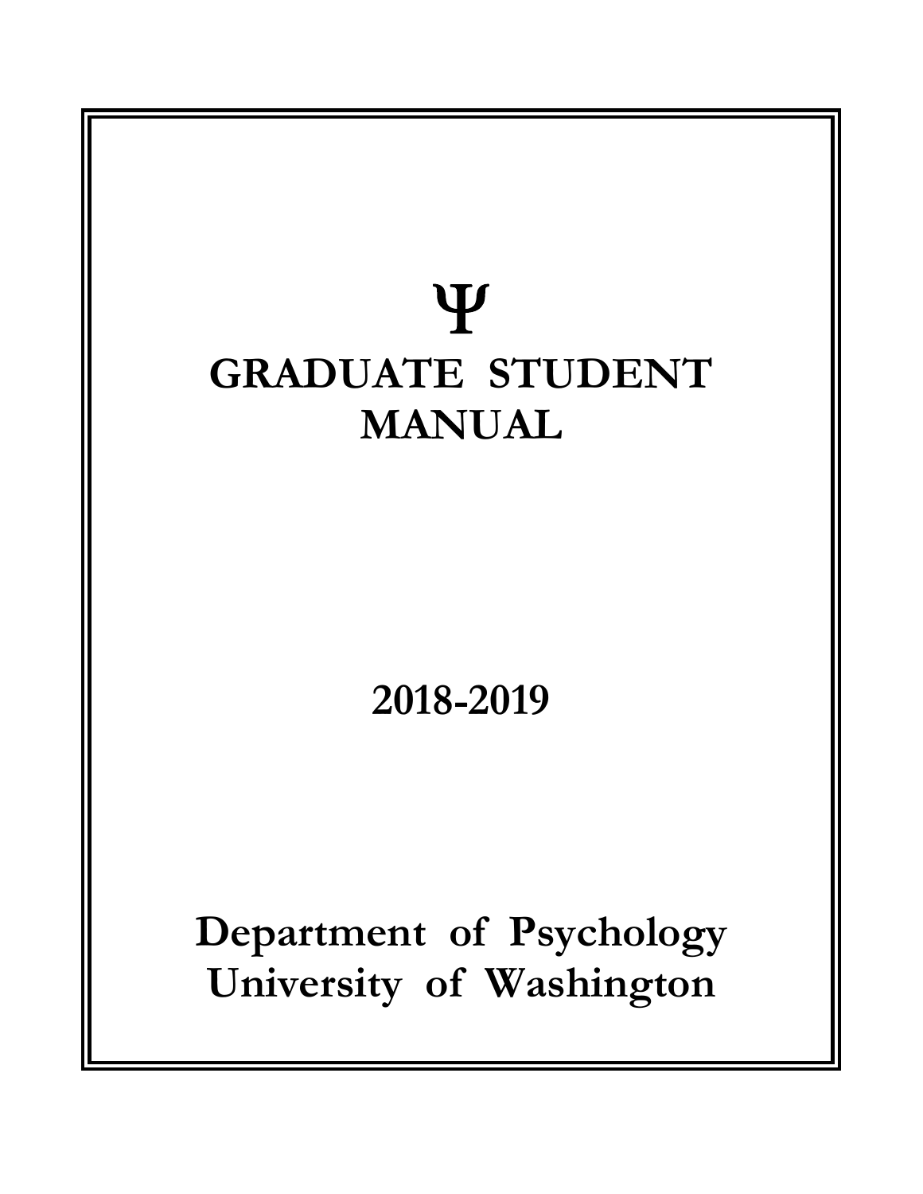# Ψ

# GRADUATE STUDENT MANUAL

## 2018-2019

## Department of Psychology
## University of Washington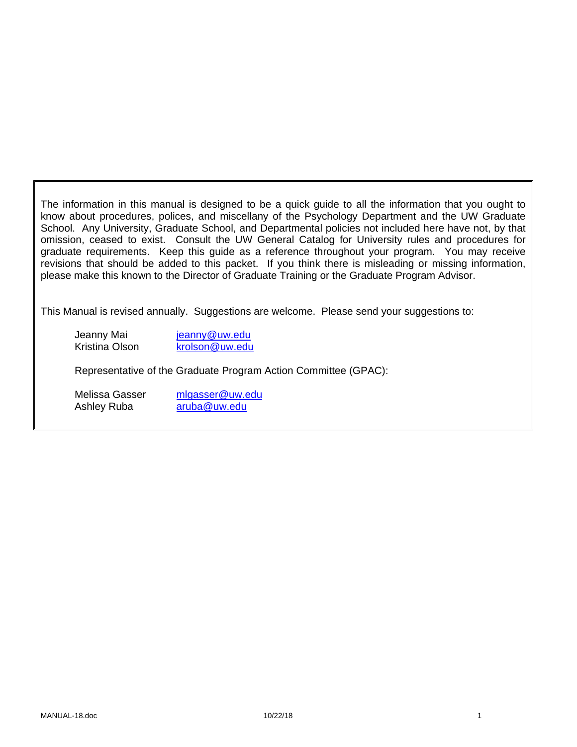The information in this manual is designed to be a quick guide to all the information that you ought to know about procedures, polices, and miscellany of the Psychology Department and the UW Graduate School. Any University, Graduate School, and Departmental policies not included here have not, by that omission, ceased to exist. Consult the UW General Catalog for University rules and procedures for graduate requirements. Keep this guide as a reference throughout your program. You may receive revisions that should be added to this packet. If you think there is misleading or missing information, please make this known to the Director of Graduate Training or the Graduate Program Advisor.

This Manual is revised annually. Suggestions are welcome. Please send your suggestions to:

Jeanny Mai jeanny@uw.edu
Kristina Olson krolson@uw.edu

Representative of the Graduate Program Action Committee (GPAC):

Melissa Gasser mlgasser@uw.edu
Ashley Ruba aruba@uw.edu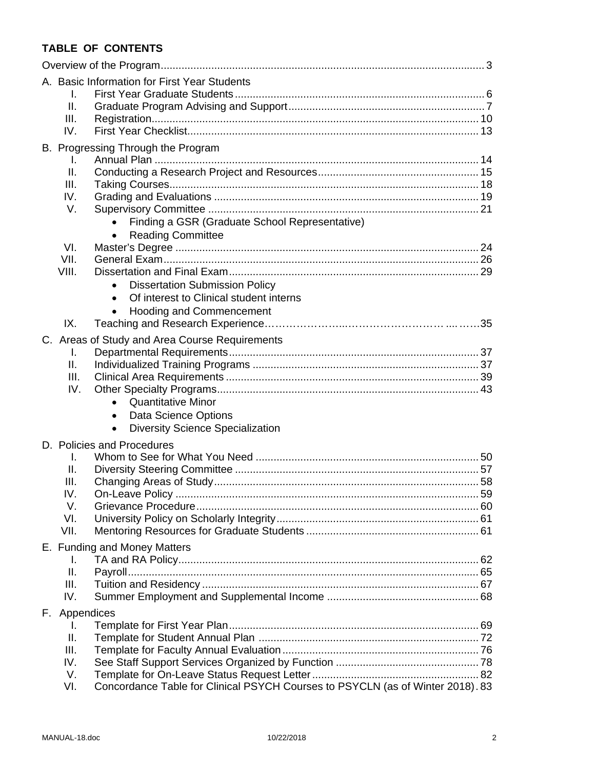# TABLE OF CONTENTS

Overview of the Program ........ 3

A. Basic Information for First Year Students
   - I. First Year Graduate Students ........ 6
   - II. Graduate Program Advising and Support ........ 7
   - III. Registration ........ 10
   - IV. First Year Checklist ........ 13

B. Progressing Through the Program
   - I. Annual Plan ........ 14
   - II. Conducting a Research Project and Resources ........ 15
   - III. Taking Courses ........ 18
   - IV. Grading and Evaluations ........ 19
   - V. Supervisory Committee ........ 21
     - Finding a GSR (Graduate School Representative)
     - Reading Committee
   - VI. Master's Degree ........ 24
   - VII. General Exam ........ 26
   - VIII. Dissertation and Final Exam ........ 29
     - Dissertation Submission Policy
     - Of interest to Clinical student interns
     - Hooding and Commencement
   - IX. Teaching and Research Experience ........ 35

C. Areas of Study and Area Course Requirements
   - I. Departmental Requirements ........ 37
   - II. Individualized Training Programs ........ 37
   - III. Clinical Area Requirements ........ 39
   - IV. Other Specialty Programs ........ 43
     - Quantitative Minor
     - Data Science Options
     - Diversity Science Specialization

D. Policies and Procedures
   - I. Whom to See for What You Need ........ 50
   - II. Diversity Steering Committee ........ 57
   - III. Changing Areas of Study ........ 58
   - IV. On-Leave Policy ........ 59
   - V. Grievance Procedure ........ 60
   - VI. University Policy on Scholarly Integrity ........ 61
   - VII. Mentoring Resources for Graduate Students ........ 61

E. Funding and Money Matters
   - I. TA and RA Policy ........ 62
   - II. Payroll ........ 65
   - III. Tuition and Residency ........ 67
   - IV. Summer Employment and Supplemental Income ........ 68

F. Appendices
   - I. Template for First Year Plan ........ 69
   - II. Template for Student Annual Plan ........ 72
   - III. Template for Faculty Annual Evaluation ........ 76
   - IV. See Staff Support Services Organized by Function ........ 78
   - V. Template for On-Leave Status Request Letter ........ 82
   - VI. Concordance Table for Clinical PSYCH Courses to PSYCLN (as of Winter 2018) ........ 83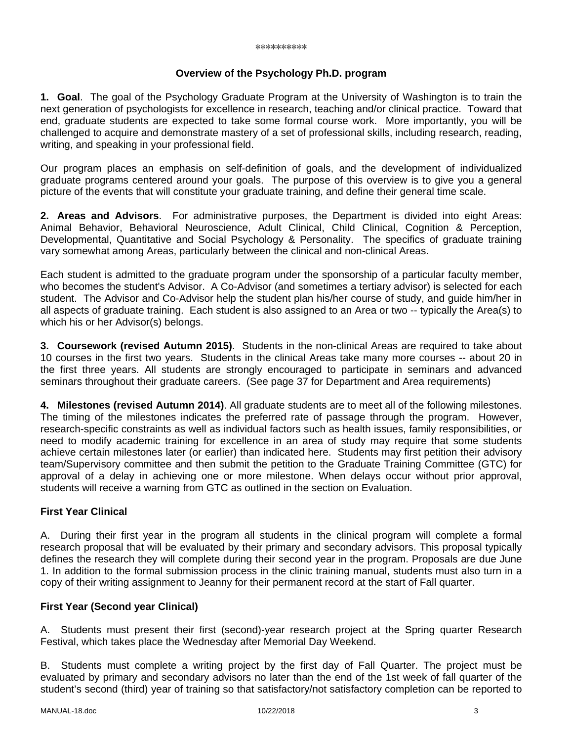**********

## Overview of the Psychology Ph.D. program

**1. Goal**. The goal of the Psychology Graduate Program at the University of Washington is to train the next generation of psychologists for excellence in research, teaching and/or clinical practice. Toward that end, graduate students are expected to take some formal course work. More importantly, you will be challenged to acquire and demonstrate mastery of a set of professional skills, including research, reading, writing, and speaking in your professional field.

Our program places an emphasis on self-definition of goals, and the development of individualized graduate programs centered around your goals. The purpose of this overview is to give you a general picture of the events that will constitute your graduate training, and define their general time scale.

**2. Areas and Advisors**. For administrative purposes, the Department is divided into eight Areas: Animal Behavior, Behavioral Neuroscience, Adult Clinical, Child Clinical, Cognition & Perception, Developmental, Quantitative and Social Psychology & Personality. The specifics of graduate training vary somewhat among Areas, particularly between the clinical and non-clinical Areas.

Each student is admitted to the graduate program under the sponsorship of a particular faculty member, who becomes the student's Advisor. A Co-Advisor (and sometimes a tertiary advisor) is selected for each student. The Advisor and Co-Advisor help the student plan his/her course of study, and guide him/her in all aspects of graduate training. Each student is also assigned to an Area or two -- typically the Area(s) to which his or her Advisor(s) belongs.

**3. Coursework (revised Autumn 2015)**. Students in the non-clinical Areas are required to take about 10 courses in the first two years. Students in the clinical Areas take many more courses -- about 20 in the first three years. All students are strongly encouraged to participate in seminars and advanced seminars throughout their graduate careers. (See page 37 for Department and Area requirements)

**4. Milestones (revised Autumn 2014)**. All graduate students are to meet all of the following milestones. The timing of the milestones indicates the preferred rate of passage through the program. However, research-specific constraints as well as individual factors such as health issues, family responsibilities, or need to modify academic training for excellence in an area of study may require that some students achieve certain milestones later (or earlier) than indicated here. Students may first petition their advisory team/Supervisory committee and then submit the petition to the Graduate Training Committee (GTC) for approval of a delay in achieving one or more milestone. When delays occur without prior approval, students will receive a warning from GTC as outlined in the section on Evaluation.

### First Year Clinical

A. During their first year in the program all students in the clinical program will complete a formal research proposal that will be evaluated by their primary and secondary advisors. This proposal typically defines the research they will complete during their second year in the program. Proposals are due June 1. In addition to the formal submission process in the clinic training manual, students must also turn in a copy of their writing assignment to Jeanny for their permanent record at the start of Fall quarter.

### First Year (Second year Clinical)

A. Students must present their first (second)-year research project at the Spring quarter Research Festival, which takes place the Wednesday after Memorial Day Weekend.

B. Students must complete a writing project by the first day of Fall Quarter. The project must be evaluated by primary and secondary advisors no later than the end of the 1st week of fall quarter of the student's second (third) year of training so that satisfactory/not satisfactory completion can be reported to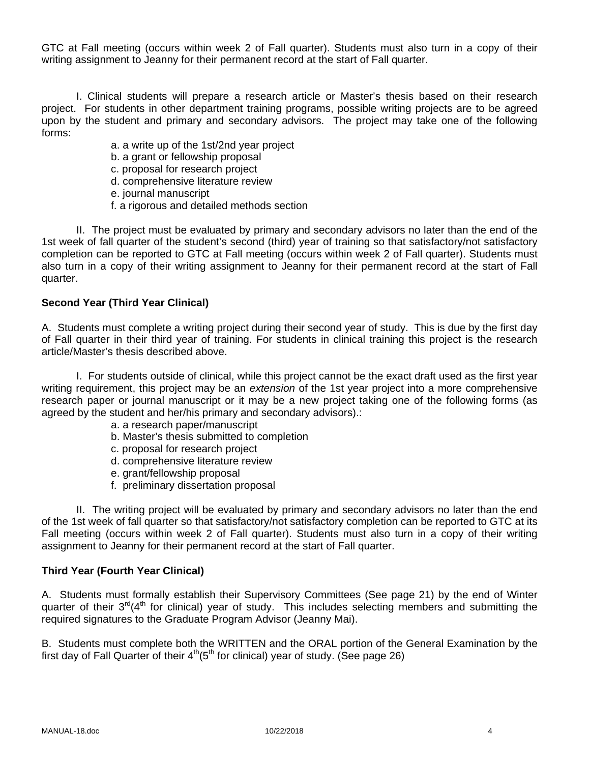GTC at Fall meeting (occurs within week 2 of Fall quarter). Students must also turn in a copy of their writing assignment to Jeanny for their permanent record at the start of Fall quarter.

I. Clinical students will prepare a research article or Master's thesis based on their research project. For students in other department training programs, possible writing projects are to be agreed upon by the student and primary and secondary advisors. The project may take one of the following forms:

a. a write up of the 1st/2nd year project
b. a grant or fellowship proposal
c. proposal for research project
d. comprehensive literature review
e. journal manuscript
f. a rigorous and detailed methods section

II. The project must be evaluated by primary and secondary advisors no later than the end of the 1st week of fall quarter of the student's second (third) year of training so that satisfactory/not satisfactory completion can be reported to GTC at Fall meeting (occurs within week 2 of Fall quarter). Students must also turn in a copy of their writing assignment to Jeanny for their permanent record at the start of Fall quarter.

**Second Year (Third Year Clinical)**

A. Students must complete a writing project during their second year of study. This is due by the first day of Fall quarter in their third year of training. For students in clinical training this project is the research article/Master's thesis described above.

I. For students outside of clinical, while this project cannot be the exact draft used as the first year writing requirement, this project may be an *extension* of the 1st year project into a more comprehensive research paper or journal manuscript or it may be a new project taking one of the following forms (as agreed by the student and her/his primary and secondary advisors).:

a. a research paper/manuscript
b. Master's thesis submitted to completion
c. proposal for research project
d. comprehensive literature review
e. grant/fellowship proposal
f. preliminary dissertation proposal

II. The writing project will be evaluated by primary and secondary advisors no later than the end of the 1st week of fall quarter so that satisfactory/not satisfactory completion can be reported to GTC at its Fall meeting (occurs within week 2 of Fall quarter). Students must also turn in a copy of their writing assignment to Jeanny for their permanent record at the start of Fall quarter.

**Third Year (Fourth Year Clinical)**

A. Students must formally establish their Supervisory Committees (See page 21) by the end of Winter quarter of their 3rd(4th for clinical) year of study. This includes selecting members and submitting the required signatures to the Graduate Program Advisor (Jeanny Mai).

B. Students must complete both the WRITTEN and the ORAL portion of the General Examination by the first day of Fall Quarter of their 4th(5th for clinical) year of study. (See page 26)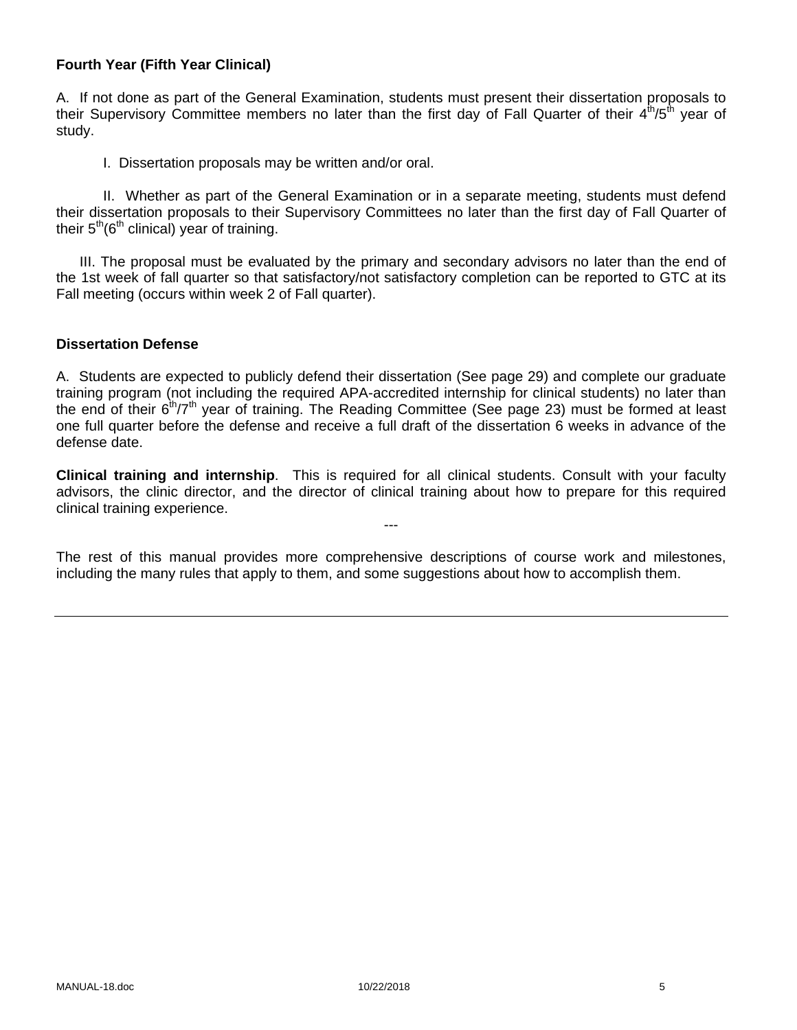**Fourth Year (Fifth Year Clinical)**

A. If not done as part of the General Examination, students must present their dissertation proposals to their Supervisory Committee members no later than the first day of Fall Quarter of their 4th/5th year of study.

I. Dissertation proposals may be written and/or oral.

II. Whether as part of the General Examination or in a separate meeting, students must defend their dissertation proposals to their Supervisory Committees no later than the first day of Fall Quarter of their 5th(6th clinical) year of training.

III. The proposal must be evaluated by the primary and secondary advisors no later than the end of the 1st week of fall quarter so that satisfactory/not satisfactory completion can be reported to GTC at its Fall meeting (occurs within week 2 of Fall quarter).

**Dissertation Defense**

A. Students are expected to publicly defend their dissertation (See page 29) and complete our graduate training program (not including the required APA-accredited internship for clinical students) no later than the end of their 6th/7th year of training. The Reading Committee (See page 23) must be formed at least one full quarter before the defense and receive a full draft of the dissertation 6 weeks in advance of the defense date.

**Clinical training and internship**. This is required for all clinical students. Consult with your faculty advisors, the clinic director, and the director of clinical training about how to prepare for this required clinical training experience.

---

The rest of this manual provides more comprehensive descriptions of course work and milestones, including the many rules that apply to them, and some suggestions about how to accomplish them.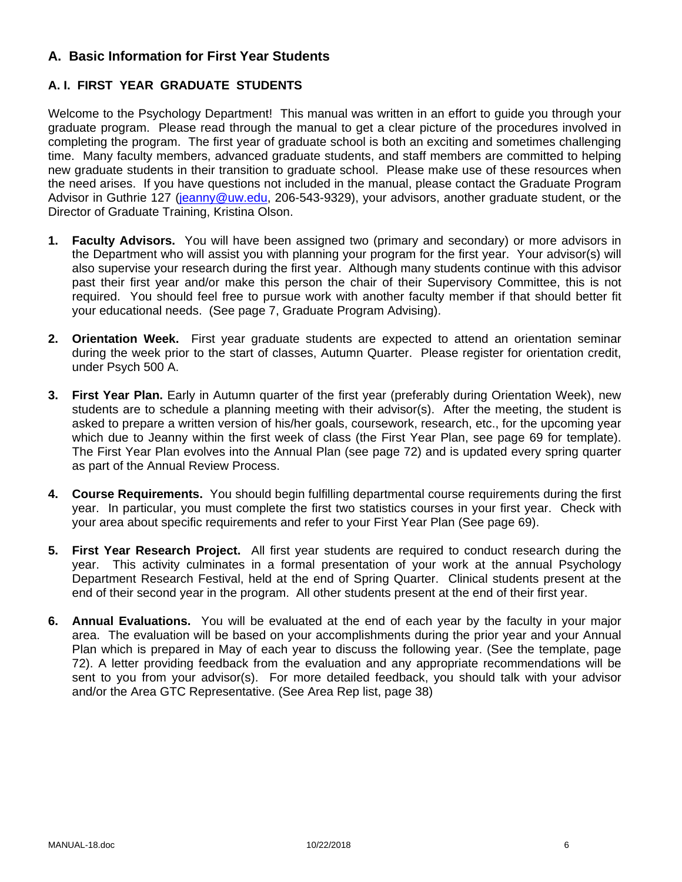## A. Basic Information for First Year Students

### A. I. FIRST YEAR GRADUATE STUDENTS

Welcome to the Psychology Department! This manual was written in an effort to guide you through your graduate program. Please read through the manual to get a clear picture of the procedures involved in completing the program. The first year of graduate school is both an exciting and sometimes challenging time. Many faculty members, advanced graduate students, and staff members are committed to helping new graduate students in their transition to graduate school. Please make use of these resources when the need arises. If you have questions not included in the manual, please contact the Graduate Program Advisor in Guthrie 127 (jeanny@uw.edu, 206-543-9329), your advisors, another graduate student, or the Director of Graduate Training, Kristina Olson.

1. **Faculty Advisors.** You will have been assigned two (primary and secondary) or more advisors in the Department who will assist you with planning your program for the first year. Your advisor(s) will also supervise your research during the first year. Although many students continue with this advisor past their first year and/or make this person the chair of their Supervisory Committee, this is not required. You should feel free to pursue work with another faculty member if that should better fit your educational needs. (See page 7, Graduate Program Advising).

2. **Orientation Week.** First year graduate students are expected to attend an orientation seminar during the week prior to the start of classes, Autumn Quarter. Please register for orientation credit, under Psych 500 A.

3. **First Year Plan.** Early in Autumn quarter of the first year (preferably during Orientation Week), new students are to schedule a planning meeting with their advisor(s). After the meeting, the student is asked to prepare a written version of his/her goals, coursework, research, etc., for the upcoming year which due to Jeanny within the first week of class (the First Year Plan, see page 69 for template). The First Year Plan evolves into the Annual Plan (see page 72) and is updated every spring quarter as part of the Annual Review Process.

4. **Course Requirements.** You should begin fulfilling departmental course requirements during the first year. In particular, you must complete the first two statistics courses in your first year. Check with your area about specific requirements and refer to your First Year Plan (See page 69).

5. **First Year Research Project.** All first year students are required to conduct research during the year. This activity culminates in a formal presentation of your work at the annual Psychology Department Research Festival, held at the end of Spring Quarter. Clinical students present at the end of their second year in the program. All other students present at the end of their first year.

6. **Annual Evaluations.** You will be evaluated at the end of each year by the faculty in your major area. The evaluation will be based on your accomplishments during the prior year and your Annual Plan which is prepared in May of each year to discuss the following year. (See the template, page 72). A letter providing feedback from the evaluation and any appropriate recommendations will be sent to you from your advisor(s). For more detailed feedback, you should talk with your advisor and/or the Area GTC Representative. (See Area Rep list, page 38)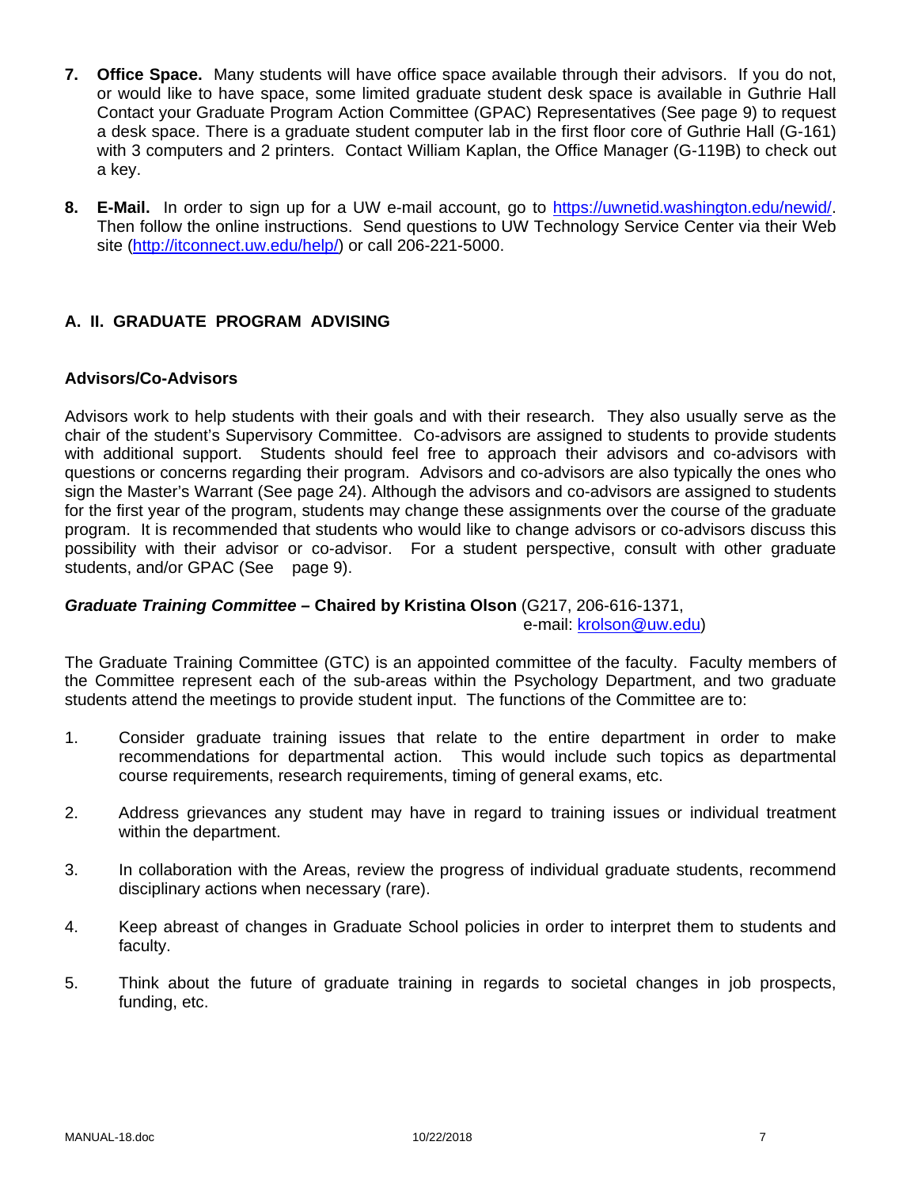7. **Office Space.** Many students will have office space available through their advisors. If you do not, or would like to have space, some limited graduate student desk space is available in Guthrie Hall Contact your Graduate Program Action Committee (GPAC) Representatives (See page 9) to request a desk space. There is a graduate student computer lab in the first floor core of Guthrie Hall (G-161) with 3 computers and 2 printers. Contact William Kaplan, the Office Manager (G-119B) to check out a key.

8. **E-Mail.** In order to sign up for a UW e-mail account, go to https://uwnetid.washington.edu/newid/. Then follow the online instructions. Send questions to UW Technology Service Center via their Web site (http://itconnect.uw.edu/help/) or call 206-221-5000.

## A. II. GRADUATE PROGRAM ADVISING

### Advisors/Co-Advisors

Advisors work to help students with their goals and with their research. They also usually serve as the chair of the student's Supervisory Committee. Co-advisors are assigned to students to provide students with additional support. Students should feel free to approach their advisors and co-advisors with questions or concerns regarding their program. Advisors and co-advisors are also typically the ones who sign the Master's Warrant (See page 24). Although the advisors and co-advisors are assigned to students for the first year of the program, students may change these assignments over the course of the graduate program. It is recommended that students who would like to change advisors or co-advisors discuss this possibility with their advisor or co-advisor. For a student perspective, consult with other graduate students, and/or GPAC (See page 9).

***Graduate Training Committee* – Chaired by Kristina Olson** (G217, 206-616-1371, e-mail: krolson@uw.edu)

The Graduate Training Committee (GTC) is an appointed committee of the faculty. Faculty members of the Committee represent each of the sub-areas within the Psychology Department, and two graduate students attend the meetings to provide student input. The functions of the Committee are to:

1. Consider graduate training issues that relate to the entire department in order to make recommendations for departmental action. This would include such topics as departmental course requirements, research requirements, timing of general exams, etc.

2. Address grievances any student may have in regard to training issues or individual treatment within the department.

3. In collaboration with the Areas, review the progress of individual graduate students, recommend disciplinary actions when necessary (rare).

4. Keep abreast of changes in Graduate School policies in order to interpret them to students and faculty.

5. Think about the future of graduate training in regards to societal changes in job prospects, funding, etc.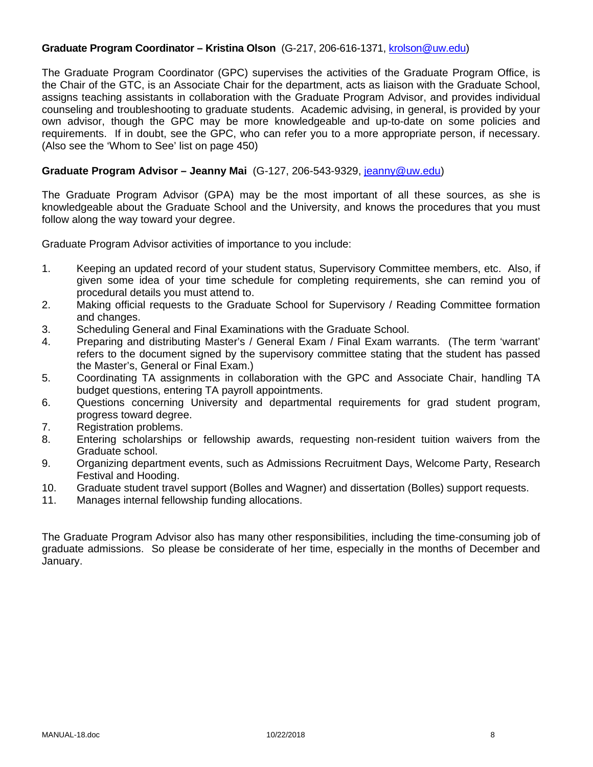**Graduate Program Coordinator – Kristina Olson** (G-217, 206-616-1371, krolson@uw.edu)

The Graduate Program Coordinator (GPC) supervises the activities of the Graduate Program Office, is the Chair of the GTC, is an Associate Chair for the department, acts as liaison with the Graduate School, assigns teaching assistants in collaboration with the Graduate Program Advisor, and provides individual counseling and troubleshooting to graduate students. Academic advising, in general, is provided by your own advisor, though the GPC may be more knowledgeable and up-to-date on some policies and requirements. If in doubt, see the GPC, who can refer you to a more appropriate person, if necessary. (Also see the 'Whom to See' list on page 450)

**Graduate Program Advisor – Jeanny Mai** (G-127, 206-543-9329, jeanny@uw.edu)

The Graduate Program Advisor (GPA) may be the most important of all these sources, as she is knowledgeable about the Graduate School and the University, and knows the procedures that you must follow along the way toward your degree.

Graduate Program Advisor activities of importance to you include:

1. Keeping an updated record of your student status, Supervisory Committee members, etc. Also, if given some idea of your time schedule for completing requirements, she can remind you of procedural details you must attend to.
2. Making official requests to the Graduate School for Supervisory / Reading Committee formation and changes.
3. Scheduling General and Final Examinations with the Graduate School.
4. Preparing and distributing Master's / General Exam / Final Exam warrants. (The term 'warrant' refers to the document signed by the supervisory committee stating that the student has passed the Master's, General or Final Exam.)
5. Coordinating TA assignments in collaboration with the GPC and Associate Chair, handling TA budget questions, entering TA payroll appointments.
6. Questions concerning University and departmental requirements for grad student program, progress toward degree.
7. Registration problems.
8. Entering scholarships or fellowship awards, requesting non-resident tuition waivers from the Graduate school.
9. Organizing department events, such as Admissions Recruitment Days, Welcome Party, Research Festival and Hooding.
10. Graduate student travel support (Bolles and Wagner) and dissertation (Bolles) support requests.
11. Manages internal fellowship funding allocations.

The Graduate Program Advisor also has many other responsibilities, including the time-consuming job of graduate admissions. So please be considerate of her time, especially in the months of December and January.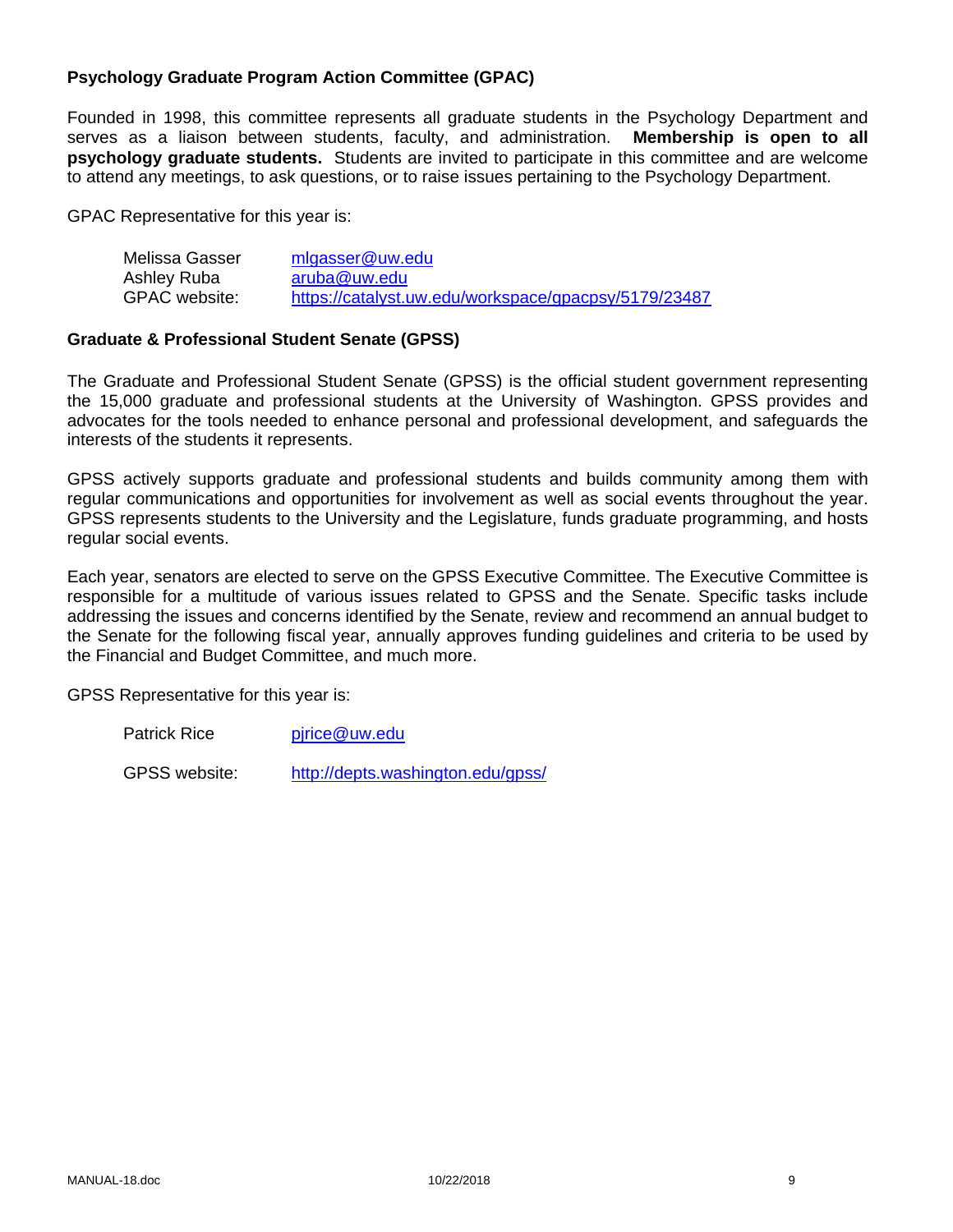### Psychology Graduate Program Action Committee (GPAC)

Founded in 1998, this committee represents all graduate students in the Psychology Department and serves as a liaison between students, faculty, and administration. **Membership is open to all psychology graduate students.** Students are invited to participate in this committee and are welcome to attend any meetings, to ask questions, or to raise issues pertaining to the Psychology Department.

GPAC Representative for this year is:

| | |
|---|---|
| Melissa Gasser | mlgasser@uw.edu |
| Ashley Ruba | aruba@uw.edu |
| GPAC website: | https://catalyst.uw.edu/workspace/gpacpsy/5179/23487 |

### Graduate & Professional Student Senate (GPSS)

The Graduate and Professional Student Senate (GPSS) is the official student government representing the 15,000 graduate and professional students at the University of Washington. GPSS provides and advocates for the tools needed to enhance personal and professional development, and safeguards the interests of the students it represents.

GPSS actively supports graduate and professional students and builds community among them with regular communications and opportunities for involvement as well as social events throughout the year. GPSS represents students to the University and the Legislature, funds graduate programming, and hosts regular social events.

Each year, senators are elected to serve on the GPSS Executive Committee. The Executive Committee is responsible for a multitude of various issues related to GPSS and the Senate. Specific tasks include addressing the issues and concerns identified by the Senate, review and recommend an annual budget to the Senate for the following fiscal year, annually approves funding guidelines and criteria to be used by the Financial and Budget Committee, and much more.

GPSS Representative for this year is:

| | |
|---|---|
| Patrick Rice | pjrice@uw.edu |
| GPSS website: | http://depts.washington.edu/gpss/ |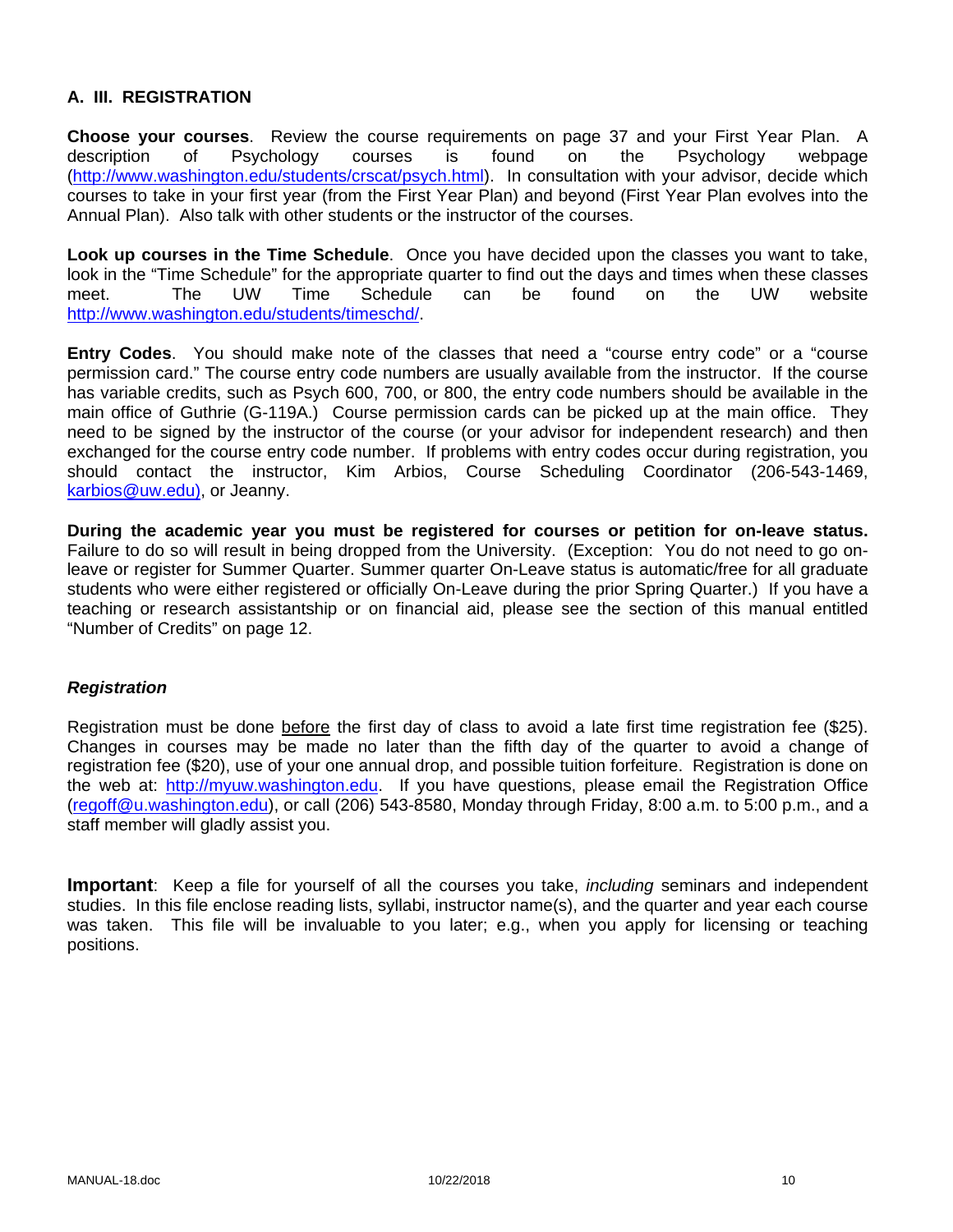## A. III. REGISTRATION

**Choose your courses**. Review the course requirements on page 37 and your First Year Plan. A description of Psychology courses is found on the Psychology webpage (http://www.washington.edu/students/crscat/psych.html). In consultation with your advisor, decide which courses to take in your first year (from the First Year Plan) and beyond (First Year Plan evolves into the Annual Plan). Also talk with other students or the instructor of the courses.

**Look up courses in the Time Schedule**. Once you have decided upon the classes you want to take, look in the "Time Schedule" for the appropriate quarter to find out the days and times when these classes meet. The UW Time Schedule can be found on the UW website http://www.washington.edu/students/timeschd/.

**Entry Codes**. You should make note of the classes that need a "course entry code" or a "course permission card." The course entry code numbers are usually available from the instructor. If the course has variable credits, such as Psych 600, 700, or 800, the entry code numbers should be available in the main office of Guthrie (G-119A.) Course permission cards can be picked up at the main office. They need to be signed by the instructor of the course (or your advisor for independent research) and then exchanged for the course entry code number. If problems with entry codes occur during registration, you should contact the instructor, Kim Arbios, Course Scheduling Coordinator (206-543-1469, karbios@uw.edu), or Jeanny.

**During the academic year you must be registered for courses or petition for on-leave status.** Failure to do so will result in being dropped from the University. (Exception: You do not need to go on-leave or register for Summer Quarter. Summer quarter On-Leave status is automatic/free for all graduate students who were either registered or officially On-Leave during the prior Spring Quarter.) If you have a teaching or research assistantship or on financial aid, please see the section of this manual entitled "Number of Credits" on page 12.

### *Registration*

Registration must be done before the first day of class to avoid a late first time registration fee ($25). Changes in courses may be made no later than the fifth day of the quarter to avoid a change of registration fee ($20), use of your one annual drop, and possible tuition forfeiture. Registration is done on the web at: http://myuw.washington.edu. If you have questions, please email the Registration Office (regoff@u.washington.edu), or call (206) 543-8580, Monday through Friday, 8:00 a.m. to 5:00 p.m., and a staff member will gladly assist you.

**Important**: Keep a file for yourself of all the courses you take, *including* seminars and independent studies. In this file enclose reading lists, syllabi, instructor name(s), and the quarter and year each course was taken. This file will be invaluable to you later; e.g., when you apply for licensing or teaching positions.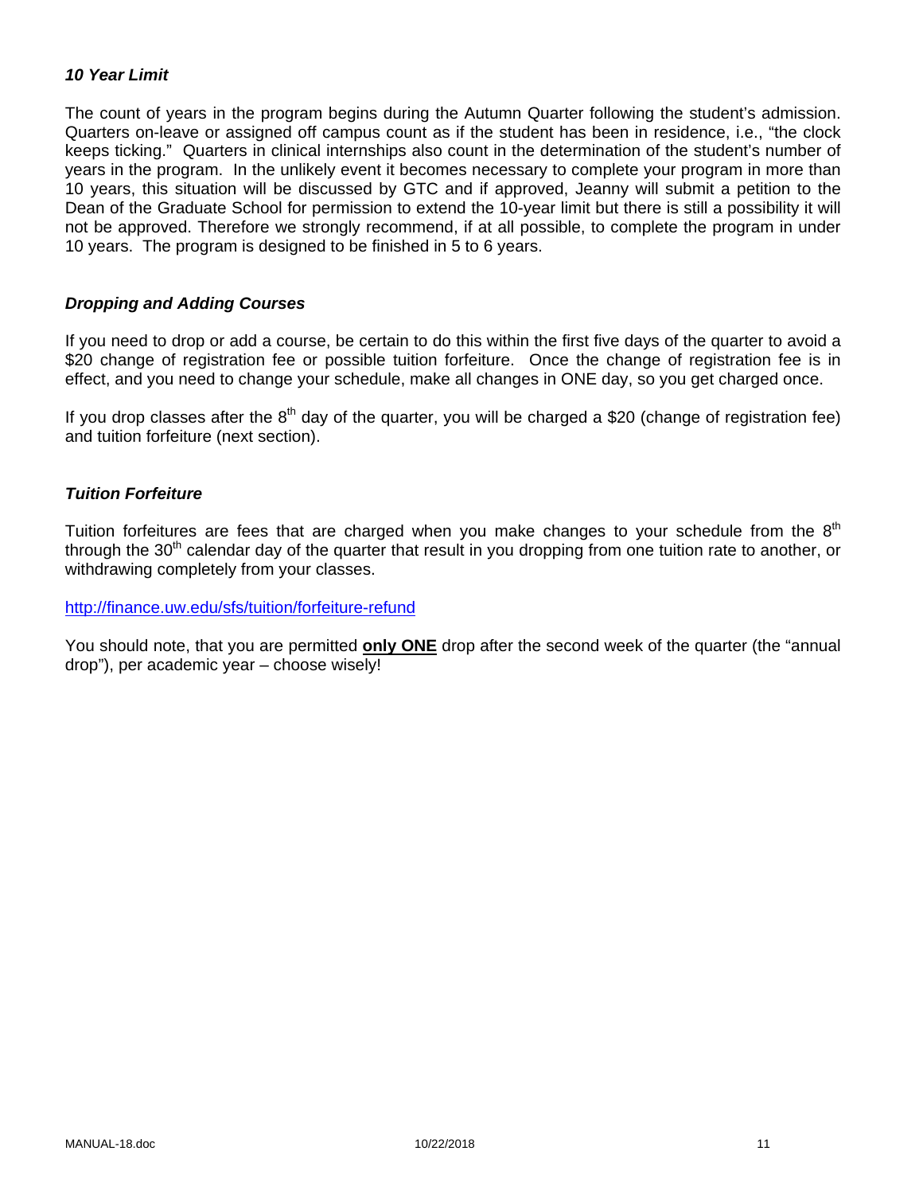### *10 Year Limit*

The count of years in the program begins during the Autumn Quarter following the student's admission. Quarters on-leave or assigned off campus count as if the student has been in residence, i.e., "the clock keeps ticking." Quarters in clinical internships also count in the determination of the student's number of years in the program. In the unlikely event it becomes necessary to complete your program in more than 10 years, this situation will be discussed by GTC and if approved, Jeanny will submit a petition to the Dean of the Graduate School for permission to extend the 10-year limit but there is still a possibility it will not be approved. Therefore we strongly recommend, if at all possible, to complete the program in under 10 years. The program is designed to be finished in 5 to 6 years.

### *Dropping and Adding Courses*

If you need to drop or add a course, be certain to do this within the first five days of the quarter to avoid a $20 change of registration fee or possible tuition forfeiture. Once the change of registration fee is in effect, and you need to change your schedule, make all changes in ONE day, so you get charged once.

If you drop classes after the 8th day of the quarter, you will be charged a $20 (change of registration fee) and tuition forfeiture (next section).

### *Tuition Forfeiture*

Tuition forfeitures are fees that are charged when you make changes to your schedule from the 8th through the 30th calendar day of the quarter that result in you dropping from one tuition rate to another, or withdrawing completely from your classes.

http://finance.uw.edu/sfs/tuition/forfeiture-refund

You should note, that you are permitted **only ONE** drop after the second week of the quarter (the "annual drop"), per academic year – choose wisely!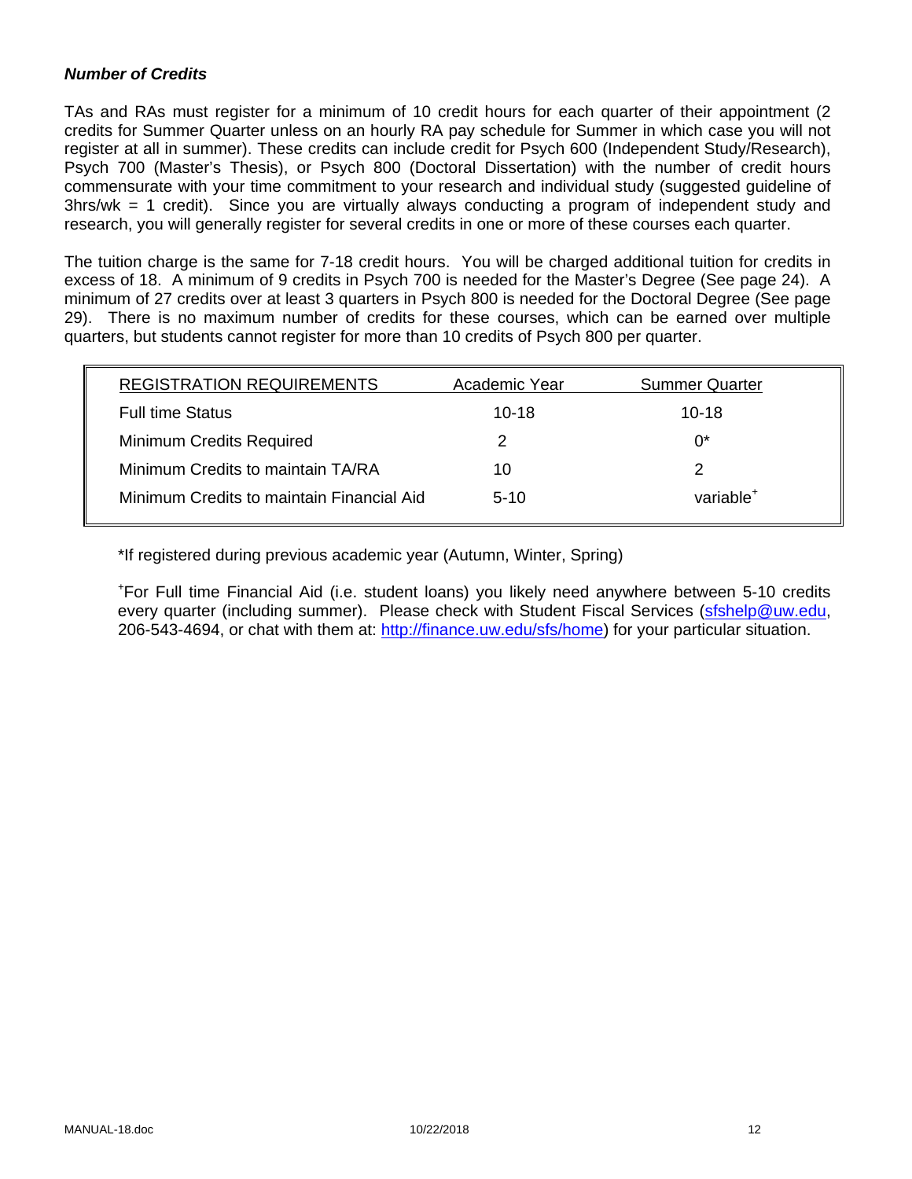### *Number of Credits*

TAs and RAs must register for a minimum of 10 credit hours for each quarter of their appointment (2 credits for Summer Quarter unless on an hourly RA pay schedule for Summer in which case you will not register at all in summer). These credits can include credit for Psych 600 (Independent Study/Research), Psych 700 (Master's Thesis), or Psych 800 (Doctoral Dissertation) with the number of credit hours commensurate with your time commitment to your research and individual study (suggested guideline of 3hrs/wk = 1 credit). Since you are virtually always conducting a program of independent study and research, you will generally register for several credits in one or more of these courses each quarter.

The tuition charge is the same for 7-18 credit hours. You will be charged additional tuition for credits in excess of 18. A minimum of 9 credits in Psych 700 is needed for the Master's Degree (See page 24). A minimum of 27 credits over at least 3 quarters in Psych 800 is needed for the Doctoral Degree (See page 29). There is no maximum number of credits for these courses, which can be earned over multiple quarters, but students cannot register for more than 10 credits of Psych 800 per quarter.

| REGISTRATION REQUIREMENTS | Academic Year | Summer Quarter |
|---|---|---|
| Full time Status | 10-18 | 10-18 |
| Minimum Credits Required | 2 | 0* |
| Minimum Credits to maintain TA/RA | 10 | 2 |
| Minimum Credits to maintain Financial Aid | 5-10 | variable+ |

*If registered during previous academic year (Autumn, Winter, Spring)

+For Full time Financial Aid (i.e. student loans) you likely need anywhere between 5-10 credits every quarter (including summer). Please check with Student Fiscal Services (sfshelp@uw.edu, 206-543-4694, or chat with them at: http://finance.uw.edu/sfs/home) for your particular situation.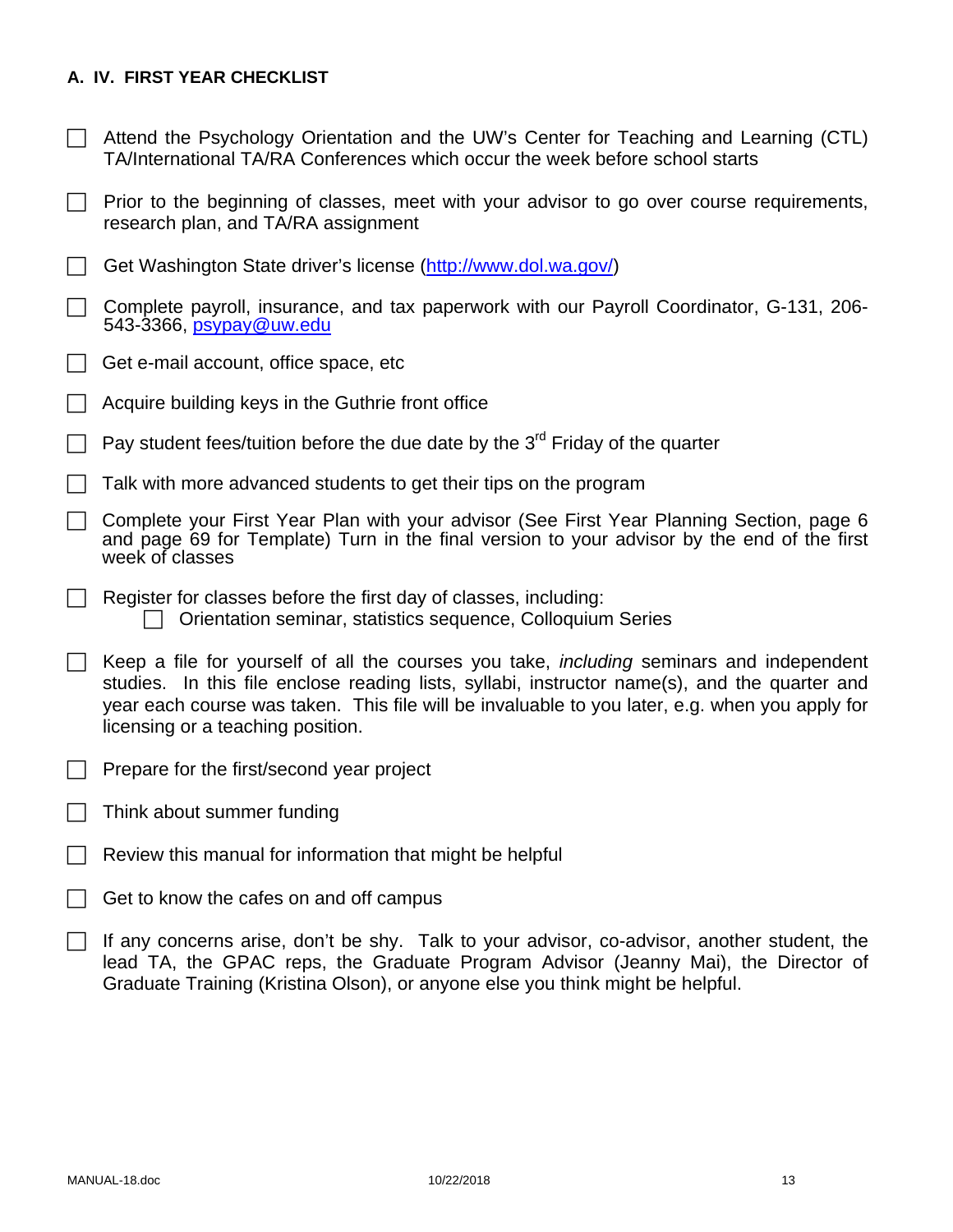## A. IV. FIRST YEAR CHECKLIST

- [ ] Attend the Psychology Orientation and the UW's Center for Teaching and Learning (CTL) TA/International TA/RA Conferences which occur the week before school starts
- [ ] Prior to the beginning of classes, meet with your advisor to go over course requirements, research plan, and TA/RA assignment
- [ ] Get Washington State driver's license (http://www.dol.wa.gov/)
- [ ] Complete payroll, insurance, and tax paperwork with our Payroll Coordinator, G-131, 206-543-3366, psypay@uw.edu
- [ ] Get e-mail account, office space, etc
- [ ] Acquire building keys in the Guthrie front office
- [ ] Pay student fees/tuition before the due date by the 3rd Friday of the quarter
- [ ] Talk with more advanced students to get their tips on the program
- [ ] Complete your First Year Plan with your advisor (See First Year Planning Section, page 6 and page 69 for Template) Turn in the final version to your advisor by the end of the first week of classes
- [ ] Register for classes before the first day of classes, including:
    - [ ] Orientation seminar, statistics sequence, Colloquium Series
- [ ] Keep a file for yourself of all the courses you take, *including* seminars and independent studies. In this file enclose reading lists, syllabi, instructor name(s), and the quarter and year each course was taken. This file will be invaluable to you later, e.g. when you apply for licensing or a teaching position.
- [ ] Prepare for the first/second year project
- [ ] Think about summer funding
- [ ] Review this manual for information that might be helpful
- [ ] Get to know the cafes on and off campus
- [ ] If any concerns arise, don't be shy. Talk to your advisor, co-advisor, another student, the lead TA, the GPAC reps, the Graduate Program Advisor (Jeanny Mai), the Director of Graduate Training (Kristina Olson), or anyone else you think might be helpful.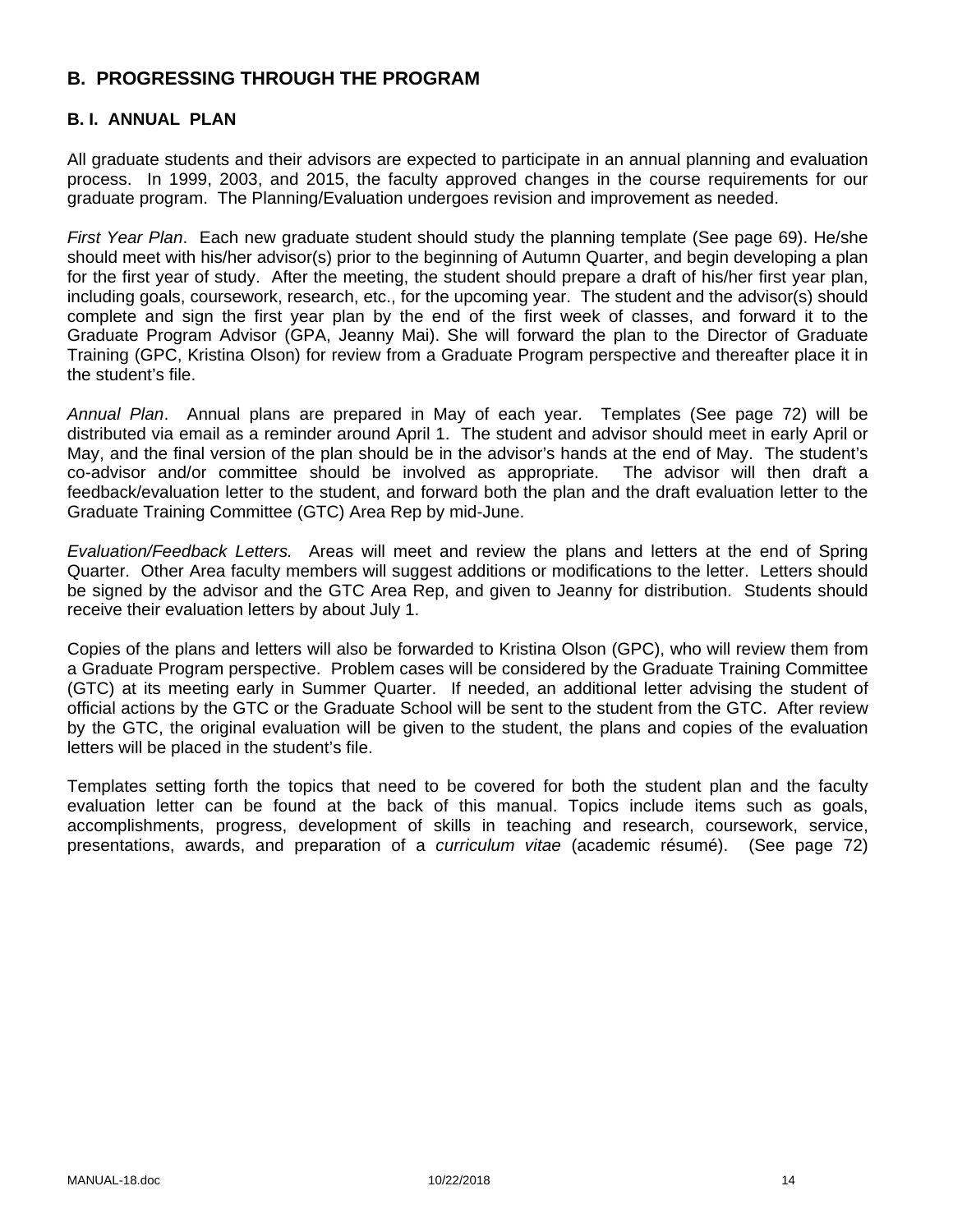## B. PROGRESSING THROUGH THE PROGRAM

### B. I. ANNUAL PLAN

All graduate students and their advisors are expected to participate in an annual planning and evaluation process. In 1999, 2003, and 2015, the faculty approved changes in the course requirements for our graduate program. The Planning/Evaluation undergoes revision and improvement as needed.

*First Year Plan*. Each new graduate student should study the planning template (See page 69). He/she should meet with his/her advisor(s) prior to the beginning of Autumn Quarter, and begin developing a plan for the first year of study. After the meeting, the student should prepare a draft of his/her first year plan, including goals, coursework, research, etc., for the upcoming year. The student and the advisor(s) should complete and sign the first year plan by the end of the first week of classes, and forward it to the Graduate Program Advisor (GPA, Jeanny Mai). She will forward the plan to the Director of Graduate Training (GPC, Kristina Olson) for review from a Graduate Program perspective and thereafter place it in the student's file.

*Annual Plan*. Annual plans are prepared in May of each year. Templates (See page 72) will be distributed via email as a reminder around April 1. The student and advisor should meet in early April or May, and the final version of the plan should be in the advisor's hands at the end of May. The student's co-advisor and/or committee should be involved as appropriate. The advisor will then draft a feedback/evaluation letter to the student, and forward both the plan and the draft evaluation letter to the Graduate Training Committee (GTC) Area Rep by mid-June.

*Evaluation/Feedback Letters.* Areas will meet and review the plans and letters at the end of Spring Quarter. Other Area faculty members will suggest additions or modifications to the letter. Letters should be signed by the advisor and the GTC Area Rep, and given to Jeanny for distribution. Students should receive their evaluation letters by about July 1.

Copies of the plans and letters will also be forwarded to Kristina Olson (GPC), who will review them from a Graduate Program perspective. Problem cases will be considered by the Graduate Training Committee (GTC) at its meeting early in Summer Quarter. If needed, an additional letter advising the student of official actions by the GTC or the Graduate School will be sent to the student from the GTC. After review by the GTC, the original evaluation will be given to the student, the plans and copies of the evaluation letters will be placed in the student's file.

Templates setting forth the topics that need to be covered for both the student plan and the faculty evaluation letter can be found at the back of this manual. Topics include items such as goals, accomplishments, progress, development of skills in teaching and research, coursework, service, presentations, awards, and preparation of a *curriculum vitae* (academic résumé). (See page 72)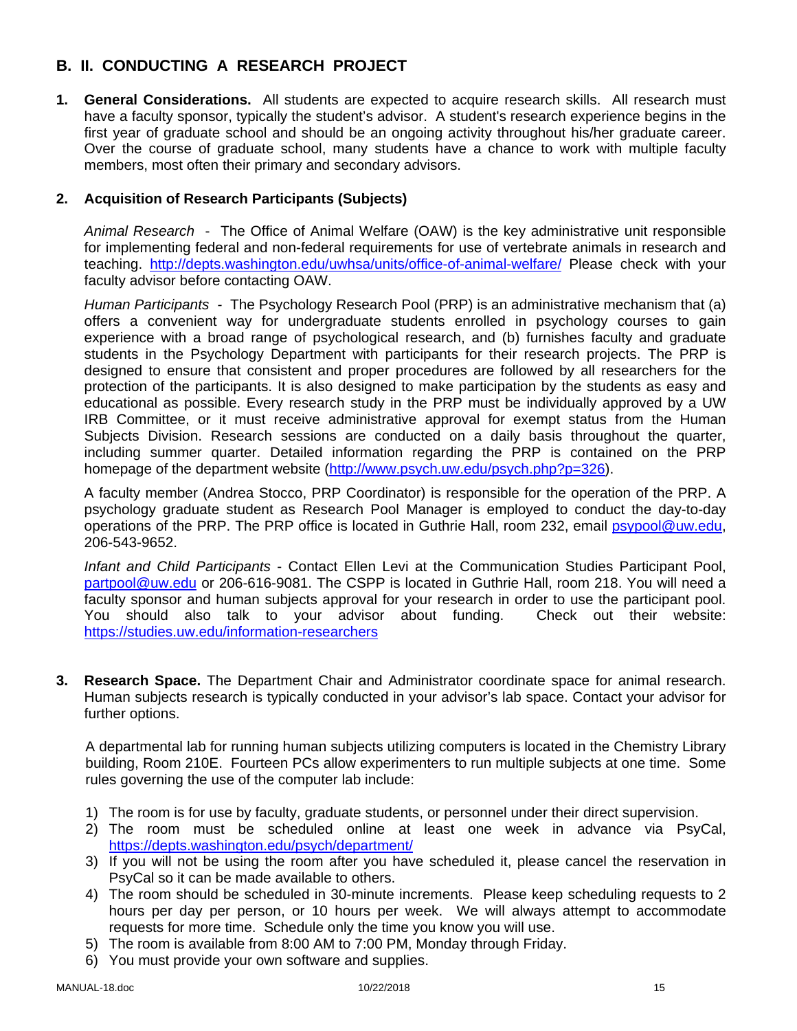## B. II. CONDUCTING A RESEARCH PROJECT

1. **General Considerations.** All students are expected to acquire research skills. All research must have a faculty sponsor, typically the student's advisor. A student's research experience begins in the first year of graduate school and should be an ongoing activity throughout his/her graduate career. Over the course of graduate school, many students have a chance to work with multiple faculty members, most often their primary and secondary advisors.

2. **Acquisition of Research Participants (Subjects)**

   *Animal Research* - The Office of Animal Welfare (OAW) is the key administrative unit responsible for implementing federal and non-federal requirements for use of vertebrate animals in research and teaching. http://depts.washington.edu/uwhsa/units/office-of-animal-welfare/ Please check with your faculty advisor before contacting OAW.

   *Human Participants* - The Psychology Research Pool (PRP) is an administrative mechanism that (a) offers a convenient way for undergraduate students enrolled in psychology courses to gain experience with a broad range of psychological research, and (b) furnishes faculty and graduate students in the Psychology Department with participants for their research projects. The PRP is designed to ensure that consistent and proper procedures are followed by all researchers for the protection of the participants. It is also designed to make participation by the students as easy and educational as possible. Every research study in the PRP must be individually approved by a UW IRB Committee, or it must receive administrative approval for exempt status from the Human Subjects Division. Research sessions are conducted on a daily basis throughout the quarter, including summer quarter. Detailed information regarding the PRP is contained on the PRP homepage of the department website (http://www.psych.uw.edu/psych.php?p=326).

   A faculty member (Andrea Stocco, PRP Coordinator) is responsible for the operation of the PRP. A psychology graduate student as Research Pool Manager is employed to conduct the day-to-day operations of the PRP. The PRP office is located in Guthrie Hall, room 232, email psypool@uw.edu, 206-543-9652.

   *Infant and Child Participants* - Contact Ellen Levi at the Communication Studies Participant Pool, partpool@uw.edu or 206-616-9081. The CSPP is located in Guthrie Hall, room 218. You will need a faculty sponsor and human subjects approval for your research in order to use the participant pool. You should also talk to your advisor about funding. Check out their website: https://studies.uw.edu/information-researchers

3. **Research Space.** The Department Chair and Administrator coordinate space for animal research. Human subjects research is typically conducted in your advisor's lab space. Contact your advisor for further options.

   A departmental lab for running human subjects utilizing computers is located in the Chemistry Library building, Room 210E. Fourteen PCs allow experimenters to run multiple subjects at one time. Some rules governing the use of the computer lab include:

   1) The room is for use by faculty, graduate students, or personnel under their direct supervision.
   2) The room must be scheduled online at least one week in advance via PsyCal, https://depts.washington.edu/psych/department/
   3) If you will not be using the room after you have scheduled it, please cancel the reservation in PsyCal so it can be made available to others.
   4) The room should be scheduled in 30-minute increments. Please keep scheduling requests to 2 hours per day per person, or 10 hours per week. We will always attempt to accommodate requests for more time. Schedule only the time you know you will use.
   5) The room is available from 8:00 AM to 7:00 PM, Monday through Friday.
   6) You must provide your own software and supplies.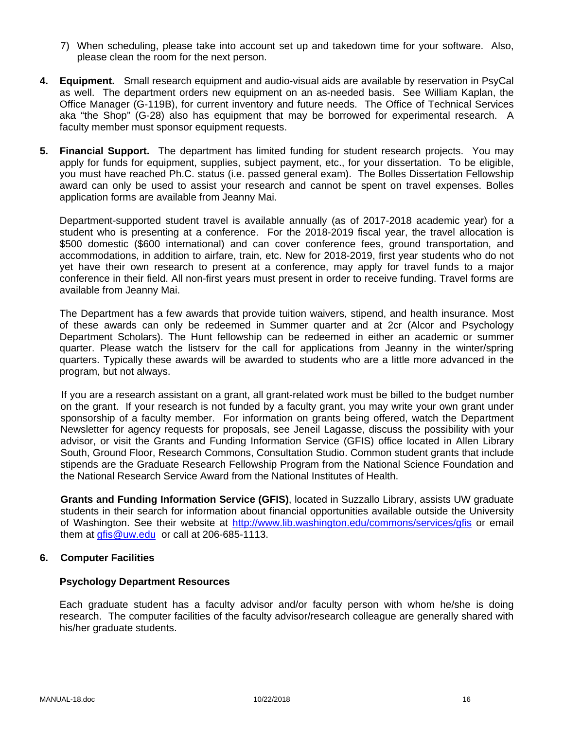7) When scheduling, please take into account set up and takedown time for your software. Also, please clean the room for the next person.

4. **Equipment.** Small research equipment and audio-visual aids are available by reservation in PsyCal as well. The department orders new equipment on an as-needed basis. See William Kaplan, the Office Manager (G-119B), for current inventory and future needs. The Office of Technical Services aka "the Shop" (G-28) also has equipment that may be borrowed for experimental research. A faculty member must sponsor equipment requests.

5. **Financial Support.** The department has limited funding for student research projects. You may apply for funds for equipment, supplies, subject payment, etc., for your dissertation. To be eligible, you must have reached Ph.C. status (i.e. passed general exam). The Bolles Dissertation Fellowship award can only be used to assist your research and cannot be spent on travel expenses. Bolles application forms are available from Jeanny Mai.

   Department-supported student travel is available annually (as of 2017-2018 academic year) for a student who is presenting at a conference. For the 2018-2019 fiscal year, the travel allocation is $500 domestic ($600 international) and can cover conference fees, ground transportation, and accommodations, in addition to airfare, train, etc. New for 2018-2019, first year students who do not yet have their own research to present at a conference, may apply for travel funds to a major conference in their field. All non-first years must present in order to receive funding. Travel forms are available from Jeanny Mai.

   The Department has a few awards that provide tuition waivers, stipend, and health insurance. Most of these awards can only be redeemed in Summer quarter and at 2cr (Alcor and Psychology Department Scholars). The Hunt fellowship can be redeemed in either an academic or summer quarter. Please watch the listserv for the call for applications from Jeanny in the winter/spring quarters. Typically these awards will be awarded to students who are a little more advanced in the program, but not always.

   If you are a research assistant on a grant, all grant-related work must be billed to the budget number on the grant. If your research is not funded by a faculty grant, you may write your own grant under sponsorship of a faculty member. For information on grants being offered, watch the Department Newsletter for agency requests for proposals, see Jeneil Lagasse, discuss the possibility with your advisor, or visit the Grants and Funding Information Service (GFIS) office located in Allen Library South, Ground Floor, Research Commons, Consultation Studio. Common student grants that include stipends are the Graduate Research Fellowship Program from the National Science Foundation and the National Research Service Award from the National Institutes of Health.

   **Grants and Funding Information Service (GFIS)**, located in Suzzallo Library, assists UW graduate students in their search for information about financial opportunities available outside the University of Washington. See their website at http://www.lib.washington.edu/commons/services/gfis or email them at gfis@uw.edu or call at 206-685-1113.

6. **Computer Facilities**

   **Psychology Department Resources**

   Each graduate student has a faculty advisor and/or faculty person with whom he/she is doing research. The computer facilities of the faculty advisor/research colleague are generally shared with his/her graduate students.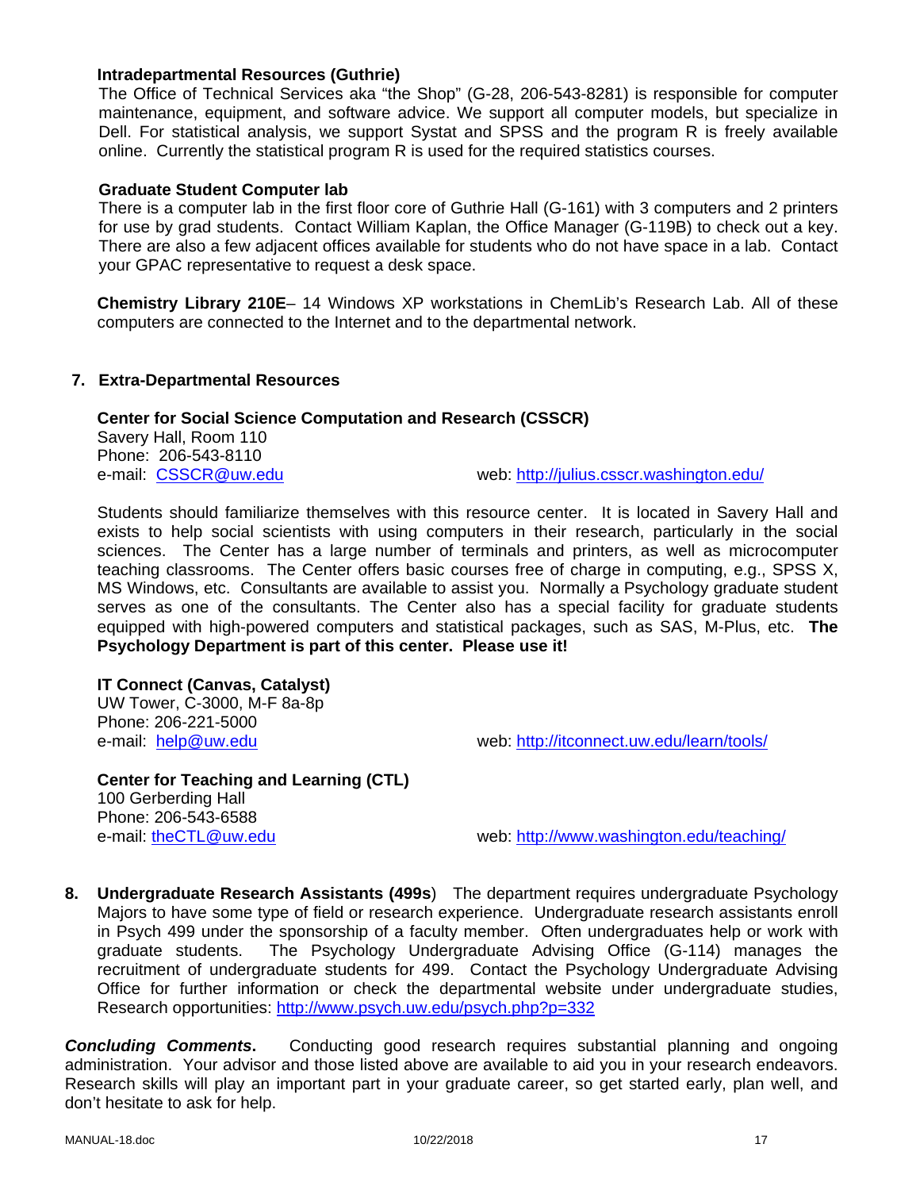**Intradepartmental Resources (Guthrie)**

The Office of Technical Services aka "the Shop" (G-28, 206-543-8281) is responsible for computer maintenance, equipment, and software advice. We support all computer models, but specialize in Dell. For statistical analysis, we support Systat and SPSS and the program R is freely available online. Currently the statistical program R is used for the required statistics courses.

**Graduate Student Computer lab**

There is a computer lab in the first floor core of Guthrie Hall (G-161) with 3 computers and 2 printers for use by grad students. Contact William Kaplan, the Office Manager (G-119B) to check out a key. There are also a few adjacent offices available for students who do not have space in a lab. Contact your GPAC representative to request a desk space.

**Chemistry Library 210E**– 14 Windows XP workstations in ChemLib's Research Lab. All of these computers are connected to the Internet and to the departmental network.

## 7. Extra-Departmental Resources

**Center for Social Science Computation and Research (CSSCR)**
Savery Hall, Room 110
Phone: 206-543-8110
e-mail: CSSCR@uw.edu    web: http://julius.csscr.washington.edu/

Students should familiarize themselves with this resource center. It is located in Savery Hall and exists to help social scientists with using computers in their research, particularly in the social sciences. The Center has a large number of terminals and printers, as well as microcomputer teaching classrooms. The Center offers basic courses free of charge in computing, e.g., SPSS X, MS Windows, etc. Consultants are available to assist you. Normally a Psychology graduate student serves as one of the consultants. The Center also has a special facility for graduate students equipped with high-powered computers and statistical packages, such as SAS, M-Plus, etc. **The Psychology Department is part of this center. Please use it!**

**IT Connect (Canvas, Catalyst)**
UW Tower, C-3000, M-F 8a-8p
Phone: 206-221-5000
e-mail: help@uw.edu    web: http://itconnect.uw.edu/learn/tools/

**Center for Teaching and Learning (CTL)**
100 Gerberding Hall
Phone: 206-543-6588
e-mail: theCTL@uw.edu    web: http://www.washington.edu/teaching/

**8. Undergraduate Research Assistants (499s**) The department requires undergraduate Psychology Majors to have some type of field or research experience. Undergraduate research assistants enroll in Psych 499 under the sponsorship of a faculty member. Often undergraduates help or work with graduate students. The Psychology Undergraduate Advising Office (G-114) manages the recruitment of undergraduate students for 499. Contact the Psychology Undergraduate Advising Office for further information or check the departmental website under undergraduate studies, Research opportunities: http://www.psych.uw.edu/psych.php?p=332

***Concluding Comments.*** Conducting good research requires substantial planning and ongoing administration. Your advisor and those listed above are available to aid you in your research endeavors. Research skills will play an important part in your graduate career, so get started early, plan well, and don't hesitate to ask for help.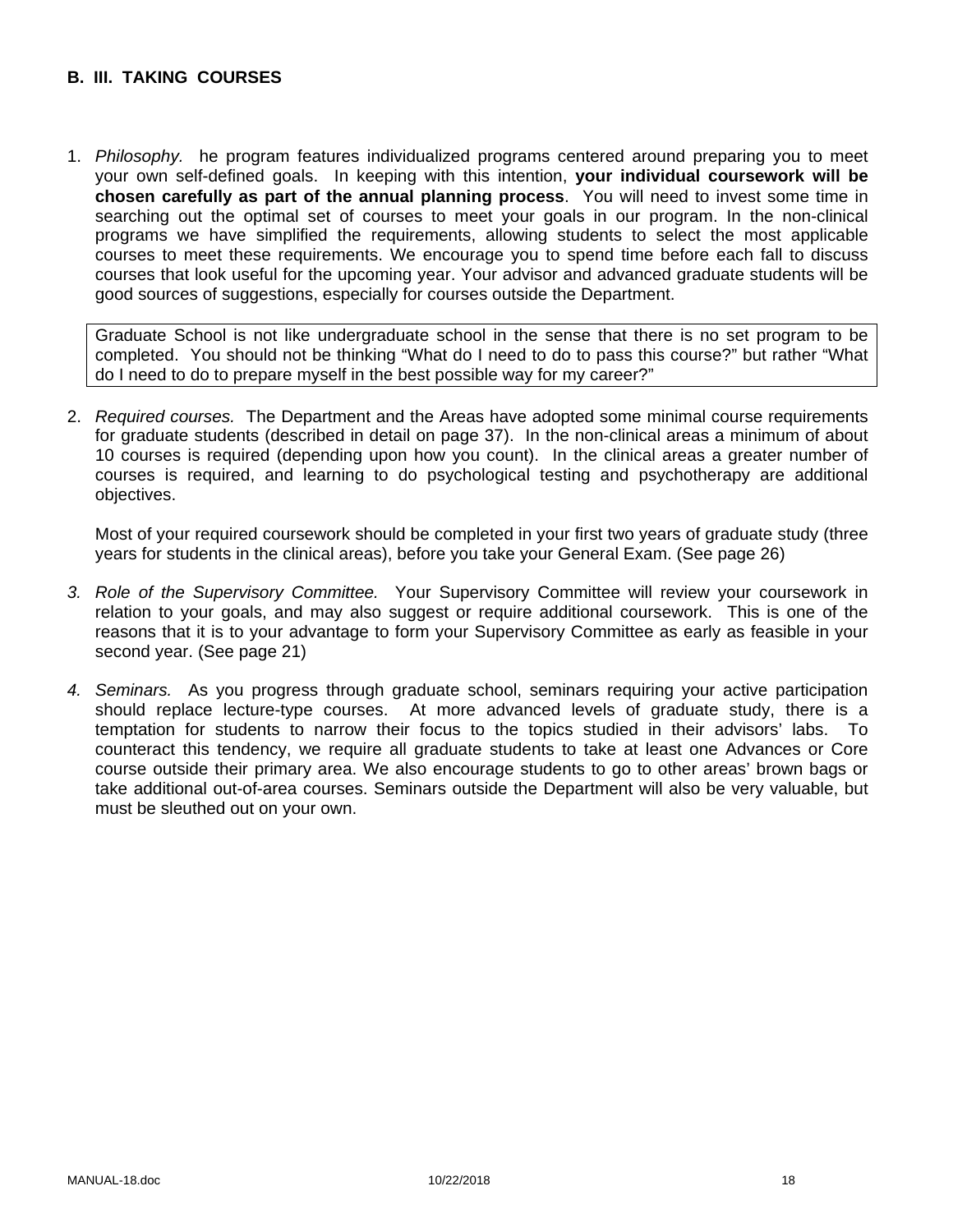## B. III. TAKING COURSES

1. *Philosophy.* he program features individualized programs centered around preparing you to meet your own self-defined goals. In keeping with this intention, **your individual coursework will be chosen carefully as part of the annual planning process**. You will need to invest some time in searching out the optimal set of courses to meet your goals in our program. In the non-clinical programs we have simplified the requirements, allowing students to select the most applicable courses to meet these requirements. We encourage you to spend time before each fall to discuss courses that look useful for the upcoming year. Your advisor and advanced graduate students will be good sources of suggestions, especially for courses outside the Department.

   > Graduate School is not like undergraduate school in the sense that there is no set program to be completed. You should not be thinking "What do I need to do to pass this course?" but rather "What do I need to do to prepare myself in the best possible way for my career?"

2. *Required courses.* The Department and the Areas have adopted some minimal course requirements for graduate students (described in detail on page 37). In the non-clinical areas a minimum of about 10 courses is required (depending upon how you count). In the clinical areas a greater number of courses is required, and learning to do psychological testing and psychotherapy are additional objectives.

   Most of your required coursework should be completed in your first two years of graduate study (three years for students in the clinical areas), before you take your General Exam. (See page 26)

3. *Role of the Supervisory Committee.* Your Supervisory Committee will review your coursework in relation to your goals, and may also suggest or require additional coursework. This is one of the reasons that it is to your advantage to form your Supervisory Committee as early as feasible in your second year. (See page 21)

4. *Seminars.* As you progress through graduate school, seminars requiring your active participation should replace lecture-type courses. At more advanced levels of graduate study, there is a temptation for students to narrow their focus to the topics studied in their advisors' labs. To counteract this tendency, we require all graduate students to take at least one Advances or Core course outside their primary area. We also encourage students to go to other areas' brown bags or take additional out-of-area courses. Seminars outside the Department will also be very valuable, but must be sleuthed out on your own.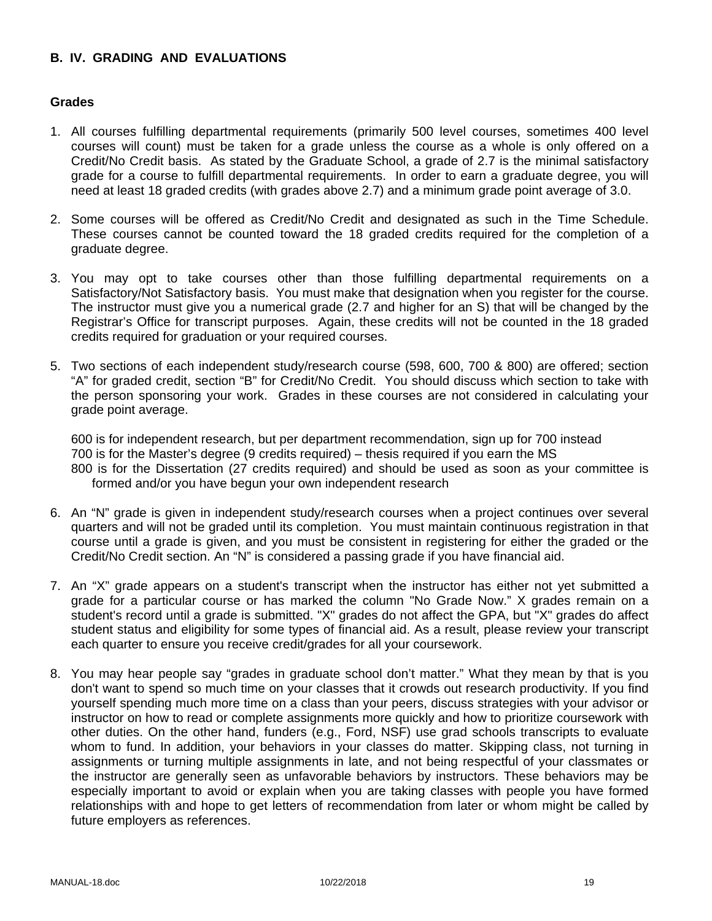## B. IV. GRADING AND EVALUATIONS

### Grades

1. All courses fulfilling departmental requirements (primarily 500 level courses, sometimes 400 level courses will count) must be taken for a grade unless the course as a whole is only offered on a Credit/No Credit basis. As stated by the Graduate School, a grade of 2.7 is the minimal satisfactory grade for a course to fulfill departmental requirements. In order to earn a graduate degree, you will need at least 18 graded credits (with grades above 2.7) and a minimum grade point average of 3.0.

2. Some courses will be offered as Credit/No Credit and designated as such in the Time Schedule. These courses cannot be counted toward the 18 graded credits required for the completion of a graduate degree.

3. You may opt to take courses other than those fulfilling departmental requirements on a Satisfactory/Not Satisfactory basis. You must make that designation when you register for the course. The instructor must give you a numerical grade (2.7 and higher for an S) that will be changed by the Registrar's Office for transcript purposes. Again, these credits will not be counted in the 18 graded credits required for graduation or your required courses.

5. Two sections of each independent study/research course (598, 600, 700 & 800) are offered; section "A" for graded credit, section "B" for Credit/No Credit. You should discuss which section to take with the person sponsoring your work. Grades in these courses are not considered in calculating your grade point average.

   600 is for independent research, but per department recommendation, sign up for 700 instead
   700 is for the Master's degree (9 credits required) – thesis required if you earn the MS
   800 is for the Dissertation (27 credits required) and should be used as soon as your committee is formed and/or you have begun your own independent research

6. An "N" grade is given in independent study/research courses when a project continues over several quarters and will not be graded until its completion. You must maintain continuous registration in that course until a grade is given, and you must be consistent in registering for either the graded or the Credit/No Credit section. An "N" is considered a passing grade if you have financial aid.

7. An "X" grade appears on a student's transcript when the instructor has either not yet submitted a grade for a particular course or has marked the column "No Grade Now." X grades remain on a student's record until a grade is submitted. "X" grades do not affect the GPA, but "X" grades do affect student status and eligibility for some types of financial aid. As a result, please review your transcript each quarter to ensure you receive credit/grades for all your coursework.

8. You may hear people say "grades in graduate school don't matter." What they mean by that is you don't want to spend so much time on your classes that it crowds out research productivity. If you find yourself spending much more time on a class than your peers, discuss strategies with your advisor or instructor on how to read or complete assignments more quickly and how to prioritize coursework with other duties. On the other hand, funders (e.g., Ford, NSF) use grad schools transcripts to evaluate whom to fund. In addition, your behaviors in your classes do matter. Skipping class, not turning in assignments or turning multiple assignments in late, and not being respectful of your classmates or the instructor are generally seen as unfavorable behaviors by instructors. These behaviors may be especially important to avoid or explain when you are taking classes with people you have formed relationships with and hope to get letters of recommendation from later or whom might be called by future employers as references.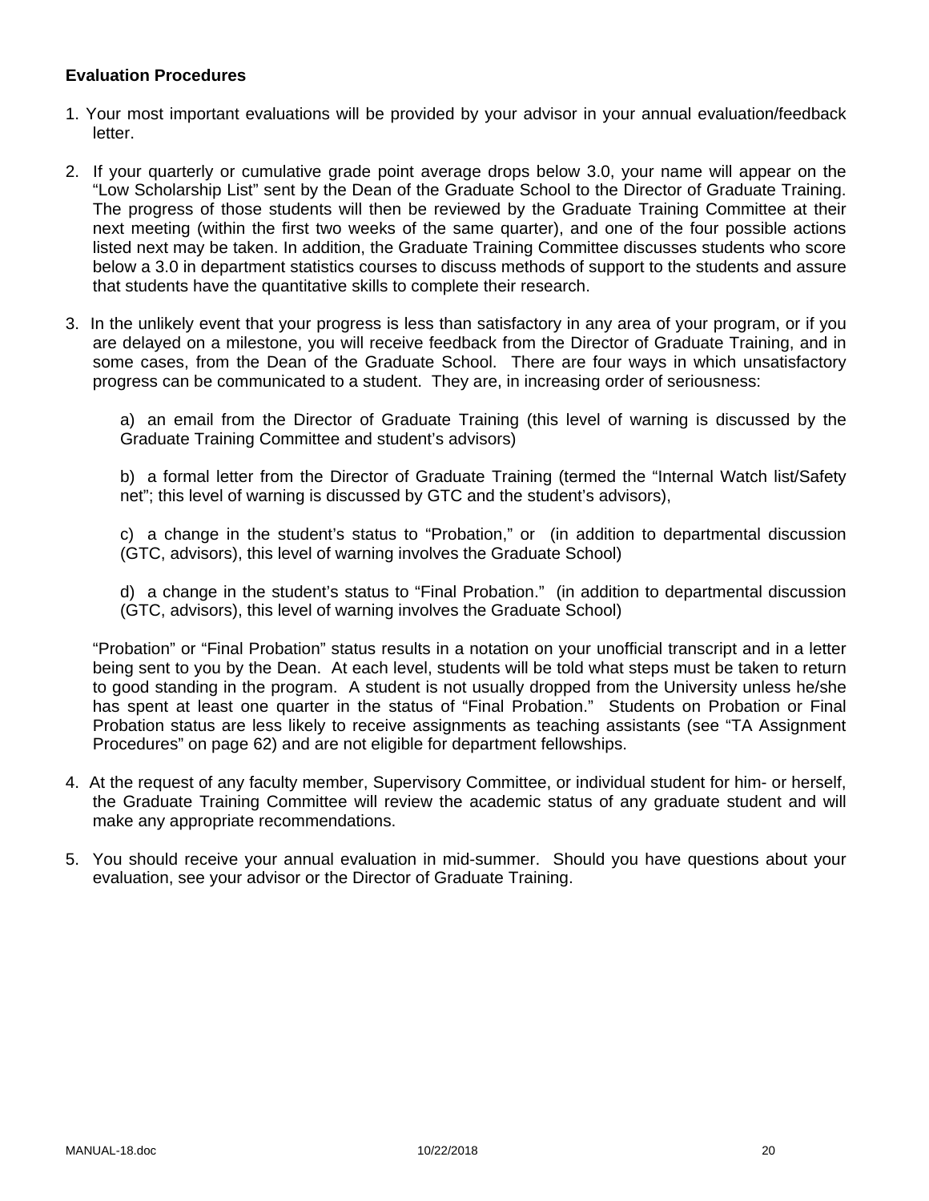**Evaluation Procedures**

1. Your most important evaluations will be provided by your advisor in your annual evaluation/feedback letter.

2. If your quarterly or cumulative grade point average drops below 3.0, your name will appear on the "Low Scholarship List" sent by the Dean of the Graduate School to the Director of Graduate Training. The progress of those students will then be reviewed by the Graduate Training Committee at their next meeting (within the first two weeks of the same quarter), and one of the four possible actions listed next may be taken. In addition, the Graduate Training Committee discusses students who score below a 3.0 in department statistics courses to discuss methods of support to the students and assure that students have the quantitative skills to complete their research.

3. In the unlikely event that your progress is less than satisfactory in any area of your program, or if you are delayed on a milestone, you will receive feedback from the Director of Graduate Training, and in some cases, from the Dean of the Graduate School. There are four ways in which unsatisfactory progress can be communicated to a student. They are, in increasing order of seriousness:

   a) an email from the Director of Graduate Training (this level of warning is discussed by the Graduate Training Committee and student's advisors)

   b) a formal letter from the Director of Graduate Training (termed the "Internal Watch list/Safety net"; this level of warning is discussed by GTC and the student's advisors),

   c) a change in the student's status to "Probation," or (in addition to departmental discussion (GTC, advisors), this level of warning involves the Graduate School)

   d) a change in the student's status to "Final Probation." (in addition to departmental discussion (GTC, advisors), this level of warning involves the Graduate School)

   "Probation" or "Final Probation" status results in a notation on your unofficial transcript and in a letter being sent to you by the Dean. At each level, students will be told what steps must be taken to return to good standing in the program. A student is not usually dropped from the University unless he/she has spent at least one quarter in the status of "Final Probation." Students on Probation or Final Probation status are less likely to receive assignments as teaching assistants (see "TA Assignment Procedures" on page 62) and are not eligible for department fellowships.

4. At the request of any faculty member, Supervisory Committee, or individual student for him- or herself, the Graduate Training Committee will review the academic status of any graduate student and will make any appropriate recommendations.

5. You should receive your annual evaluation in mid-summer. Should you have questions about your evaluation, see your advisor or the Director of Graduate Training.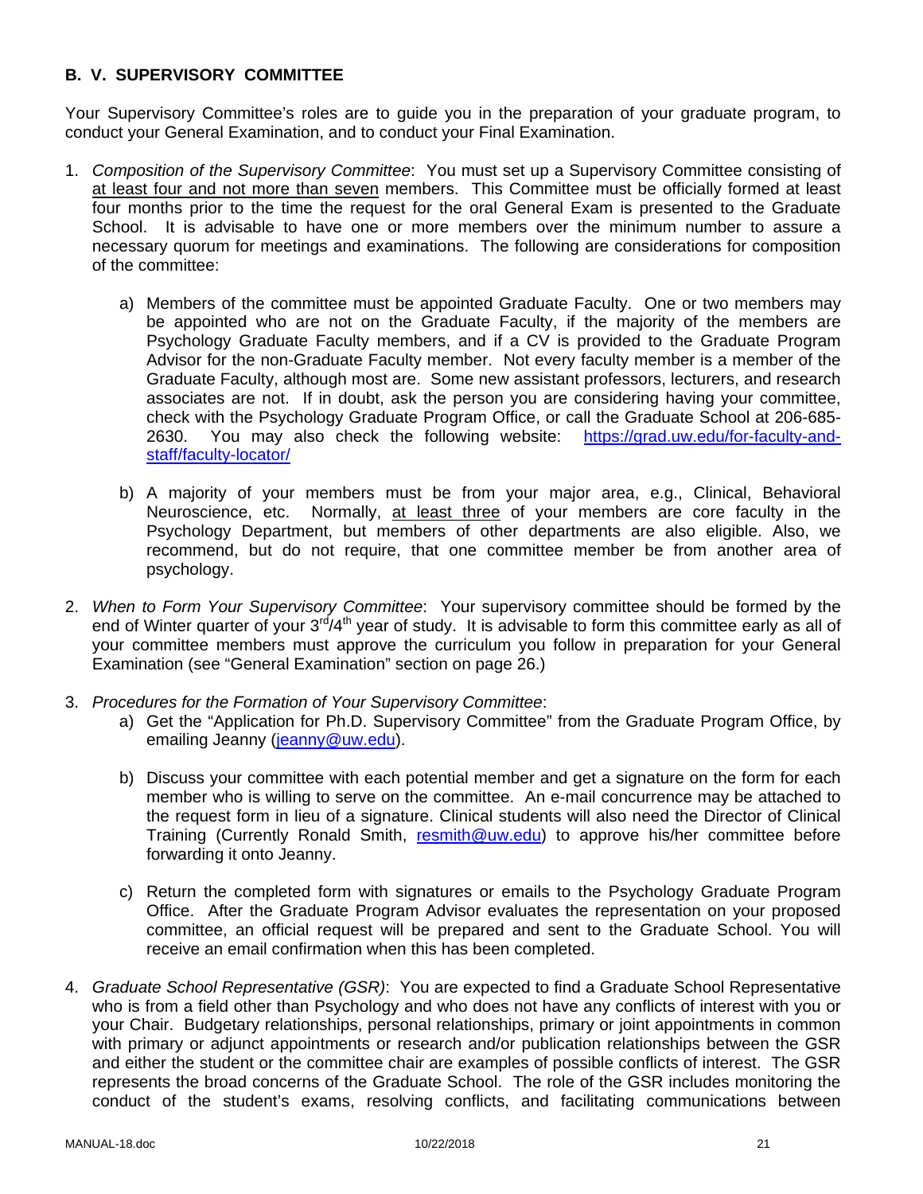## B. V. SUPERVISORY COMMITTEE

Your Supervisory Committee's roles are to guide you in the preparation of your graduate program, to conduct your General Examination, and to conduct your Final Examination.

1. *Composition of the Supervisory Committee*: You must set up a Supervisory Committee consisting of <u>at least four and not more than seven</u> members. This Committee must be officially formed at least four months prior to the time the request for the oral General Exam is presented to the Graduate School. It is advisable to have one or more members over the minimum number to assure a necessary quorum for meetings and examinations. The following are considerations for composition of the committee:

   a) Members of the committee must be appointed Graduate Faculty. One or two members may be appointed who are not on the Graduate Faculty, if the majority of the members are Psychology Graduate Faculty members, and if a CV is provided to the Graduate Program Advisor for the non-Graduate Faculty member. Not every faculty member is a member of the Graduate Faculty, although most are. Some new assistant professors, lecturers, and research associates are not. If in doubt, ask the person you are considering having your committee, check with the Psychology Graduate Program Office, or call the Graduate School at 206-685-2630. You may also check the following website: [https://grad.uw.edu/for-faculty-and-staff/faculty-locator/](https://grad.uw.edu/for-faculty-and-staff/faculty-locator/)

   b) A majority of your members must be from your major area, e.g., Clinical, Behavioral Neuroscience, etc. Normally, <u>at least three</u> of your members are core faculty in the Psychology Department, but members of other departments are also eligible. Also, we recommend, but do not require, that one committee member be from another area of psychology.

2. *When to Form Your Supervisory Committee*: Your supervisory committee should be formed by the end of Winter quarter of your 3rd/4th year of study. It is advisable to form this committee early as all of your committee members must approve the curriculum you follow in preparation for your General Examination (see "General Examination" section on page 26.)

3. *Procedures for the Formation of Your Supervisory Committee*:

   a) Get the "Application for Ph.D. Supervisory Committee" from the Graduate Program Office, by emailing Jeanny ([jeanny@uw.edu](mailto:jeanny@uw.edu)).

   b) Discuss your committee with each potential member and get a signature on the form for each member who is willing to serve on the committee. An e-mail concurrence may be attached to the request form in lieu of a signature. Clinical students will also need the Director of Clinical Training (Currently Ronald Smith, [resmith@uw.edu](mailto:resmith@uw.edu)) to approve his/her committee before forwarding it onto Jeanny.

   c) Return the completed form with signatures or emails to the Psychology Graduate Program Office. After the Graduate Program Advisor evaluates the representation on your proposed committee, an official request will be prepared and sent to the Graduate School. You will receive an email confirmation when this has been completed.

4. *Graduate School Representative (GSR)*: You are expected to find a Graduate School Representative who is from a field other than Psychology and who does not have any conflicts of interest with you or your Chair. Budgetary relationships, personal relationships, primary or joint appointments in common with primary or adjunct appointments or research and/or publication relationships between the GSR and either the student or the committee chair are examples of possible conflicts of interest. The GSR represents the broad concerns of the Graduate School. The role of the GSR includes monitoring the conduct of the student's exams, resolving conflicts, and facilitating communications between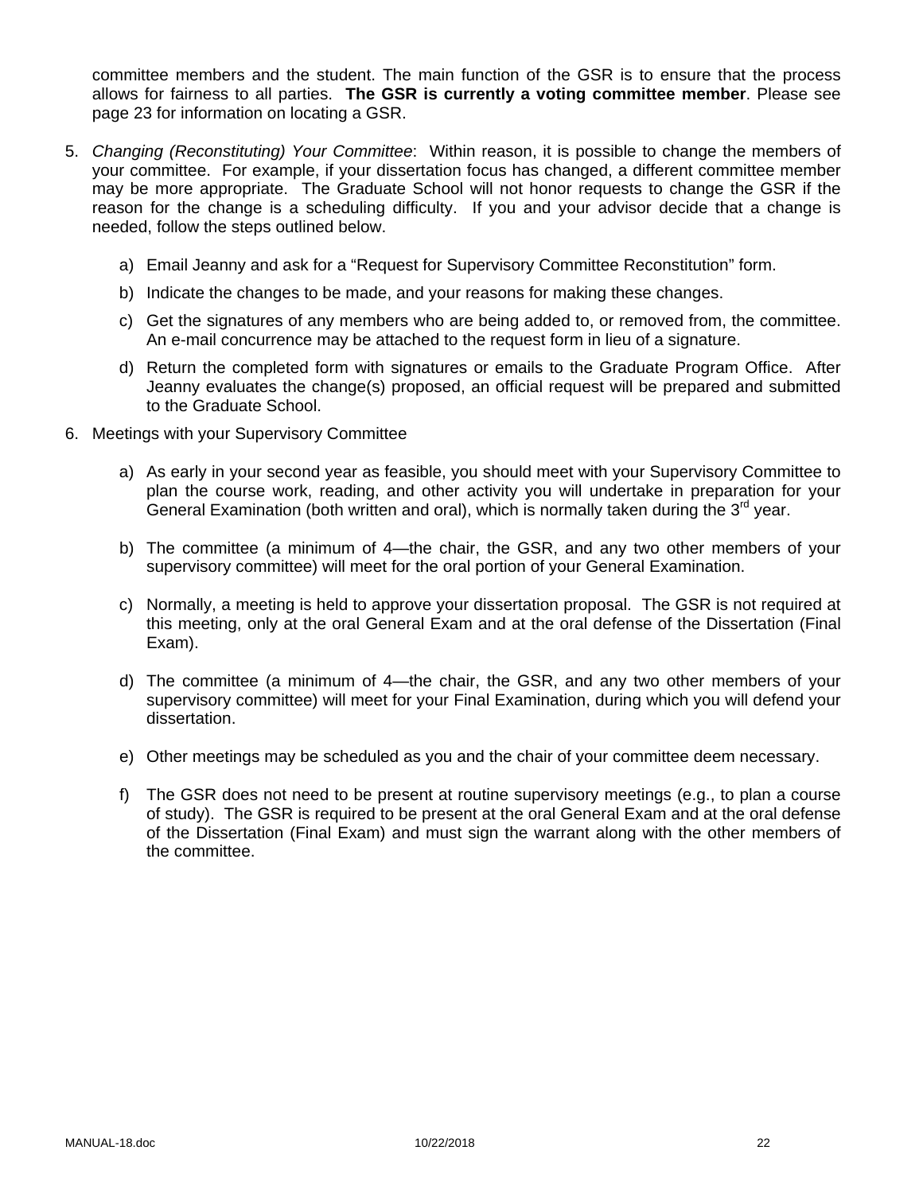committee members and the student. The main function of the GSR is to ensure that the process allows for fairness to all parties. **The GSR is currently a voting committee member**. Please see page 23 for information on locating a GSR.

5. *Changing (Reconstituting) Your Committee*: Within reason, it is possible to change the members of your committee. For example, if your dissertation focus has changed, a different committee member may be more appropriate. The Graduate School will not honor requests to change the GSR if the reason for the change is a scheduling difficulty. If you and your advisor decide that a change is needed, follow the steps outlined below.

   a) Email Jeanny and ask for a "Request for Supervisory Committee Reconstitution" form.

   b) Indicate the changes to be made, and your reasons for making these changes.

   c) Get the signatures of any members who are being added to, or removed from, the committee. An e-mail concurrence may be attached to the request form in lieu of a signature.

   d) Return the completed form with signatures or emails to the Graduate Program Office. After Jeanny evaluates the change(s) proposed, an official request will be prepared and submitted to the Graduate School.

6. Meetings with your Supervisory Committee

   a) As early in your second year as feasible, you should meet with your Supervisory Committee to plan the course work, reading, and other activity you will undertake in preparation for your General Examination (both written and oral), which is normally taken during the 3rd year.

   b) The committee (a minimum of 4—the chair, the GSR, and any two other members of your supervisory committee) will meet for the oral portion of your General Examination.

   c) Normally, a meeting is held to approve your dissertation proposal. The GSR is not required at this meeting, only at the oral General Exam and at the oral defense of the Dissertation (Final Exam).

   d) The committee (a minimum of 4—the chair, the GSR, and any two other members of your supervisory committee) will meet for your Final Examination, during which you will defend your dissertation.

   e) Other meetings may be scheduled as you and the chair of your committee deem necessary.

   f) The GSR does not need to be present at routine supervisory meetings (e.g., to plan a course of study). The GSR is required to be present at the oral General Exam and at the oral defense of the Dissertation (Final Exam) and must sign the warrant along with the other members of the committee.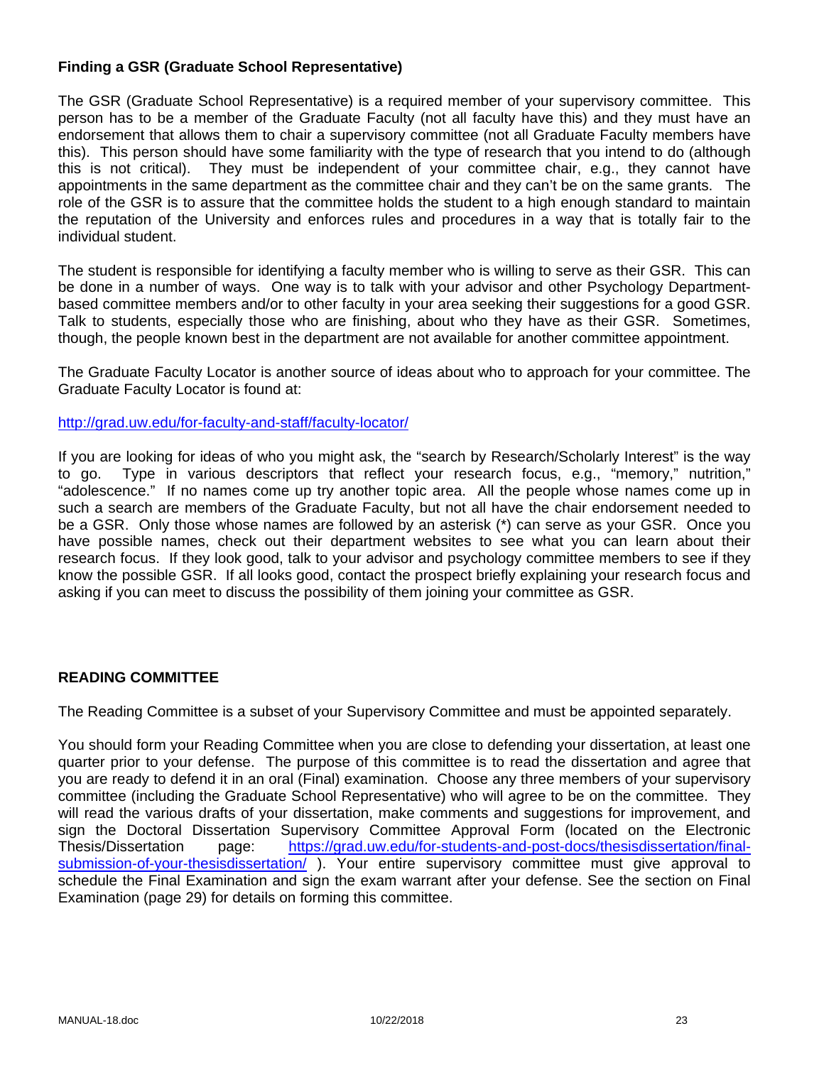### Finding a GSR (Graduate School Representative)

The GSR (Graduate School Representative) is a required member of your supervisory committee. This person has to be a member of the Graduate Faculty (not all faculty have this) and they must have an endorsement that allows them to chair a supervisory committee (not all Graduate Faculty members have this). This person should have some familiarity with the type of research that you intend to do (although this is not critical). They must be independent of your committee chair, e.g., they cannot have appointments in the same department as the committee chair and they can't be on the same grants. The role of the GSR is to assure that the committee holds the student to a high enough standard to maintain the reputation of the University and enforces rules and procedures in a way that is totally fair to the individual student.

The student is responsible for identifying a faculty member who is willing to serve as their GSR. This can be done in a number of ways. One way is to talk with your advisor and other Psychology Department-based committee members and/or to other faculty in your area seeking their suggestions for a good GSR. Talk to students, especially those who are finishing, about who they have as their GSR. Sometimes, though, the people known best in the department are not available for another committee appointment.

The Graduate Faculty Locator is another source of ideas about who to approach for your committee. The Graduate Faculty Locator is found at:

http://grad.uw.edu/for-faculty-and-staff/faculty-locator/

If you are looking for ideas of who you might ask, the "search by Research/Scholarly Interest" is the way to go. Type in various descriptors that reflect your research focus, e.g., "memory," nutrition," "adolescence." If no names come up try another topic area. All the people whose names come up in such a search are members of the Graduate Faculty, but not all have the chair endorsement needed to be a GSR. Only those whose names are followed by an asterisk (*) can serve as your GSR. Once you have possible names, check out their department websites to see what you can learn about their research focus. If they look good, talk to your advisor and psychology committee members to see if they know the possible GSR. If all looks good, contact the prospect briefly explaining your research focus and asking if you can meet to discuss the possibility of them joining your committee as GSR.

## READING COMMITTEE

The Reading Committee is a subset of your Supervisory Committee and must be appointed separately.

You should form your Reading Committee when you are close to defending your dissertation, at least one quarter prior to your defense. The purpose of this committee is to read the dissertation and agree that you are ready to defend it in an oral (Final) examination. Choose any three members of your supervisory committee (including the Graduate School Representative) who will agree to be on the committee. They will read the various drafts of your dissertation, make comments and suggestions for improvement, and sign the Doctoral Dissertation Supervisory Committee Approval Form (located on the Electronic Thesis/Dissertation page: https://grad.uw.edu/for-students-and-post-docs/thesisdissertation/final-submission-of-your-thesisdissertation/ ). Your entire supervisory committee must give approval to schedule the Final Examination and sign the exam warrant after your defense. See the section on Final Examination (page 29) for details on forming this committee.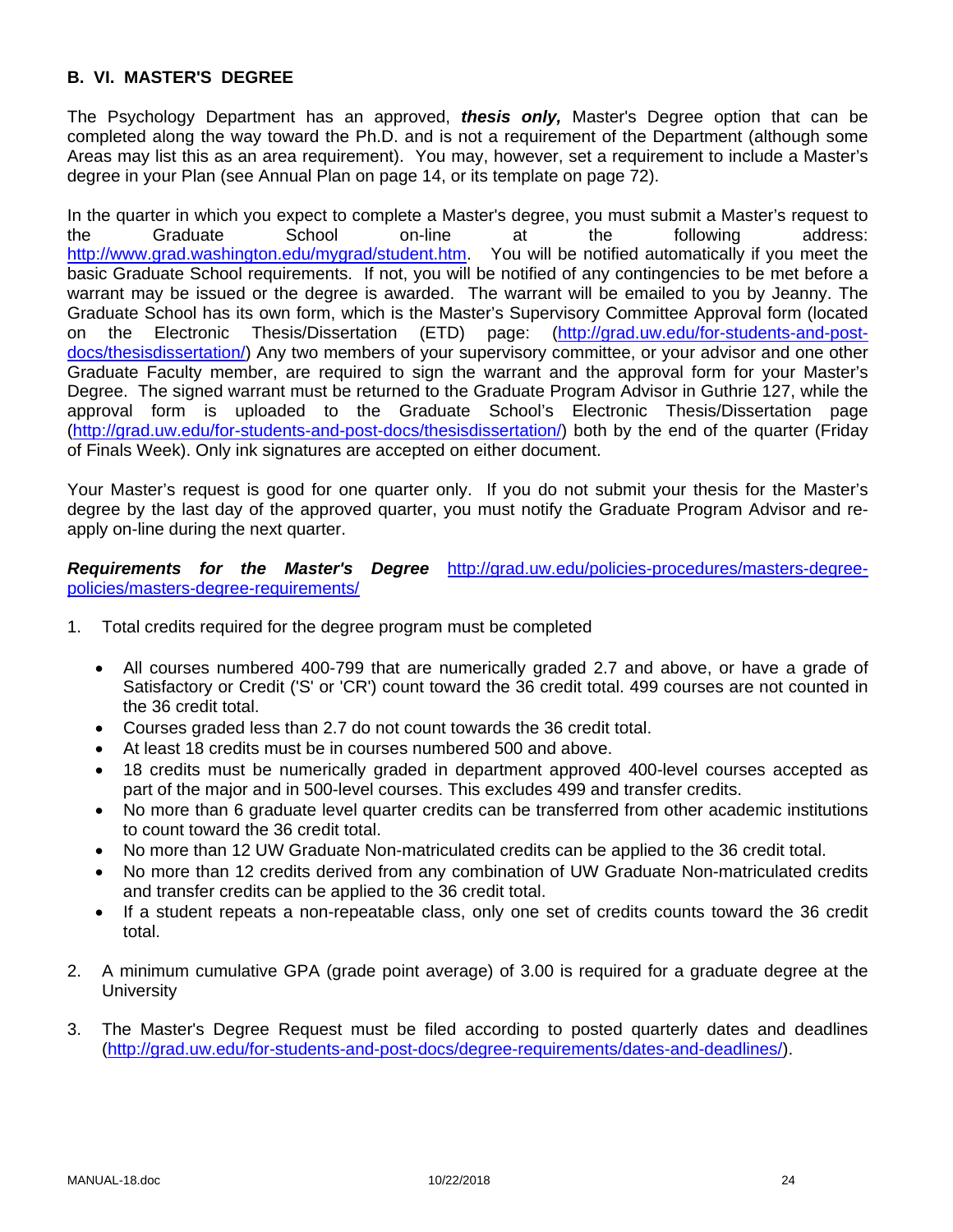## B. VI. MASTER'S DEGREE

The Psychology Department has an approved, ***thesis only,*** Master's Degree option that can be completed along the way toward the Ph.D. and is not a requirement of the Department (although some Areas may list this as an area requirement). You may, however, set a requirement to include a Master's degree in your Plan (see Annual Plan on page 14, or its template on page 72).

In the quarter in which you expect to complete a Master's degree, you must submit a Master's request to the Graduate School on-line at the following address: http://www.grad.washington.edu/mygrad/student.htm. You will be notified automatically if you meet the basic Graduate School requirements. If not, you will be notified of any contingencies to be met before a warrant may be issued or the degree is awarded. The warrant will be emailed to you by Jeanny. The Graduate School has its own form, which is the Master's Supervisory Committee Approval form (located on the Electronic Thesis/Dissertation (ETD) page: (http://grad.uw.edu/for-students-and-post-docs/thesisdissertation/) Any two members of your supervisory committee, or your advisor and one other Graduate Faculty member, are required to sign the warrant and the approval form for your Master's Degree. The signed warrant must be returned to the Graduate Program Advisor in Guthrie 127, while the approval form is uploaded to the Graduate School's Electronic Thesis/Dissertation page (http://grad.uw.edu/for-students-and-post-docs/thesisdissertation/) both by the end of the quarter (Friday of Finals Week). Only ink signatures are accepted on either document.

Your Master's request is good for one quarter only. If you do not submit your thesis for the Master's degree by the last day of the approved quarter, you must notify the Graduate Program Advisor and re-apply on-line during the next quarter.

***Requirements for the Master's Degree*** http://grad.uw.edu/policies-procedures/masters-degree-policies/masters-degree-requirements/

1. Total credits required for the degree program must be completed
   - All courses numbered 400-799 that are numerically graded 2.7 and above, or have a grade of Satisfactory or Credit ('S' or 'CR') count toward the 36 credit total. 499 courses are not counted in the 36 credit total.
   - Courses graded less than 2.7 do not count towards the 36 credit total.
   - At least 18 credits must be in courses numbered 500 and above.
   - 18 credits must be numerically graded in department approved 400-level courses accepted as part of the major and in 500-level courses. This excludes 499 and transfer credits.
   - No more than 6 graduate level quarter credits can be transferred from other academic institutions to count toward the 36 credit total.
   - No more than 12 UW Graduate Non-matriculated credits can be applied to the 36 credit total.
   - No more than 12 credits derived from any combination of UW Graduate Non-matriculated credits and transfer credits can be applied to the 36 credit total.
   - If a student repeats a non-repeatable class, only one set of credits counts toward the 36 credit total.

2. A minimum cumulative GPA (grade point average) of 3.00 is required for a graduate degree at the University

3. The Master's Degree Request must be filed according to posted quarterly dates and deadlines (http://grad.uw.edu/for-students-and-post-docs/degree-requirements/dates-and-deadlines/).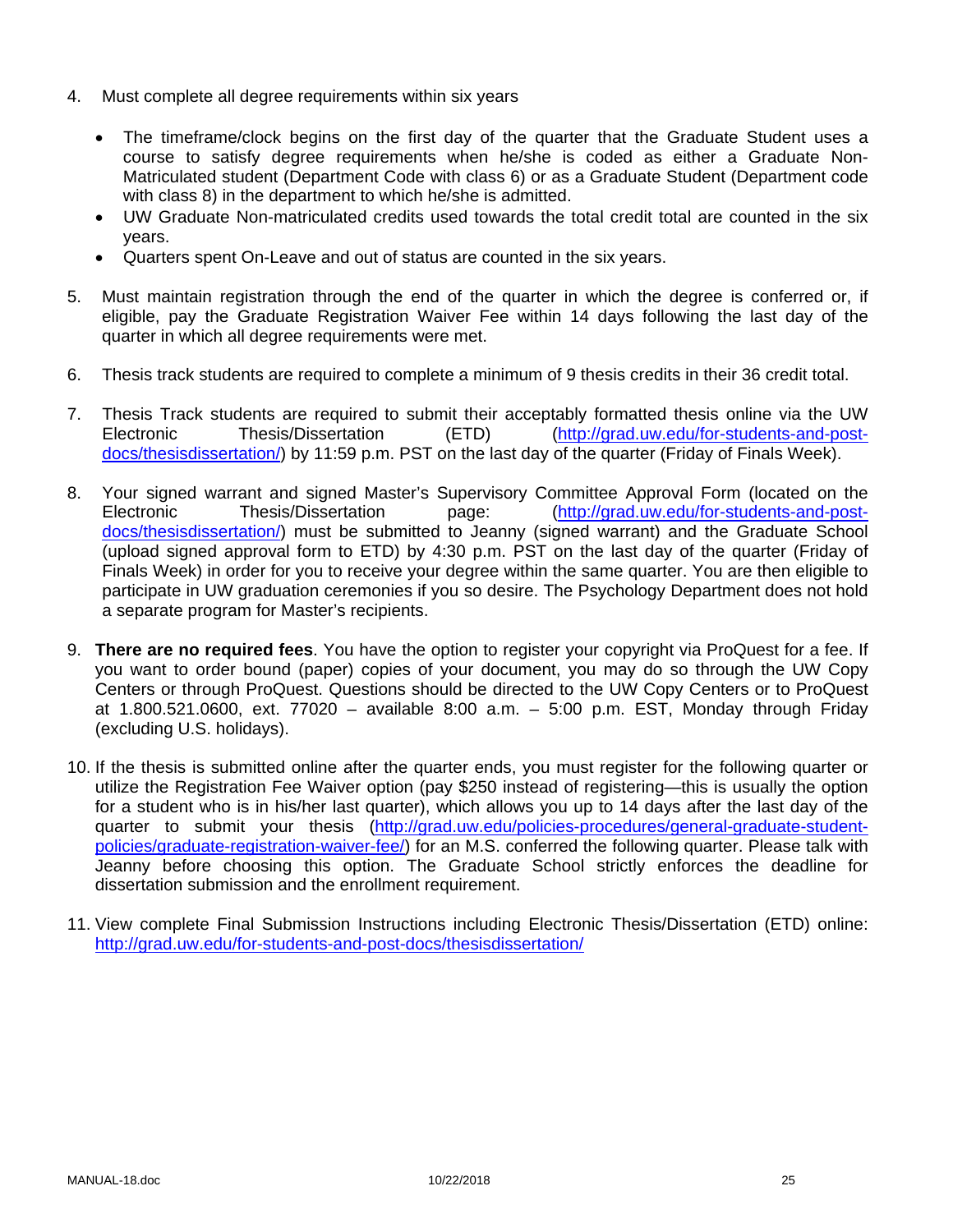4. Must complete all degree requirements within six years

   - The timeframe/clock begins on the first day of the quarter that the Graduate Student uses a course to satisfy degree requirements when he/she is coded as either a Graduate Non-Matriculated student (Department Code with class 6) or as a Graduate Student (Department code with class 8) in the department to which he/she is admitted.
   - UW Graduate Non-matriculated credits used towards the total credit total are counted in the six years.
   - Quarters spent On-Leave and out of status are counted in the six years.

5. Must maintain registration through the end of the quarter in which the degree is conferred or, if eligible, pay the Graduate Registration Waiver Fee within 14 days following the last day of the quarter in which all degree requirements were met.

6. Thesis track students are required to complete a minimum of 9 thesis credits in their 36 credit total.

7. Thesis Track students are required to submit their acceptably formatted thesis online via the UW Electronic Thesis/Dissertation (ETD) (http://grad.uw.edu/for-students-and-post-docs/thesisdissertation/) by 11:59 p.m. PST on the last day of the quarter (Friday of Finals Week).

8. Your signed warrant and signed Master's Supervisory Committee Approval Form (located on the Electronic Thesis/Dissertation page: (http://grad.uw.edu/for-students-and-post-docs/thesisdissertation/) must be submitted to Jeanny (signed warrant) and the Graduate School (upload signed approval form to ETD) by 4:30 p.m. PST on the last day of the quarter (Friday of Finals Week) in order for you to receive your degree within the same quarter. You are then eligible to participate in UW graduation ceremonies if you so desire. The Psychology Department does not hold a separate program for Master's recipients.

9. **There are no required fees**. You have the option to register your copyright via ProQuest for a fee. If you want to order bound (paper) copies of your document, you may do so through the UW Copy Centers or through ProQuest. Questions should be directed to the UW Copy Centers or to ProQuest at 1.800.521.0600, ext. 77020 – available 8:00 a.m. – 5:00 p.m. EST, Monday through Friday (excluding U.S. holidays).

10. If the thesis is submitted online after the quarter ends, you must register for the following quarter or utilize the Registration Fee Waiver option (pay $250 instead of registering—this is usually the option for a student who is in his/her last quarter), which allows you up to 14 days after the last day of the quarter to submit your thesis (http://grad.uw.edu/policies-procedures/general-graduate-student-policies/graduate-registration-waiver-fee/) for an M.S. conferred the following quarter. Please talk with Jeanny before choosing this option. The Graduate School strictly enforces the deadline for dissertation submission and the enrollment requirement.

11. View complete Final Submission Instructions including Electronic Thesis/Dissertation (ETD) online: http://grad.uw.edu/for-students-and-post-docs/thesisdissertation/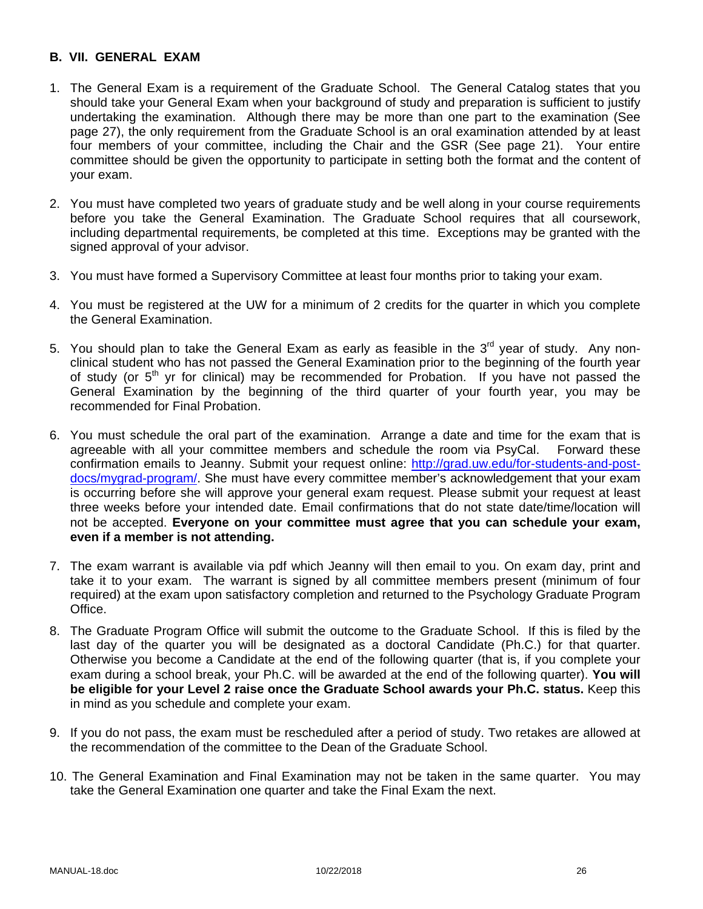## B. VII. GENERAL EXAM

1. The General Exam is a requirement of the Graduate School. The General Catalog states that you should take your General Exam when your background of study and preparation is sufficient to justify undertaking the examination. Although there may be more than one part to the examination (See page 27), the only requirement from the Graduate School is an oral examination attended by at least four members of your committee, including the Chair and the GSR (See page 21). Your entire committee should be given the opportunity to participate in setting both the format and the content of your exam.

2. You must have completed two years of graduate study and be well along in your course requirements before you take the General Examination. The Graduate School requires that all coursework, including departmental requirements, be completed at this time. Exceptions may be granted with the signed approval of your advisor.

3. You must have formed a Supervisory Committee at least four months prior to taking your exam.

4. You must be registered at the UW for a minimum of 2 credits for the quarter in which you complete the General Examination.

5. You should plan to take the General Exam as early as feasible in the 3rd year of study. Any non-clinical student who has not passed the General Examination prior to the beginning of the fourth year of study (or 5th yr for clinical) may be recommended for Probation. If you have not passed the General Examination by the beginning of the third quarter of your fourth year, you may be recommended for Final Probation.

6. You must schedule the oral part of the examination. Arrange a date and time for the exam that is agreeable with all your committee members and schedule the room via PsyCal. Forward these confirmation emails to Jeanny. Submit your request online: [http://grad.uw.edu/for-students-and-post-docs/mygrad-program/](http://grad.uw.edu/for-students-and-post-docs/mygrad-program/). She must have every committee member's acknowledgement that your exam is occurring before she will approve your general exam request. Please submit your request at least three weeks before your intended date. Email confirmations that do not state date/time/location will not be accepted. **Everyone on your committee must agree that you can schedule your exam, even if a member is not attending.**

7. The exam warrant is available via pdf which Jeanny will then email to you. On exam day, print and take it to your exam. The warrant is signed by all committee members present (minimum of four required) at the exam upon satisfactory completion and returned to the Psychology Graduate Program Office.

8. The Graduate Program Office will submit the outcome to the Graduate School. If this is filed by the last day of the quarter you will be designated as a doctoral Candidate (Ph.C.) for that quarter. Otherwise you become a Candidate at the end of the following quarter (that is, if you complete your exam during a school break, your Ph.C. will be awarded at the end of the following quarter). **You will be eligible for your Level 2 raise once the Graduate School awards your Ph.C. status.** Keep this in mind as you schedule and complete your exam.

9. If you do not pass, the exam must be rescheduled after a period of study. Two retakes are allowed at the recommendation of the committee to the Dean of the Graduate School.

10. The General Examination and Final Examination may not be taken in the same quarter. You may take the General Examination one quarter and take the Final Exam the next.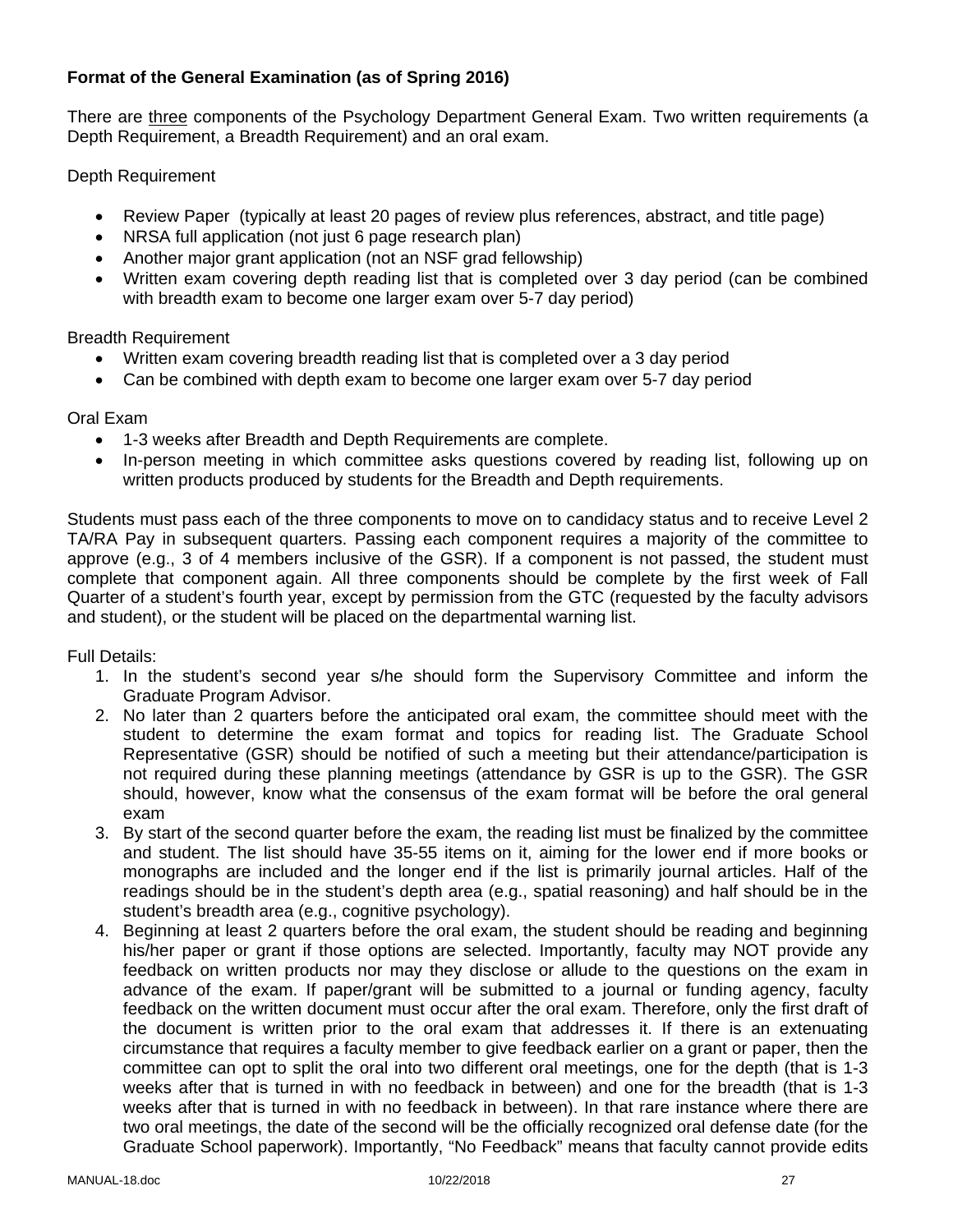**Format of the General Examination (as of Spring 2016)**

There are <u>three</u> components of the Psychology Department General Exam. Two written requirements (a Depth Requirement, a Breadth Requirement) and an oral exam.

Depth Requirement

- Review Paper (typically at least 20 pages of review plus references, abstract, and title page)
- NRSA full application (not just 6 page research plan)
- Another major grant application (not an NSF grad fellowship)
- Written exam covering depth reading list that is completed over 3 day period (can be combined with breadth exam to become one larger exam over 5-7 day period)

Breadth Requirement

- Written exam covering breadth reading list that is completed over a 3 day period
- Can be combined with depth exam to become one larger exam over 5-7 day period

Oral Exam

- 1-3 weeks after Breadth and Depth Requirements are complete.
- In-person meeting in which committee asks questions covered by reading list, following up on written products produced by students for the Breadth and Depth requirements.

Students must pass each of the three components to move on to candidacy status and to receive Level 2 TA/RA Pay in subsequent quarters. Passing each component requires a majority of the committee to approve (e.g., 3 of 4 members inclusive of the GSR). If a component is not passed, the student must complete that component again. All three components should be complete by the first week of Fall Quarter of a student's fourth year, except by permission from the GTC (requested by the faculty advisors and student), or the student will be placed on the departmental warning list.

Full Details:

1. In the student's second year s/he should form the Supervisory Committee and inform the Graduate Program Advisor.
2. No later than 2 quarters before the anticipated oral exam, the committee should meet with the student to determine the exam format and topics for reading list. The Graduate School Representative (GSR) should be notified of such a meeting but their attendance/participation is not required during these planning meetings (attendance by GSR is up to the GSR). The GSR should, however, know what the consensus of the exam format will be before the oral general exam
3. By start of the second quarter before the exam, the reading list must be finalized by the committee and student. The list should have 35-55 items on it, aiming for the lower end if more books or monographs are included and the longer end if the list is primarily journal articles. Half of the readings should be in the student's depth area (e.g., spatial reasoning) and half should be in the student's breadth area (e.g., cognitive psychology).
4. Beginning at least 2 quarters before the oral exam, the student should be reading and beginning his/her paper or grant if those options are selected. Importantly, faculty may NOT provide any feedback on written products nor may they disclose or allude to the questions on the exam in advance of the exam. If paper/grant will be submitted to a journal or funding agency, faculty feedback on the written document must occur after the oral exam. Therefore, only the first draft of the document is written prior to the oral exam that addresses it. If there is an extenuating circumstance that requires a faculty member to give feedback earlier on a grant or paper, then the committee can opt to split the oral into two different oral meetings, one for the depth (that is 1-3 weeks after that is turned in with no feedback in between) and one for the breadth (that is 1-3 weeks after that is turned in with no feedback in between). In that rare instance where there are two oral meetings, the date of the second will be the officially recognized oral defense date (for the Graduate School paperwork). Importantly, "No Feedback" means that faculty cannot provide edits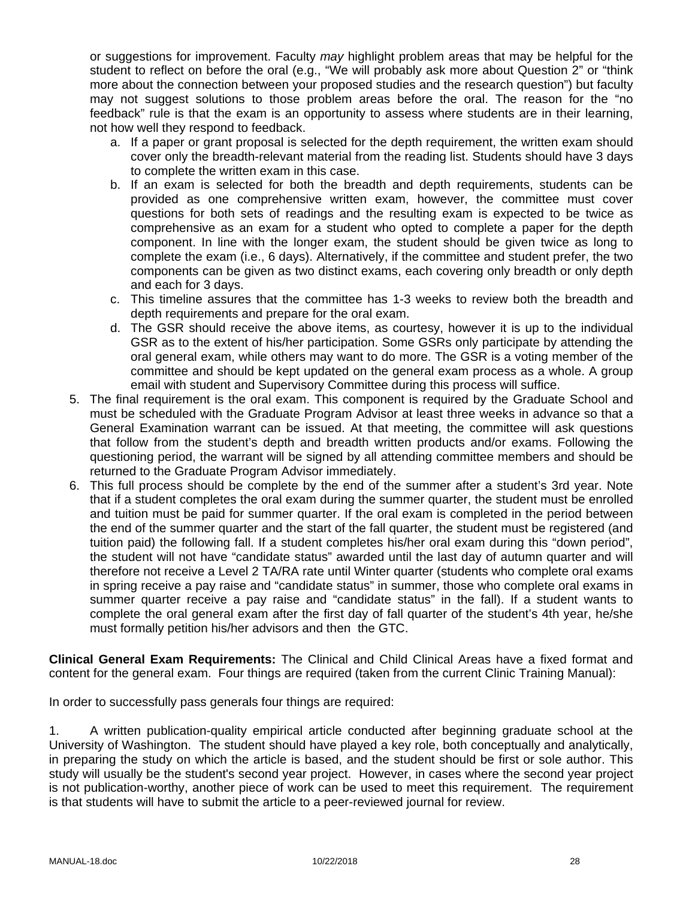or suggestions for improvement. Faculty *may* highlight problem areas that may be helpful for the student to reflect on before the oral (e.g., “We will probably ask more about Question 2” or “think more about the connection between your proposed studies and the research question”) but faculty may not suggest solutions to those problem areas before the oral. The reason for the “no feedback” rule is that the exam is an opportunity to assess where students are in their learning, not how well they respond to feedback.

   a. If a paper or grant proposal is selected for the depth requirement, the written exam should cover only the breadth-relevant material from the reading list. Students should have 3 days to complete the written exam in this case.
   b. If an exam is selected for both the breadth and depth requirements, students can be provided as one comprehensive written exam, however, the committee must cover questions for both sets of readings and the resulting exam is expected to be twice as comprehensive as an exam for a student who opted to complete a paper for the depth component. In line with the longer exam, the student should be given twice as long to complete the exam (i.e., 6 days). Alternatively, if the committee and student prefer, the two components can be given as two distinct exams, each covering only breadth or only depth and each for 3 days.
   c. This timeline assures that the committee has 1-3 weeks to review both the breadth and depth requirements and prepare for the oral exam.
   d. The GSR should receive the above items, as courtesy, however it is up to the individual GSR as to the extent of his/her participation. Some GSRs only participate by attending the oral general exam, while others may want to do more. The GSR is a voting member of the committee and should be kept updated on the general exam process as a whole. A group email with student and Supervisory Committee during this process will suffice.

5. The final requirement is the oral exam. This component is required by the Graduate School and must be scheduled with the Graduate Program Advisor at least three weeks in advance so that a General Examination warrant can be issued. At that meeting, the committee will ask questions that follow from the student’s depth and breadth written products and/or exams. Following the questioning period, the warrant will be signed by all attending committee members and should be returned to the Graduate Program Advisor immediately.
6. This full process should be complete by the end of the summer after a student’s 3rd year. Note that if a student completes the oral exam during the summer quarter, the student must be enrolled and tuition must be paid for summer quarter. If the oral exam is completed in the period between the end of the summer quarter and the start of the fall quarter, the student must be registered (and tuition paid) the following fall. If a student completes his/her oral exam during this “down period”, the student will not have “candidate status” awarded until the last day of autumn quarter and will therefore not receive a Level 2 TA/RA rate until Winter quarter (students who complete oral exams in spring receive a pay raise and “candidate status” in summer, those who complete oral exams in summer quarter receive a pay raise and “candidate status” in the fall). If a student wants to complete the oral general exam after the first day of fall quarter of the student’s 4th year, he/she must formally petition his/her advisors and then the GTC.

**Clinical General Exam Requirements:** The Clinical and Child Clinical Areas have a fixed format and content for the general exam. Four things are required (taken from the current Clinic Training Manual):

In order to successfully pass generals four things are required:

1. A written publication-quality empirical article conducted after beginning graduate school at the University of Washington. The student should have played a key role, both conceptually and analytically, in preparing the study on which the article is based, and the student should be first or sole author. This study will usually be the student's second year project. However, in cases where the second year project is not publication-worthy, another piece of work can be used to meet this requirement. The requirement is that students will have to submit the article to a peer-reviewed journal for review.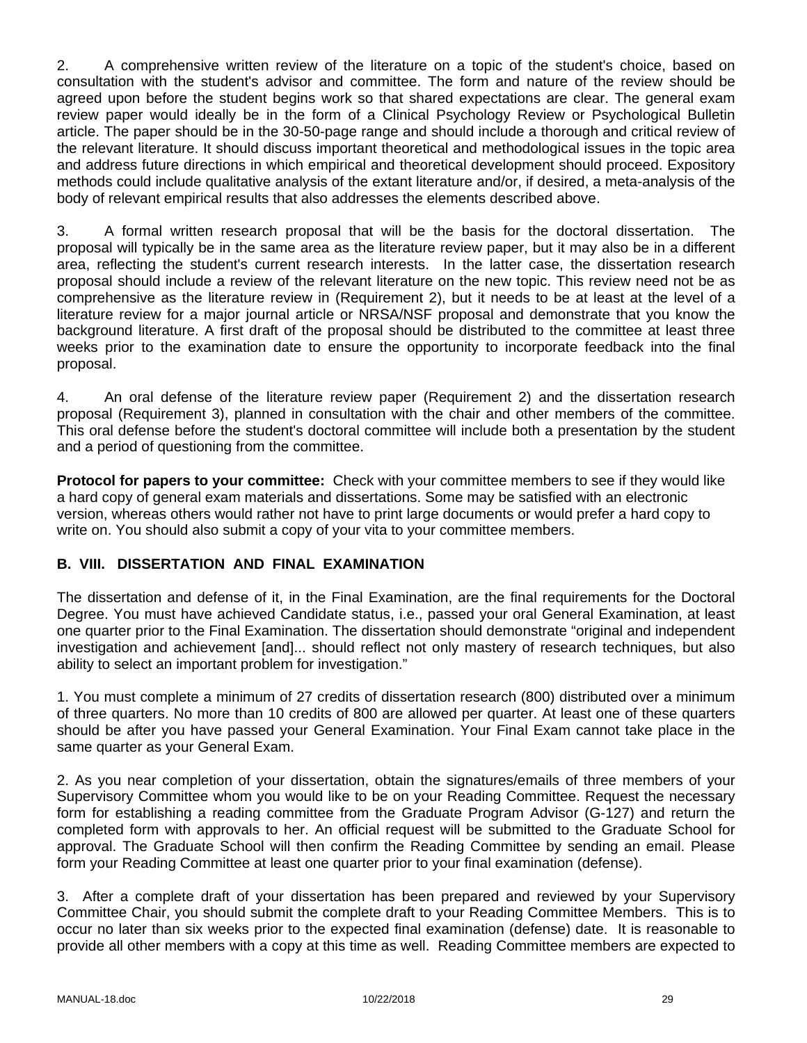2. A comprehensive written review of the literature on a topic of the student's choice, based on consultation with the student's advisor and committee. The form and nature of the review should be agreed upon before the student begins work so that shared expectations are clear. The general exam review paper would ideally be in the form of a Clinical Psychology Review or Psychological Bulletin article. The paper should be in the 30-50-page range and should include a thorough and critical review of the relevant literature. It should discuss important theoretical and methodological issues in the topic area and address future directions in which empirical and theoretical development should proceed. Expository methods could include qualitative analysis of the extant literature and/or, if desired, a meta-analysis of the body of relevant empirical results that also addresses the elements described above.

3. A formal written research proposal that will be the basis for the doctoral dissertation. The proposal will typically be in the same area as the literature review paper, but it may also be in a different area, reflecting the student's current research interests. In the latter case, the dissertation research proposal should include a review of the relevant literature on the new topic. This review need not be as comprehensive as the literature review in (Requirement 2), but it needs to be at least at the level of a literature review for a major journal article or NRSA/NSF proposal and demonstrate that you know the background literature. A first draft of the proposal should be distributed to the committee at least three weeks prior to the examination date to ensure the opportunity to incorporate feedback into the final proposal.

4. An oral defense of the literature review paper (Requirement 2) and the dissertation research proposal (Requirement 3), planned in consultation with the chair and other members of the committee. This oral defense before the student's doctoral committee will include both a presentation by the student and a period of questioning from the committee.

**Protocol for papers to your committee:** Check with your committee members to see if they would like a hard copy of general exam materials and dissertations. Some may be satisfied with an electronic version, whereas others would rather not have to print large documents or would prefer a hard copy to write on. You should also submit a copy of your vita to your committee members.

### B. VIII. DISSERTATION AND FINAL EXAMINATION

The dissertation and defense of it, in the Final Examination, are the final requirements for the Doctoral Degree. You must have achieved Candidate status, i.e., passed your oral General Examination, at least one quarter prior to the Final Examination. The dissertation should demonstrate "original and independent investigation and achievement [and]... should reflect not only mastery of research techniques, but also ability to select an important problem for investigation."

1. You must complete a minimum of 27 credits of dissertation research (800) distributed over a minimum of three quarters. No more than 10 credits of 800 are allowed per quarter. At least one of these quarters should be after you have passed your General Examination. Your Final Exam cannot take place in the same quarter as your General Exam.

2. As you near completion of your dissertation, obtain the signatures/emails of three members of your Supervisory Committee whom you would like to be on your Reading Committee. Request the necessary form for establishing a reading committee from the Graduate Program Advisor (G-127) and return the completed form with approvals to her. An official request will be submitted to the Graduate School for approval. The Graduate School will then confirm the Reading Committee by sending an email. Please form your Reading Committee at least one quarter prior to your final examination (defense).

3. After a complete draft of your dissertation has been prepared and reviewed by your Supervisory Committee Chair, you should submit the complete draft to your Reading Committee Members. This is to occur no later than six weeks prior to the expected final examination (defense) date. It is reasonable to provide all other members with a copy at this time as well. Reading Committee members are expected to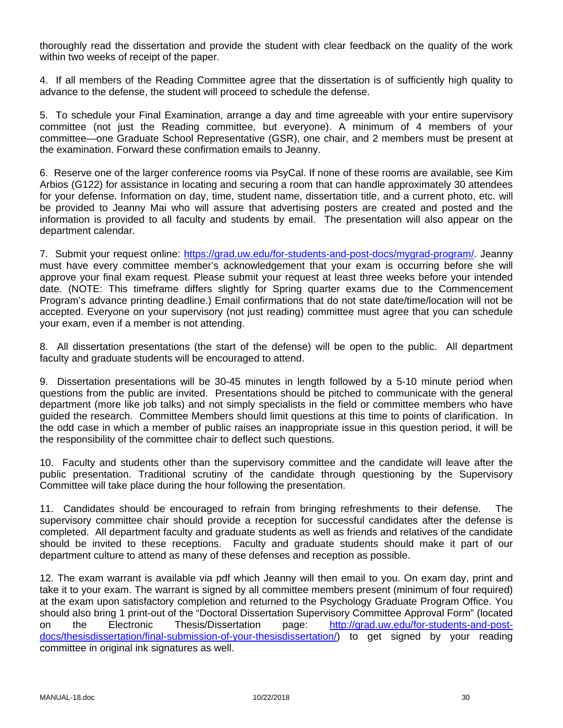thoroughly read the dissertation and provide the student with clear feedback on the quality of the work within two weeks of receipt of the paper.

4. If all members of the Reading Committee agree that the dissertation is of sufficiently high quality to advance to the defense, the student will proceed to schedule the defense.

5. To schedule your Final Examination, arrange a day and time agreeable with your entire supervisory committee (not just the Reading committee, but everyone). A minimum of 4 members of your committee—one Graduate School Representative (GSR), one chair, and 2 members must be present at the examination. Forward these confirmation emails to Jeanny.

6. Reserve one of the larger conference rooms via PsyCal. If none of these rooms are available, see Kim Arbios (G122) for assistance in locating and securing a room that can handle approximately 30 attendees for your defense. Information on day, time, student name, dissertation title, and a current photo, etc. will be provided to Jeanny Mai who will assure that advertising posters are created and posted and the information is provided to all faculty and students by email. The presentation will also appear on the department calendar.

7. Submit your request online: [https://grad.uw.edu/for-students-and-post-docs/mygrad-program/](https://grad.uw.edu/for-students-and-post-docs/mygrad-program/). Jeanny must have every committee member's acknowledgement that your exam is occurring before she will approve your final exam request. Please submit your request at least three weeks before your intended date. (NOTE: This timeframe differs slightly for Spring quarter exams due to the Commencement Program's advance printing deadline.) Email confirmations that do not state date/time/location will not be accepted. Everyone on your supervisory (not just reading) committee must agree that you can schedule your exam, even if a member is not attending.

8. All dissertation presentations (the start of the defense) will be open to the public. All department faculty and graduate students will be encouraged to attend.

9. Dissertation presentations will be 30-45 minutes in length followed by a 5-10 minute period when questions from the public are invited. Presentations should be pitched to communicate with the general department (more like job talks) and not simply specialists in the field or committee members who have guided the research. Committee Members should limit questions at this time to points of clarification. In the odd case in which a member of public raises an inappropriate issue in this question period, it will be the responsibility of the committee chair to deflect such questions.

10. Faculty and students other than the supervisory committee and the candidate will leave after the public presentation. Traditional scrutiny of the candidate through questioning by the Supervisory Committee will take place during the hour following the presentation.

11. Candidates should be encouraged to refrain from bringing refreshments to their defense. The supervisory committee chair should provide a reception for successful candidates after the defense is completed. All department faculty and graduate students as well as friends and relatives of the candidate should be invited to these receptions. Faculty and graduate students should make it part of our department culture to attend as many of these defenses and reception as possible.

12. The exam warrant is available via pdf which Jeanny will then email to you. On exam day, print and take it to your exam. The warrant is signed by all committee members present (minimum of four required) at the exam upon satisfactory completion and returned to the Psychology Graduate Program Office. You should also bring 1 print-out of the "Doctoral Dissertation Supervisory Committee Approval Form" (located on the Electronic Thesis/Dissertation page: [http://grad.uw.edu/for-students-and-post-docs/thesisdissertation/final-submission-of-your-thesisdissertation/](http://grad.uw.edu/for-students-and-post-docs/thesisdissertation/final-submission-of-your-thesisdissertation/)) to get signed by your reading committee in original ink signatures as well.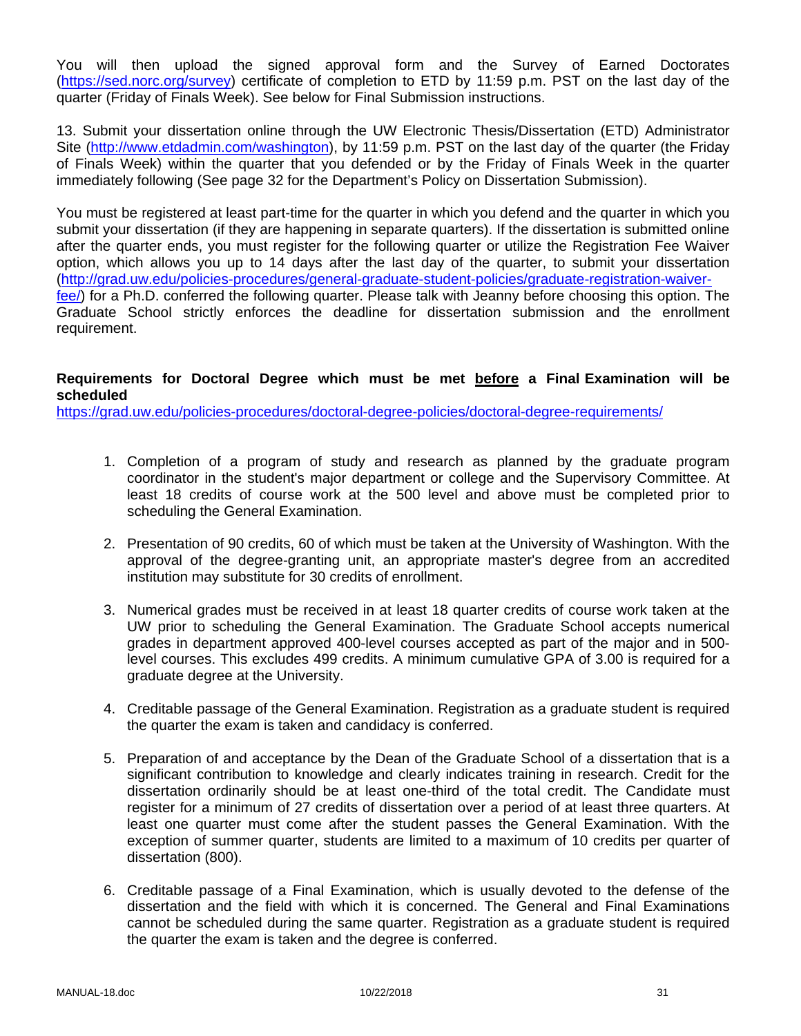You will then upload the signed approval form and the Survey of Earned Doctorates (https://sed.norc.org/survey) certificate of completion to ETD by 11:59 p.m. PST on the last day of the quarter (Friday of Finals Week). See below for Final Submission instructions.

13. Submit your dissertation online through the UW Electronic Thesis/Dissertation (ETD) Administrator Site (http://www.etdadmin.com/washington), by 11:59 p.m. PST on the last day of the quarter (the Friday of Finals Week) within the quarter that you defended or by the Friday of Finals Week in the quarter immediately following (See page 32 for the Department's Policy on Dissertation Submission).

You must be registered at least part-time for the quarter in which you defend and the quarter in which you submit your dissertation (if they are happening in separate quarters). If the dissertation is submitted online after the quarter ends, you must register for the following quarter or utilize the Registration Fee Waiver option, which allows you up to 14 days after the last day of the quarter, to submit your dissertation (http://grad.uw.edu/policies-procedures/general-graduate-student-policies/graduate-registration-waiver-fee/) for a Ph.D. conferred the following quarter. Please talk with Jeanny before choosing this option. The Graduate School strictly enforces the deadline for dissertation submission and the enrollment requirement.

**Requirements for Doctoral Degree which must be met <u>before</u> a Final Examination will be scheduled**
https://grad.uw.edu/policies-procedures/doctoral-degree-policies/doctoral-degree-requirements/

1. Completion of a program of study and research as planned by the graduate program coordinator in the student's major department or college and the Supervisory Committee. At least 18 credits of course work at the 500 level and above must be completed prior to scheduling the General Examination.

2. Presentation of 90 credits, 60 of which must be taken at the University of Washington. With the approval of the degree-granting unit, an appropriate master's degree from an accredited institution may substitute for 30 credits of enrollment.

3. Numerical grades must be received in at least 18 quarter credits of course work taken at the UW prior to scheduling the General Examination. The Graduate School accepts numerical grades in department approved 400-level courses accepted as part of the major and in 500-level courses. This excludes 499 credits. A minimum cumulative GPA of 3.00 is required for a graduate degree at the University.

4. Creditable passage of the General Examination. Registration as a graduate student is required the quarter the exam is taken and candidacy is conferred.

5. Preparation of and acceptance by the Dean of the Graduate School of a dissertation that is a significant contribution to knowledge and clearly indicates training in research. Credit for the dissertation ordinarily should be at least one-third of the total credit. The Candidate must register for a minimum of 27 credits of dissertation over a period of at least three quarters. At least one quarter must come after the student passes the General Examination. With the exception of summer quarter, students are limited to a maximum of 10 credits per quarter of dissertation (800).

6. Creditable passage of a Final Examination, which is usually devoted to the defense of the dissertation and the field with which it is concerned. The General and Final Examinations cannot be scheduled during the same quarter. Registration as a graduate student is required the quarter the exam is taken and the degree is conferred.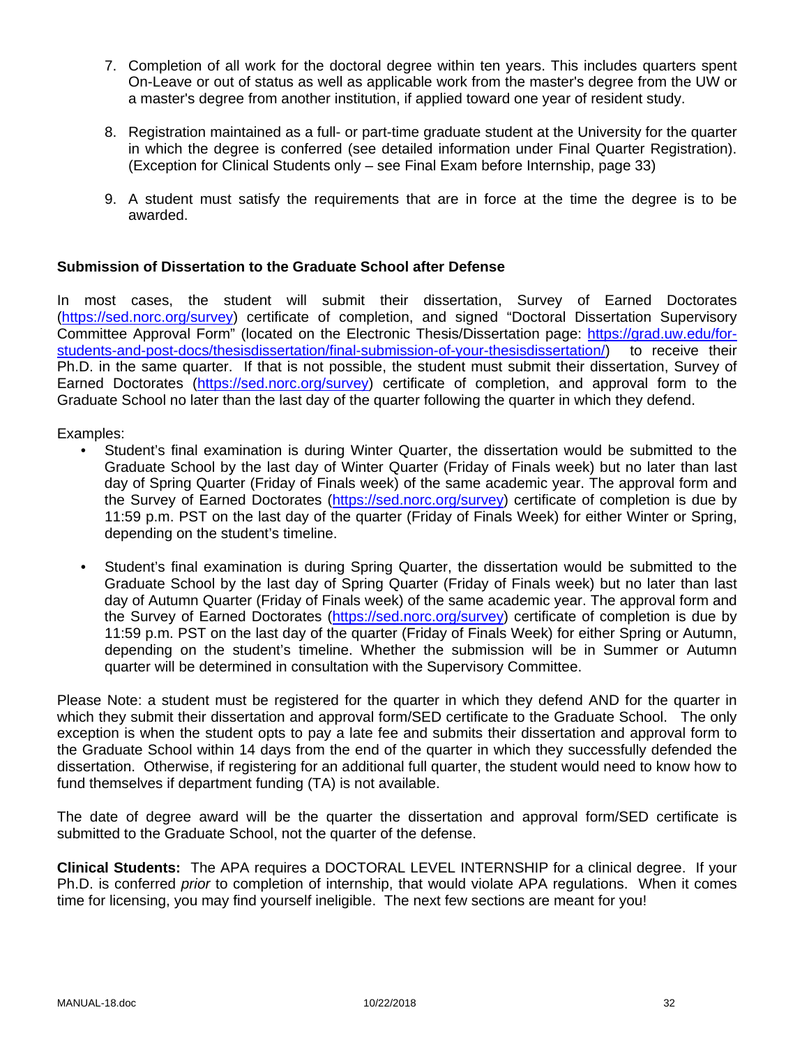7. Completion of all work for the doctoral degree within ten years. This includes quarters spent On-Leave or out of status as well as applicable work from the master's degree from the UW or a master's degree from another institution, if applied toward one year of resident study.

8. Registration maintained as a full- or part-time graduate student at the University for the quarter in which the degree is conferred (see detailed information under Final Quarter Registration). (Exception for Clinical Students only – see Final Exam before Internship, page 33)

9. A student must satisfy the requirements that are in force at the time the degree is to be awarded.

**Submission of Dissertation to the Graduate School after Defense**

In most cases, the student will submit their dissertation, Survey of Earned Doctorates (https://sed.norc.org/survey) certificate of completion, and signed "Doctoral Dissertation Supervisory Committee Approval Form" (located on the Electronic Thesis/Dissertation page: https://grad.uw.edu/for-students-and-post-docs/thesisdissertation/final-submission-of-your-thesisdissertation/) to receive their Ph.D. in the same quarter. If that is not possible, the student must submit their dissertation, Survey of Earned Doctorates (https://sed.norc.org/survey) certificate of completion, and approval form to the Graduate School no later than the last day of the quarter following the quarter in which they defend.

Examples:

- Student's final examination is during Winter Quarter, the dissertation would be submitted to the Graduate School by the last day of Winter Quarter (Friday of Finals week) but no later than last day of Spring Quarter (Friday of Finals week) of the same academic year. The approval form and the Survey of Earned Doctorates (https://sed.norc.org/survey) certificate of completion is due by 11:59 p.m. PST on the last day of the quarter (Friday of Finals Week) for either Winter or Spring, depending on the student's timeline.

- Student's final examination is during Spring Quarter, the dissertation would be submitted to the Graduate School by the last day of Spring Quarter (Friday of Finals week) but no later than last day of Autumn Quarter (Friday of Finals week) of the same academic year. The approval form and the Survey of Earned Doctorates (https://sed.norc.org/survey) certificate of completion is due by 11:59 p.m. PST on the last day of the quarter (Friday of Finals Week) for either Spring or Autumn, depending on the student's timeline. Whether the submission will be in Summer or Autumn quarter will be determined in consultation with the Supervisory Committee.

Please Note: a student must be registered for the quarter in which they defend AND for the quarter in which they submit their dissertation and approval form/SED certificate to the Graduate School. The only exception is when the student opts to pay a late fee and submits their dissertation and approval form to the Graduate School within 14 days from the end of the quarter in which they successfully defended the dissertation. Otherwise, if registering for an additional full quarter, the student would need to know how to fund themselves if department funding (TA) is not available.

The date of degree award will be the quarter the dissertation and approval form/SED certificate is submitted to the Graduate School, not the quarter of the defense.

**Clinical Students:** The APA requires a DOCTORAL LEVEL INTERNSHIP for a clinical degree. If your Ph.D. is conferred *prior* to completion of internship, that would violate APA regulations. When it comes time for licensing, you may find yourself ineligible. The next few sections are meant for you!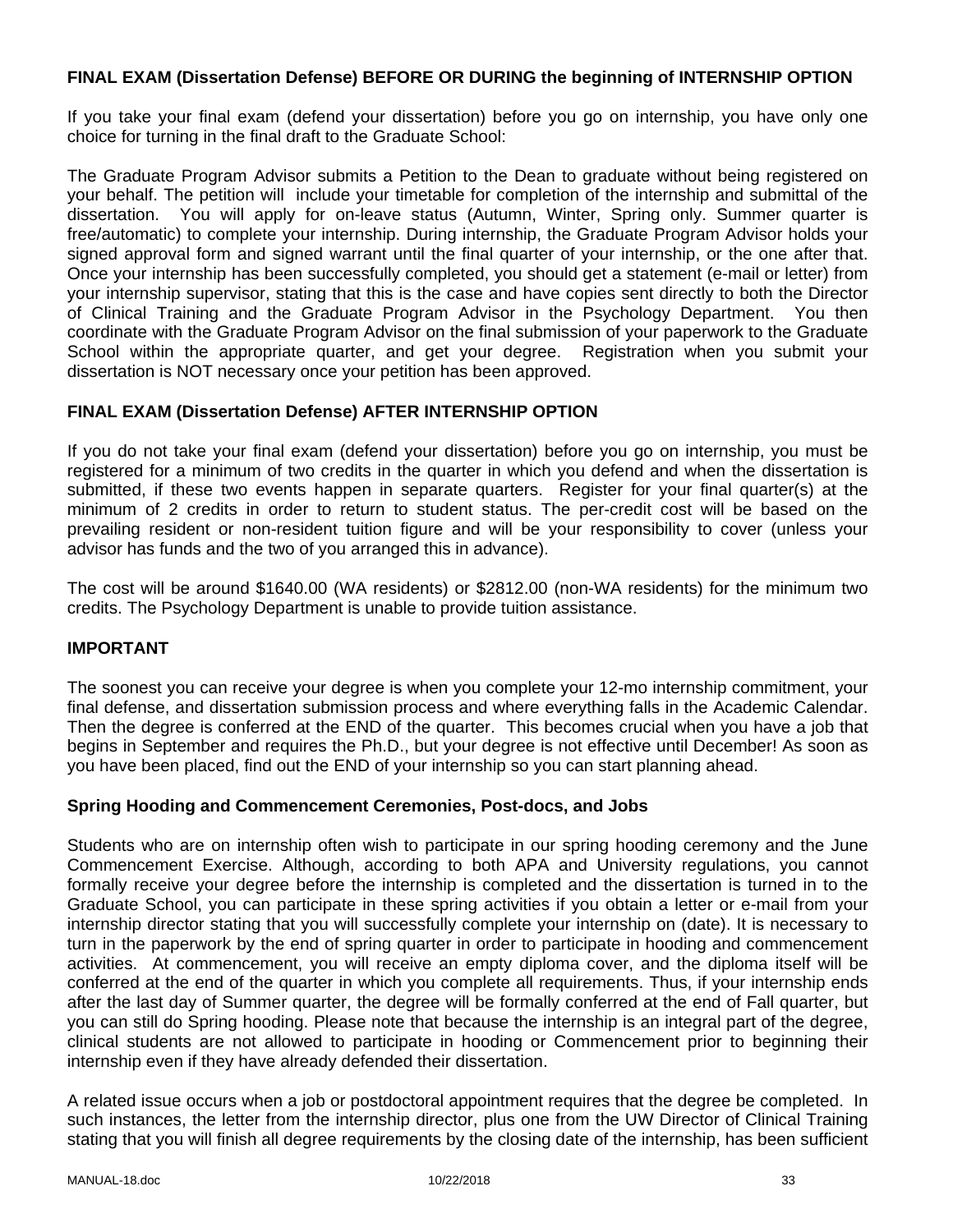### FINAL EXAM (Dissertation Defense) BEFORE OR DURING the beginning of INTERNSHIP OPTION

If you take your final exam (defend your dissertation) before you go on internship, you have only one choice for turning in the final draft to the Graduate School:

The Graduate Program Advisor submits a Petition to the Dean to graduate without being registered on your behalf. The petition will include your timetable for completion of the internship and submittal of the dissertation. You will apply for on-leave status (Autumn, Winter, Spring only. Summer quarter is free/automatic) to complete your internship. During internship, the Graduate Program Advisor holds your signed approval form and signed warrant until the final quarter of your internship, or the one after that. Once your internship has been successfully completed, you should get a statement (e-mail or letter) from your internship supervisor, stating that this is the case and have copies sent directly to both the Director of Clinical Training and the Graduate Program Advisor in the Psychology Department. You then coordinate with the Graduate Program Advisor on the final submission of your paperwork to the Graduate School within the appropriate quarter, and get your degree. Registration when you submit your dissertation is NOT necessary once your petition has been approved.

### FINAL EXAM (Dissertation Defense) AFTER INTERNSHIP OPTION

If you do not take your final exam (defend your dissertation) before you go on internship, you must be registered for a minimum of two credits in the quarter in which you defend and when the dissertation is submitted, if these two events happen in separate quarters. Register for your final quarter(s) at the minimum of 2 credits in order to return to student status. The per-credit cost will be based on the prevailing resident or non-resident tuition figure and will be your responsibility to cover (unless your advisor has funds and the two of you arranged this in advance).

The cost will be around $1640.00 (WA residents) or $2812.00 (non-WA residents) for the minimum two credits. The Psychology Department is unable to provide tuition assistance.

### IMPORTANT

The soonest you can receive your degree is when you complete your 12-mo internship commitment, your final defense, and dissertation submission process and where everything falls in the Academic Calendar. Then the degree is conferred at the END of the quarter. This becomes crucial when you have a job that begins in September and requires the Ph.D., but your degree is not effective until December! As soon as you have been placed, find out the END of your internship so you can start planning ahead.

### Spring Hooding and Commencement Ceremonies, Post-docs, and Jobs

Students who are on internship often wish to participate in our spring hooding ceremony and the June Commencement Exercise. Although, according to both APA and University regulations, you cannot formally receive your degree before the internship is completed and the dissertation is turned in to the Graduate School, you can participate in these spring activities if you obtain a letter or e-mail from your internship director stating that you will successfully complete your internship on (date). It is necessary to turn in the paperwork by the end of spring quarter in order to participate in hooding and commencement activities. At commencement, you will receive an empty diploma cover, and the diploma itself will be conferred at the end of the quarter in which you complete all requirements. Thus, if your internship ends after the last day of Summer quarter, the degree will be formally conferred at the end of Fall quarter, but you can still do Spring hooding. Please note that because the internship is an integral part of the degree, clinical students are not allowed to participate in hooding or Commencement prior to beginning their internship even if they have already defended their dissertation.

A related issue occurs when a job or postdoctoral appointment requires that the degree be completed. In such instances, the letter from the internship director, plus one from the UW Director of Clinical Training stating that you will finish all degree requirements by the closing date of the internship, has been sufficient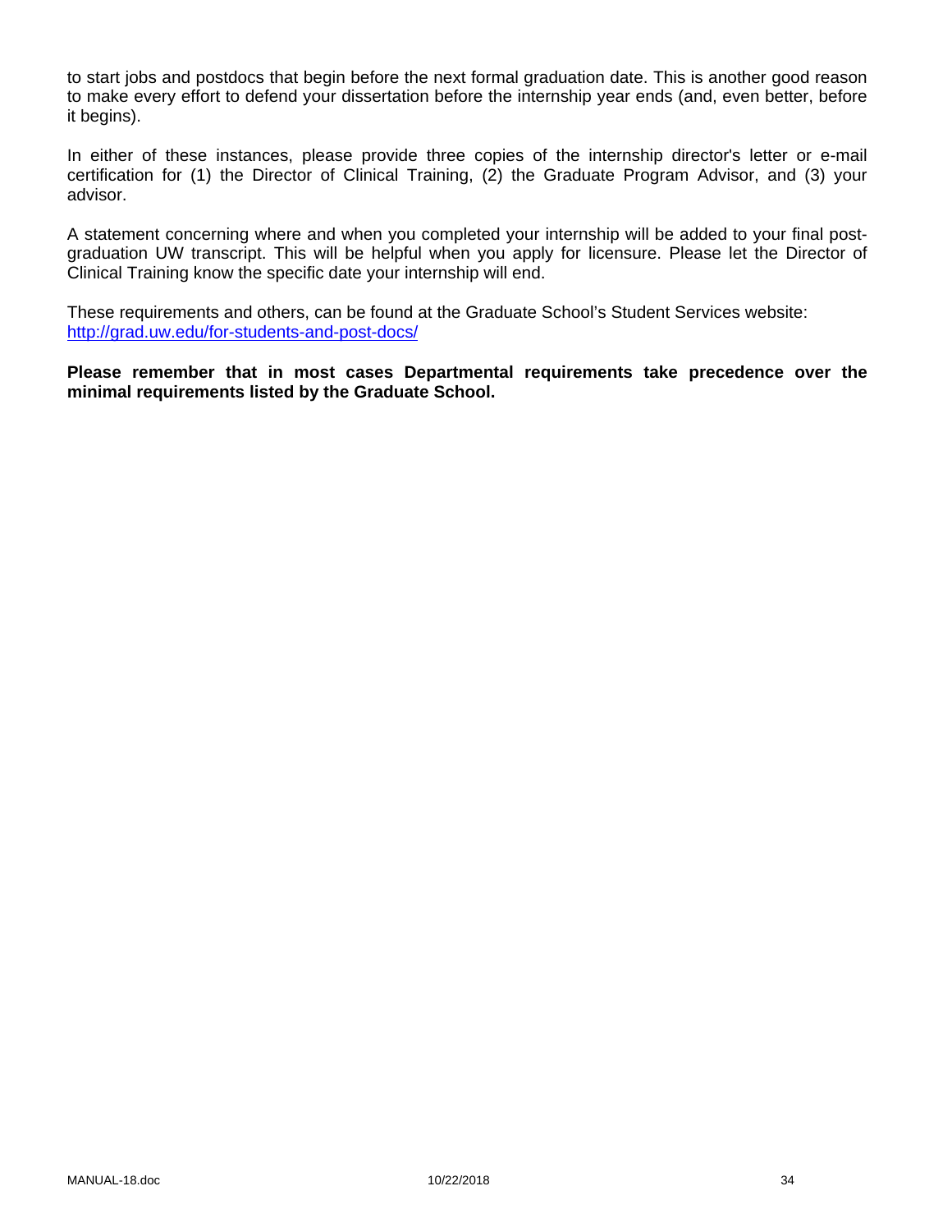to start jobs and postdocs that begin before the next formal graduation date. This is another good reason to make every effort to defend your dissertation before the internship year ends (and, even better, before it begins).

In either of these instances, please provide three copies of the internship director's letter or e-mail certification for (1) the Director of Clinical Training, (2) the Graduate Program Advisor, and (3) your advisor.

A statement concerning where and when you completed your internship will be added to your final post-graduation UW transcript. This will be helpful when you apply for licensure. Please let the Director of Clinical Training know the specific date your internship will end.

These requirements and others, can be found at the Graduate School's Student Services website:
[http://grad.uw.edu/for-students-and-post-docs/](http://grad.uw.edu/for-students-and-post-docs/)

**Please remember that in most cases Departmental requirements take precedence over the minimal requirements listed by the Graduate School.**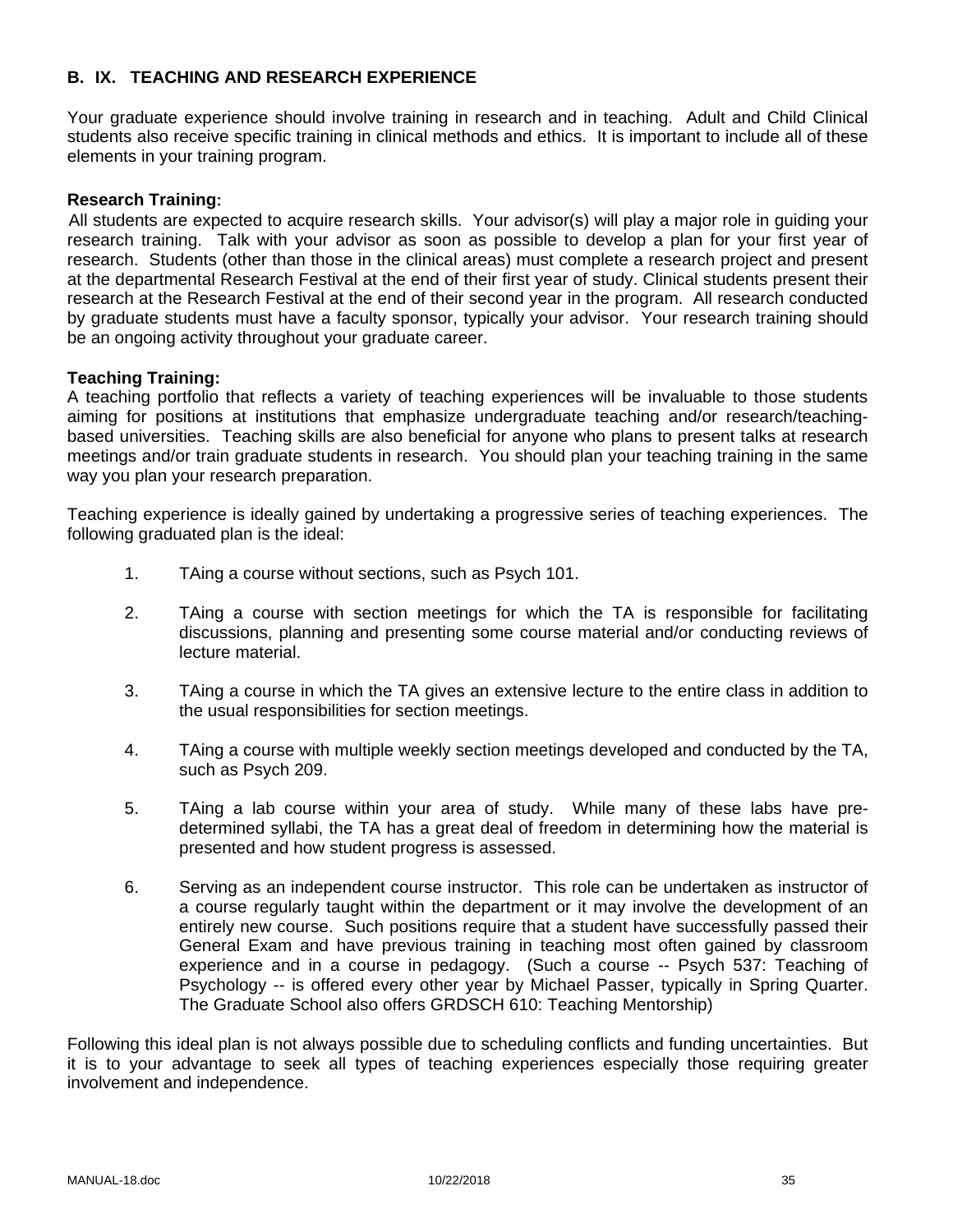## B. IX. TEACHING AND RESEARCH EXPERIENCE

Your graduate experience should involve training in research and in teaching. Adult and Child Clinical students also receive specific training in clinical methods and ethics. It is important to include all of these elements in your training program.

**Research Training:**

All students are expected to acquire research skills. Your advisor(s) will play a major role in guiding your research training. Talk with your advisor as soon as possible to develop a plan for your first year of research. Students (other than those in the clinical areas) must complete a research project and present at the departmental Research Festival at the end of their first year of study. Clinical students present their research at the Research Festival at the end of their second year in the program. All research conducted by graduate students must have a faculty sponsor, typically your advisor. Your research training should be an ongoing activity throughout your graduate career.

**Teaching Training:**

A teaching portfolio that reflects a variety of teaching experiences will be invaluable to those students aiming for positions at institutions that emphasize undergraduate teaching and/or research/teaching-based universities. Teaching skills are also beneficial for anyone who plans to present talks at research meetings and/or train graduate students in research. You should plan your teaching training in the same way you plan your research preparation.

Teaching experience is ideally gained by undertaking a progressive series of teaching experiences. The following graduated plan is the ideal:

1. TAing a course without sections, such as Psych 101.

2. TAing a course with section meetings for which the TA is responsible for facilitating discussions, planning and presenting some course material and/or conducting reviews of lecture material.

3. TAing a course in which the TA gives an extensive lecture to the entire class in addition to the usual responsibilities for section meetings.

4. TAing a course with multiple weekly section meetings developed and conducted by the TA, such as Psych 209.

5. TAing a lab course within your area of study. While many of these labs have pre-determined syllabi, the TA has a great deal of freedom in determining how the material is presented and how student progress is assessed.

6. Serving as an independent course instructor. This role can be undertaken as instructor of a course regularly taught within the department or it may involve the development of an entirely new course. Such positions require that a student have successfully passed their General Exam and have previous training in teaching most often gained by classroom experience and in a course in pedagogy. (Such a course -- Psych 537: Teaching of Psychology -- is offered every other year by Michael Passer, typically in Spring Quarter. The Graduate School also offers GRDSCH 610: Teaching Mentorship)

Following this ideal plan is not always possible due to scheduling conflicts and funding uncertainties. But it is to your advantage to seek all types of teaching experiences especially those requiring greater involvement and independence.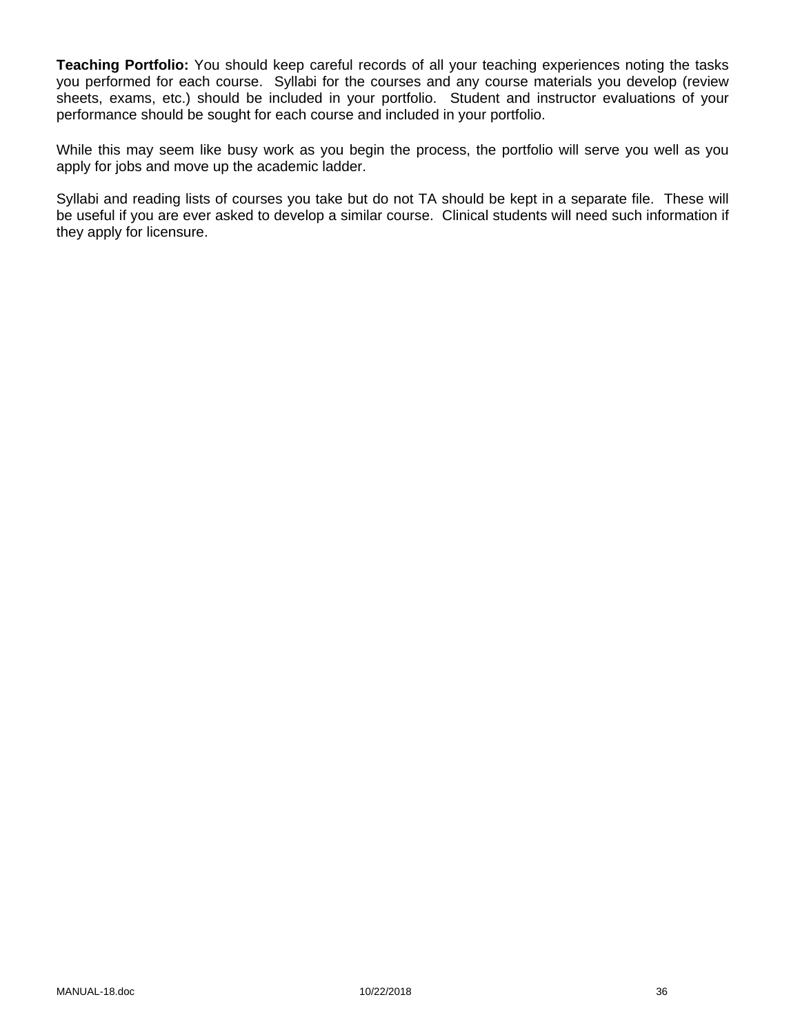**Teaching Portfolio:** You should keep careful records of all your teaching experiences noting the tasks you performed for each course. Syllabi for the courses and any course materials you develop (review sheets, exams, etc.) should be included in your portfolio. Student and instructor evaluations of your performance should be sought for each course and included in your portfolio.

While this may seem like busy work as you begin the process, the portfolio will serve you well as you apply for jobs and move up the academic ladder.

Syllabi and reading lists of courses you take but do not TA should be kept in a separate file. These will be useful if you are ever asked to develop a similar course. Clinical students will need such information if they apply for licensure.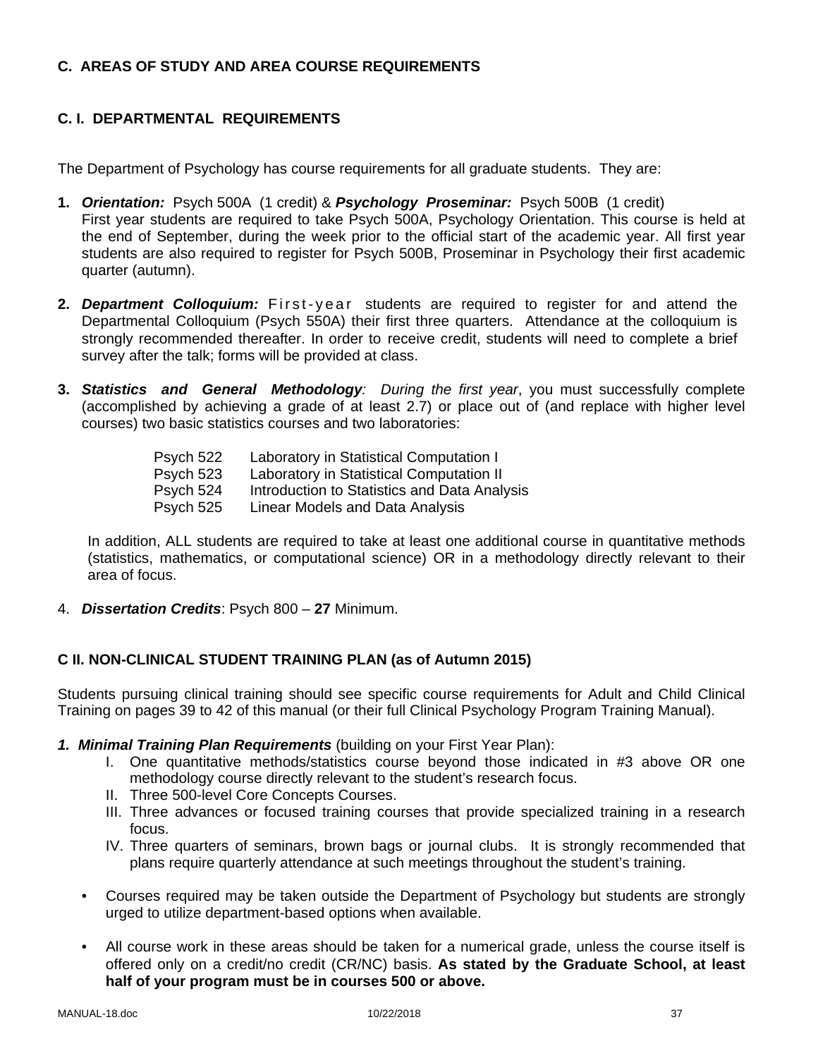## C. AREAS OF STUDY AND AREA COURSE REQUIREMENTS

### C. I. DEPARTMENTAL REQUIREMENTS

The Department of Psychology has course requirements for all graduate students. They are:

1. ***Orientation:*** Psych 500A (1 credit) & ***Psychology Proseminar:*** Psych 500B (1 credit)
   First year students are required to take Psych 500A, Psychology Orientation. This course is held at the end of September, during the week prior to the official start of the academic year. All first year students are also required to register for Psych 500B, Proseminar in Psychology their first academic quarter (autumn).

2. ***Department Colloquium:*** First-year students are required to register for and attend the Departmental Colloquium (Psych 550A) their first three quarters. Attendance at the colloquium is strongly recommended thereafter. In order to receive credit, students will need to complete a brief survey after the talk; forms will be provided at class.

3. ***Statistics and General Methodology****: During the first year*, you must successfully complete (accomplished by achieving a grade of at least 2.7) or place out of (and replace with higher level courses) two basic statistics courses and two laboratories:

   | | |
   |---|---|
   | Psych 522 | Laboratory in Statistical Computation I |
   | Psych 523 | Laboratory in Statistical Computation II |
   | Psych 524 | Introduction to Statistics and Data Analysis |
   | Psych 525 | Linear Models and Data Analysis |

   In addition, ALL students are required to take at least one additional course in quantitative methods (statistics, mathematics, or computational science) OR in a methodology directly relevant to their area of focus.

4. ***Dissertation Credits***: Psych 800 – **27** Minimum.

### C II. NON-CLINICAL STUDENT TRAINING PLAN (as of Autumn 2015)

Students pursuing clinical training should see specific course requirements for Adult and Child Clinical Training on pages 39 to 42 of this manual (or their full Clinical Psychology Program Training Manual).

***1. Minimal Training Plan Requirements*** (building on your First Year Plan):

I. One quantitative methods/statistics course beyond those indicated in #3 above OR one methodology course directly relevant to the student's research focus.
II. Three 500-level Core Concepts Courses.
III. Three advances or focused training courses that provide specialized training in a research focus.
IV. Three quarters of seminars, brown bags or journal clubs. It is strongly recommended that plans require quarterly attendance at such meetings throughout the student's training.

- Courses required may be taken outside the Department of Psychology but students are strongly urged to utilize department-based options when available.

- All course work in these areas should be taken for a numerical grade, unless the course itself is offered only on a credit/no credit (CR/NC) basis. **As stated by the Graduate School, at least half of your program must be in courses 500 or above.**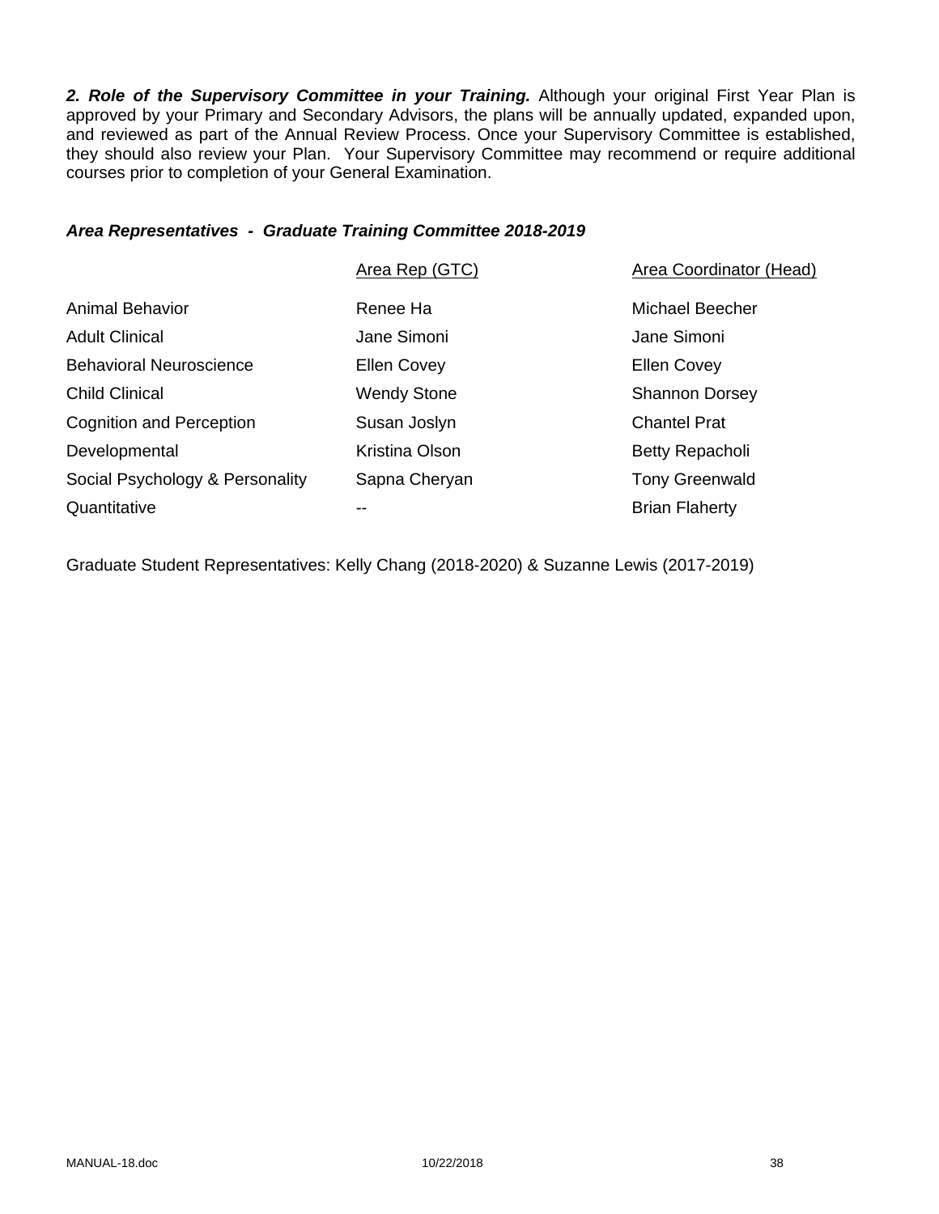***2. Role of the Supervisory Committee in your Training.*** Although your original First Year Plan is approved by your Primary and Secondary Advisors, the plans will be annually updated, expanded upon, and reviewed as part of the Annual Review Process. Once your Supervisory Committee is established, they should also review your Plan. Your Supervisory Committee may recommend or require additional courses prior to completion of your General Examination.

***Area Representatives - Graduate Training Committee 2018-2019***

| | Area Rep (GTC) | Area Coordinator (Head) |
|---|---|---|
| Animal Behavior | Renee Ha | Michael Beecher |
| Adult Clinical | Jane Simoni | Jane Simoni |
| Behavioral Neuroscience | Ellen Covey | Ellen Covey |
| Child Clinical | Wendy Stone | Shannon Dorsey |
| Cognition and Perception | Susan Joslyn | Chantel Prat |
| Developmental | Kristina Olson | Betty Repacholi |
| Social Psychology & Personality | Sapna Cheryan | Tony Greenwald |
| Quantitative | -- | Brian Flaherty |

Graduate Student Representatives: Kelly Chang (2018-2020) & Suzanne Lewis (2017-2019)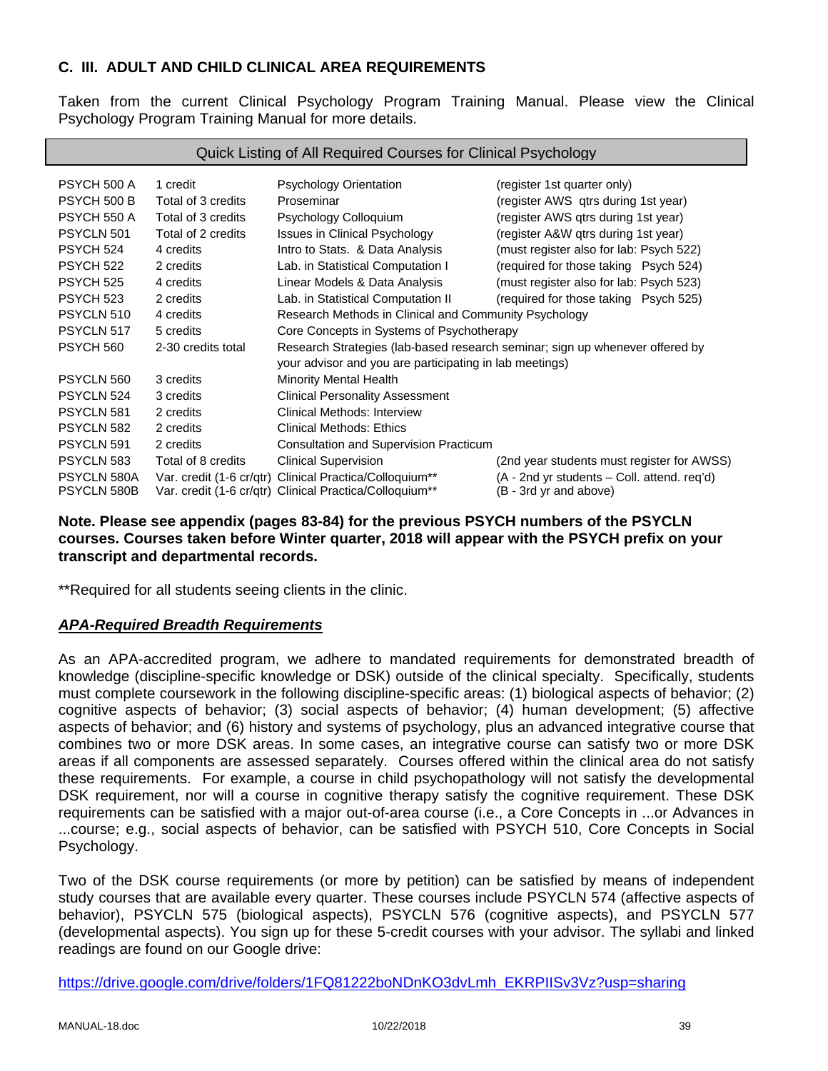## C. III. ADULT AND CHILD CLINICAL AREA REQUIREMENTS

Taken from the current Clinical Psychology Program Training Manual. Please view the Clinical Psychology Program Training Manual for more details.

| Quick Listing of All Required Courses for Clinical Psychology | | | |
|---|---|---|---|
| PSYCH 500 A | 1 credit | Psychology Orientation | (register 1st quarter only) |
| PSYCH 500 B | Total of 3 credits | Proseminar | (register AWS qtrs during 1st year) |
| PSYCH 550 A | Total of 3 credits | Psychology Colloquium | (register AWS qtrs during 1st year) |
| PSYCLN 501 | Total of 2 credits | Issues in Clinical Psychology | (register A&W qtrs during 1st year) |
| PSYCH 524 | 4 credits | Intro to Stats. & Data Analysis | (must register also for lab: Psych 522) |
| PSYCH 522 | 2 credits | Lab. in Statistical Computation I | (required for those taking Psych 524) |
| PSYCH 525 | 4 credits | Linear Models & Data Analysis | (must register also for lab: Psych 523) |
| PSYCH 523 | 2 credits | Lab. in Statistical Computation II | (required for those taking Psych 525) |
| PSYCLN 510 | 4 credits | Research Methods in Clinical and Community Psychology | |
| PSYCLN 517 | 5 credits | Core Concepts in Systems of Psychotherapy | |
| PSYCH 560 | 2-30 credits total | Research Strategies (lab-based research seminar; sign up whenever offered by your advisor and you are participating in lab meetings) | |
| PSYCLN 560 | 3 credits | Minority Mental Health | |
| PSYCLN 524 | 3 credits | Clinical Personality Assessment | |
| PSYCLN 581 | 2 credits | Clinical Methods: Interview | |
| PSYCLN 582 | 2 credits | Clinical Methods: Ethics | |
| PSYCLN 591 | 2 credits | Consultation and Supervision Practicum | |
| PSYCLN 583 | Total of 8 credits | Clinical Supervision | (2nd year students must register for AWSS) |
| PSYCLN 580A | Var. credit (1-6 cr/qtr) | Clinical Practica/Colloquium** | (A - 2nd yr students – Coll. attend. req'd) |
| PSYCLN 580B | Var. credit (1-6 cr/qtr) | Clinical Practica/Colloquium** | (B - 3rd yr and above) |

**Note. Please see appendix (pages 83-84) for the previous PSYCH numbers of the PSYCLN courses. Courses taken before Winter quarter, 2018 will appear with the PSYCH prefix on your transcript and departmental records.**

**Required for all students seeing clients in the clinic.

***<u>APA-Required Breadth Requirements</u>***

As an APA-accredited program, we adhere to mandated requirements for demonstrated breadth of knowledge (discipline-specific knowledge or DSK) outside of the clinical specialty. Specifically, students must complete coursework in the following discipline-specific areas: (1) biological aspects of behavior; (2) cognitive aspects of behavior; (3) social aspects of behavior; (4) human development; (5) affective aspects of behavior; and (6) history and systems of psychology, plus an advanced integrative course that combines two or more DSK areas. In some cases, an integrative course can satisfy two or more DSK areas if all components are assessed separately. Courses offered within the clinical area do not satisfy these requirements. For example, a course in child psychopathology will not satisfy the developmental DSK requirement, nor will a course in cognitive therapy satisfy the cognitive requirement. These DSK requirements can be satisfied with a major out-of-area course (i.e., a Core Concepts in ...or Advances in ...course; e.g., social aspects of behavior, can be satisfied with PSYCH 510, Core Concepts in Social Psychology.

Two of the DSK course requirements (or more by petition) can be satisfied by means of independent study courses that are available every quarter. These courses include PSYCLN 574 (affective aspects of behavior), PSYCLN 575 (biological aspects), PSYCLN 576 (cognitive aspects), and PSYCLN 577 (developmental aspects). You sign up for these 5-credit courses with your advisor. The syllabi and linked readings are found on our Google drive:

https://drive.google.com/drive/folders/1FQ81222boNDnKO3dvLmh_EKRPIISv3Vz?usp=sharing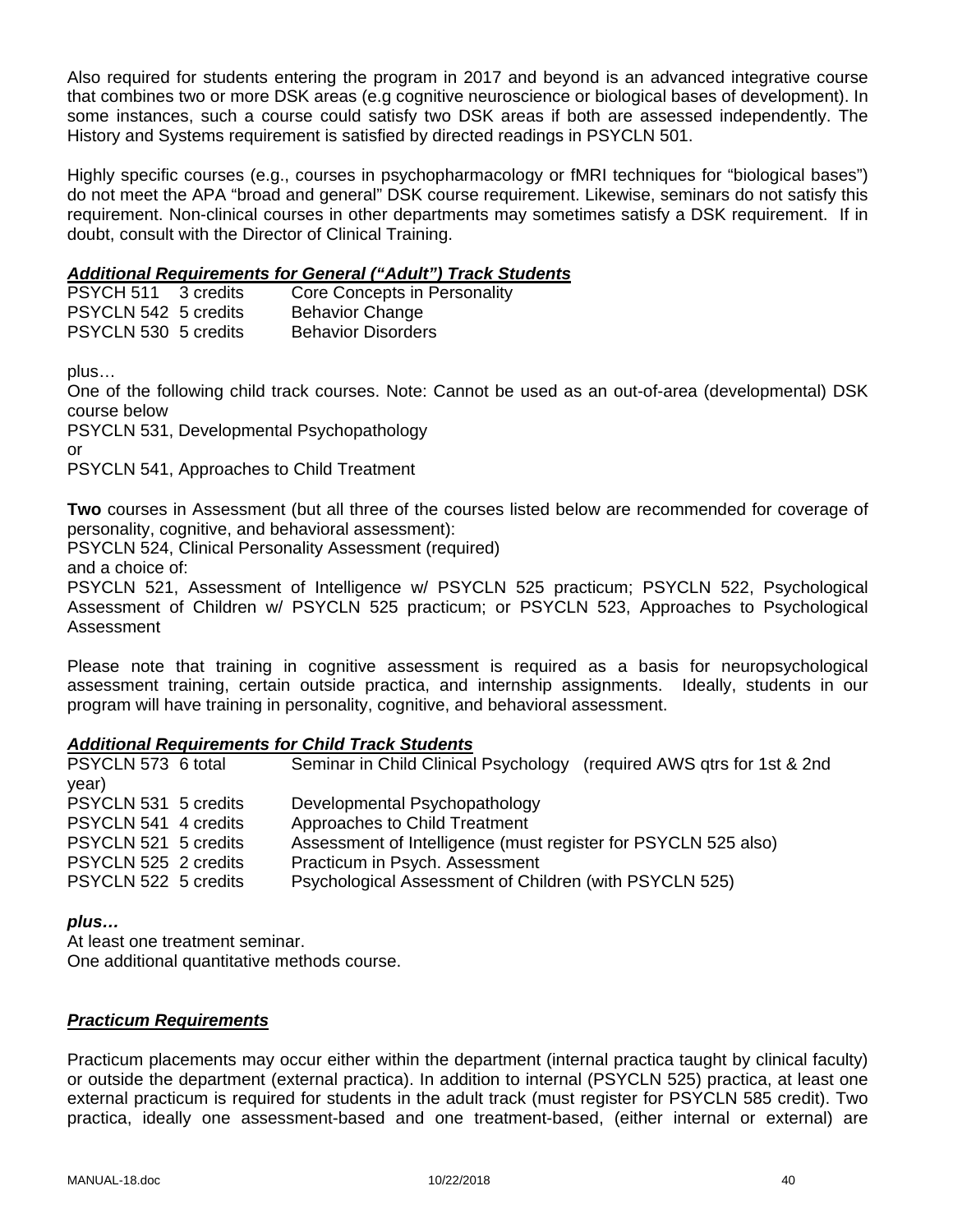Also required for students entering the program in 2017 and beyond is an advanced integrative course that combines two or more DSK areas (e.g cognitive neuroscience or biological bases of development). In some instances, such a course could satisfy two DSK areas if both are assessed independently. The History and Systems requirement is satisfied by directed readings in PSYCLN 501.

Highly specific courses (e.g., courses in psychopharmacology or fMRI techniques for "biological bases") do not meet the APA "broad and general" DSK course requirement. Likewise, seminars do not satisfy this requirement. Non-clinical courses in other departments may sometimes satisfy a DSK requirement. If in doubt, consult with the Director of Clinical Training.

***Additional Requirements for General ("Adult") Track Students***

| | | |
|---|---|---|
| PSYCH 511 | 3 credits | Core Concepts in Personality |
| PSYCLN 542 | 5 credits | Behavior Change |
| PSYCLN 530 | 5 credits | Behavior Disorders |

plus…

One of the following child track courses. Note: Cannot be used as an out-of-area (developmental) DSK course below

PSYCLN 531, Developmental Psychopathology

or

PSYCLN 541, Approaches to Child Treatment

**Two** courses in Assessment (but all three of the courses listed below are recommended for coverage of personality, cognitive, and behavioral assessment):

PSYCLN 524, Clinical Personality Assessment (required)

and a choice of:

PSYCLN 521, Assessment of Intelligence w/ PSYCLN 525 practicum; PSYCLN 522, Psychological Assessment of Children w/ PSYCLN 525 practicum; or PSYCLN 523, Approaches to Psychological Assessment

Please note that training in cognitive assessment is required as a basis for neuropsychological assessment training, certain outside practica, and internship assignments. Ideally, students in our program will have training in personality, cognitive, and behavioral assessment.

***Additional Requirements for Child Track Students***

| | | |
|---|---|---|
| PSYCLN 573 | 6 total | Seminar in Child Clinical Psychology (required AWS qtrs for 1st & 2nd year) |
| PSYCLN 531 | 5 credits | Developmental Psychopathology |
| PSYCLN 541 | 4 credits | Approaches to Child Treatment |
| PSYCLN 521 | 5 credits | Assessment of Intelligence (must register for PSYCLN 525 also) |
| PSYCLN 525 | 2 credits | Practicum in Psych. Assessment |
| PSYCLN 522 | 5 credits | Psychological Assessment of Children (with PSYCLN 525) |

***plus…***

At least one treatment seminar.

One additional quantitative methods course.

***Practicum Requirements***

Practicum placements may occur either within the department (internal practica taught by clinical faculty) or outside the department (external practica). In addition to internal (PSYCLN 525) practica, at least one external practicum is required for students in the adult track (must register for PSYCLN 585 credit). Two practica, ideally one assessment-based and one treatment-based, (either internal or external) are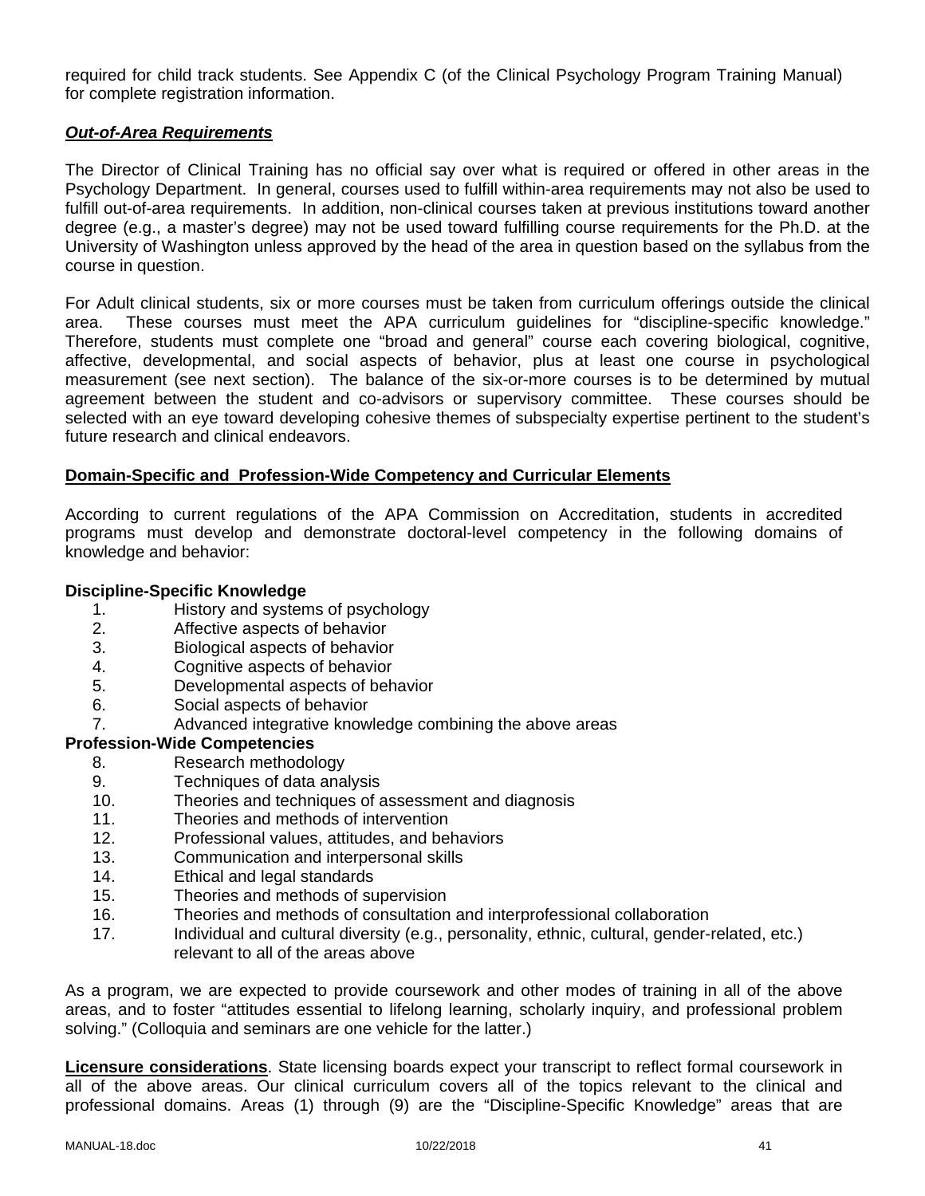required for child track students. See Appendix C (of the Clinical Psychology Program Training Manual) for complete registration information.

***Out-of-Area Requirements***

The Director of Clinical Training has no official say over what is required or offered in other areas in the Psychology Department. In general, courses used to fulfill within-area requirements may not also be used to fulfill out-of-area requirements. In addition, non-clinical courses taken at previous institutions toward another degree (e.g., a master's degree) may not be used toward fulfilling course requirements for the Ph.D. at the University of Washington unless approved by the head of the area in question based on the syllabus from the course in question.

For Adult clinical students, six or more courses must be taken from curriculum offerings outside the clinical area. These courses must meet the APA curriculum guidelines for "discipline-specific knowledge." Therefore, students must complete one "broad and general" course each covering biological, cognitive, affective, developmental, and social aspects of behavior, plus at least one course in psychological measurement (see next section). The balance of the six-or-more courses is to be determined by mutual agreement between the student and co-advisors or supervisory committee. These courses should be selected with an eye toward developing cohesive themes of subspecialty expertise pertinent to the student's future research and clinical endeavors.

**Domain-Specific and Profession-Wide Competency and Curricular Elements**

According to current regulations of the APA Commission on Accreditation, students in accredited programs must develop and demonstrate doctoral-level competency in the following domains of knowledge and behavior:

**Discipline-Specific Knowledge**

1. History and systems of psychology
2. Affective aspects of behavior
3. Biological aspects of behavior
4. Cognitive aspects of behavior
5. Developmental aspects of behavior
6. Social aspects of behavior
7. Advanced integrative knowledge combining the above areas

**Profession-Wide Competencies**

8. Research methodology
9. Techniques of data analysis
10. Theories and techniques of assessment and diagnosis
11. Theories and methods of intervention
12. Professional values, attitudes, and behaviors
13. Communication and interpersonal skills
14. Ethical and legal standards
15. Theories and methods of supervision
16. Theories and methods of consultation and interprofessional collaboration
17. Individual and cultural diversity (e.g., personality, ethnic, cultural, gender-related, etc.) relevant to all of the areas above

As a program, we are expected to provide coursework and other modes of training in all of the above areas, and to foster "attitudes essential to lifelong learning, scholarly inquiry, and professional problem solving." (Colloquia and seminars are one vehicle for the latter.)

**Licensure considerations**. State licensing boards expect your transcript to reflect formal coursework in all of the above areas. Our clinical curriculum covers all of the topics relevant to the clinical and professional domains. Areas (1) through (9) are the "Discipline-Specific Knowledge" areas that are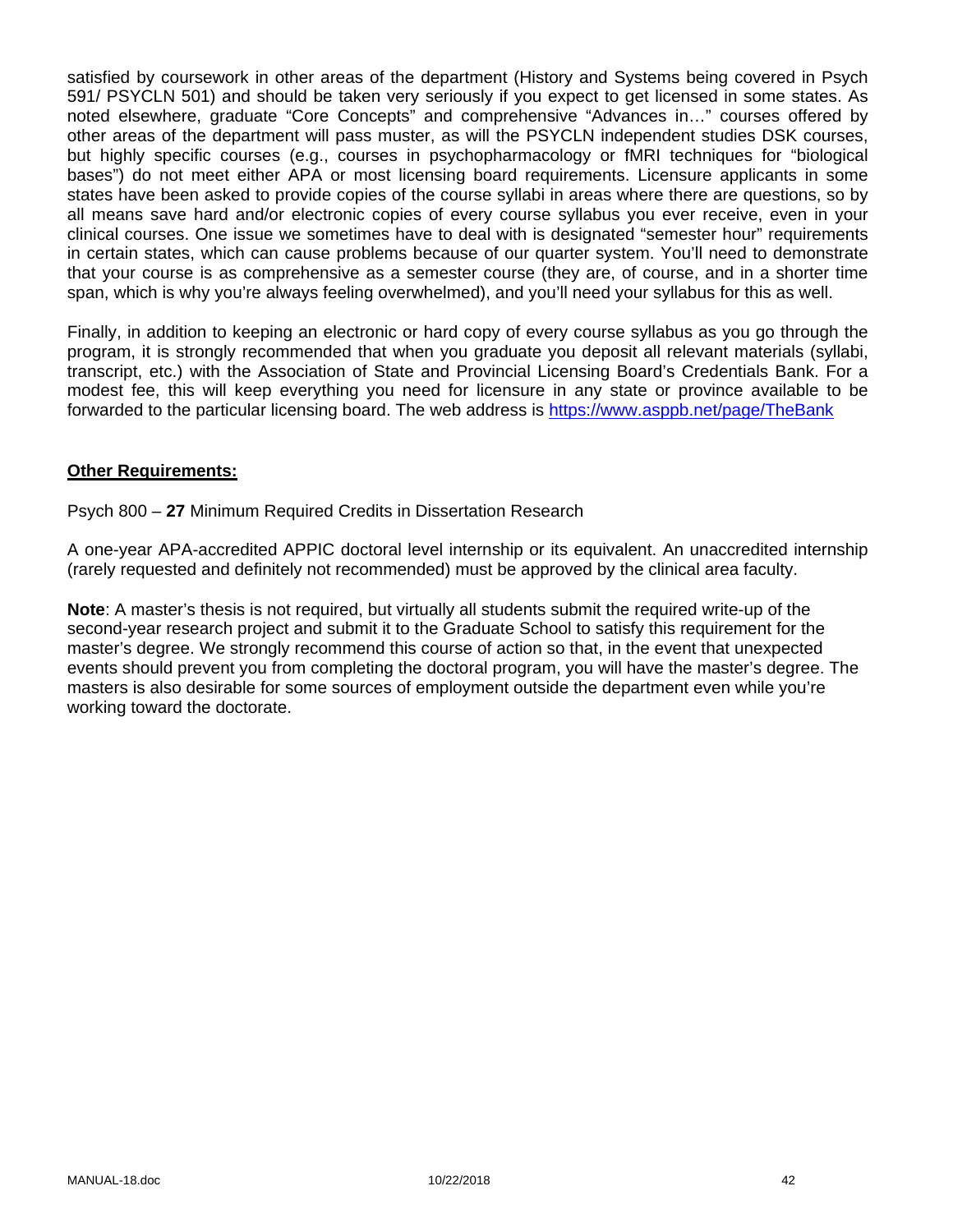satisfied by coursework in other areas of the department (History and Systems being covered in Psych 591/ PSYCLN 501) and should be taken very seriously if you expect to get licensed in some states. As noted elsewhere, graduate "Core Concepts" and comprehensive "Advances in…" courses offered by other areas of the department will pass muster, as will the PSYCLN independent studies DSK courses, but highly specific courses (e.g., courses in psychopharmacology or fMRI techniques for "biological bases") do not meet either APA or most licensing board requirements. Licensure applicants in some states have been asked to provide copies of the course syllabi in areas where there are questions, so by all means save hard and/or electronic copies of every course syllabus you ever receive, even in your clinical courses. One issue we sometimes have to deal with is designated "semester hour" requirements in certain states, which can cause problems because of our quarter system. You'll need to demonstrate that your course is as comprehensive as a semester course (they are, of course, and in a shorter time span, which is why you're always feeling overwhelmed), and you'll need your syllabus for this as well.

Finally, in addition to keeping an electronic or hard copy of every course syllabus as you go through the program, it is strongly recommended that when you graduate you deposit all relevant materials (syllabi, transcript, etc.) with the Association of State and Provincial Licensing Board's Credentials Bank. For a modest fee, this will keep everything you need for licensure in any state or province available to be forwarded to the particular licensing board. The web address is https://www.asppb.net/page/TheBank

**Other Requirements:**

Psych 800 – **27** Minimum Required Credits in Dissertation Research

A one-year APA-accredited APPIC doctoral level internship or its equivalent. An unaccredited internship (rarely requested and definitely not recommended) must be approved by the clinical area faculty.

**Note**: A master's thesis is not required, but virtually all students submit the required write-up of the second-year research project and submit it to the Graduate School to satisfy this requirement for the master's degree. We strongly recommend this course of action so that, in the event that unexpected events should prevent you from completing the doctoral program, you will have the master's degree. The masters is also desirable for some sources of employment outside the department even while you're working toward the doctorate.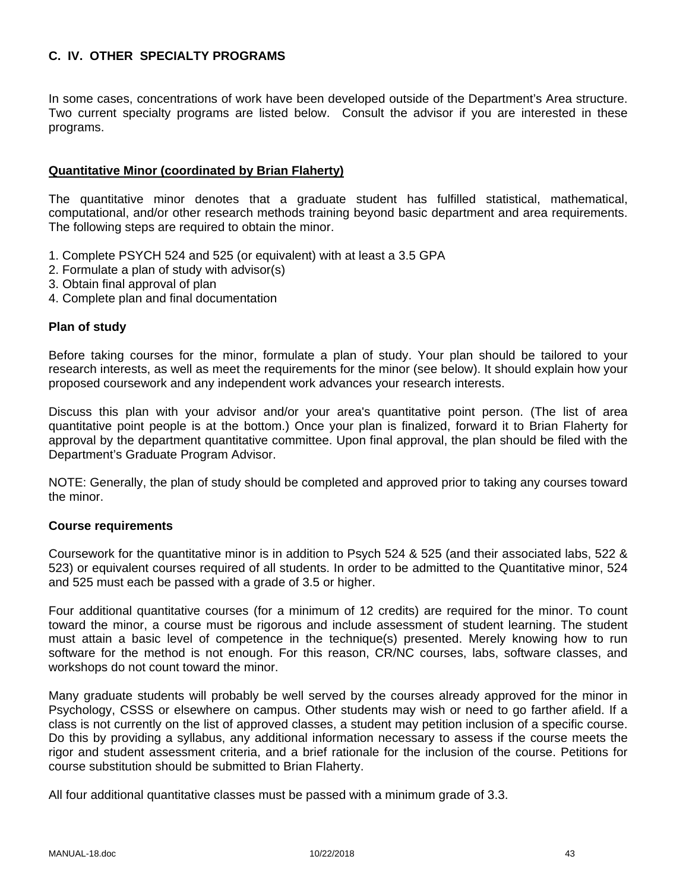## C. IV. OTHER SPECIALTY PROGRAMS

In some cases, concentrations of work have been developed outside of the Department's Area structure. Two current specialty programs are listed below. Consult the advisor if you are interested in these programs.

### Quantitative Minor (coordinated by Brian Flaherty)

The quantitative minor denotes that a graduate student has fulfilled statistical, mathematical, computational, and/or other research methods training beyond basic department and area requirements. The following steps are required to obtain the minor.

1. Complete PSYCH 524 and 525 (or equivalent) with at least a 3.5 GPA
2. Formulate a plan of study with advisor(s)
3. Obtain final approval of plan
4. Complete plan and final documentation

#### Plan of study

Before taking courses for the minor, formulate a plan of study. Your plan should be tailored to your research interests, as well as meet the requirements for the minor (see below). It should explain how your proposed coursework and any independent work advances your research interests.

Discuss this plan with your advisor and/or your area's quantitative point person. (The list of area quantitative point people is at the bottom.) Once your plan is finalized, forward it to Brian Flaherty for approval by the department quantitative committee. Upon final approval, the plan should be filed with the Department's Graduate Program Advisor.

NOTE: Generally, the plan of study should be completed and approved prior to taking any courses toward the minor.

#### Course requirements

Coursework for the quantitative minor is in addition to Psych 524 & 525 (and their associated labs, 522 & 523) or equivalent courses required of all students. In order to be admitted to the Quantitative minor, 524 and 525 must each be passed with a grade of 3.5 or higher.

Four additional quantitative courses (for a minimum of 12 credits) are required for the minor. To count toward the minor, a course must be rigorous and include assessment of student learning. The student must attain a basic level of competence in the technique(s) presented. Merely knowing how to run software for the method is not enough. For this reason, CR/NC courses, labs, software classes, and workshops do not count toward the minor.

Many graduate students will probably be well served by the courses already approved for the minor in Psychology, CSSS or elsewhere on campus. Other students may wish or need to go farther afield. If a class is not currently on the list of approved classes, a student may petition inclusion of a specific course. Do this by providing a syllabus, any additional information necessary to assess if the course meets the rigor and student assessment criteria, and a brief rationale for the inclusion of the course. Petitions for course substitution should be submitted to Brian Flaherty.

All four additional quantitative classes must be passed with a minimum grade of 3.3.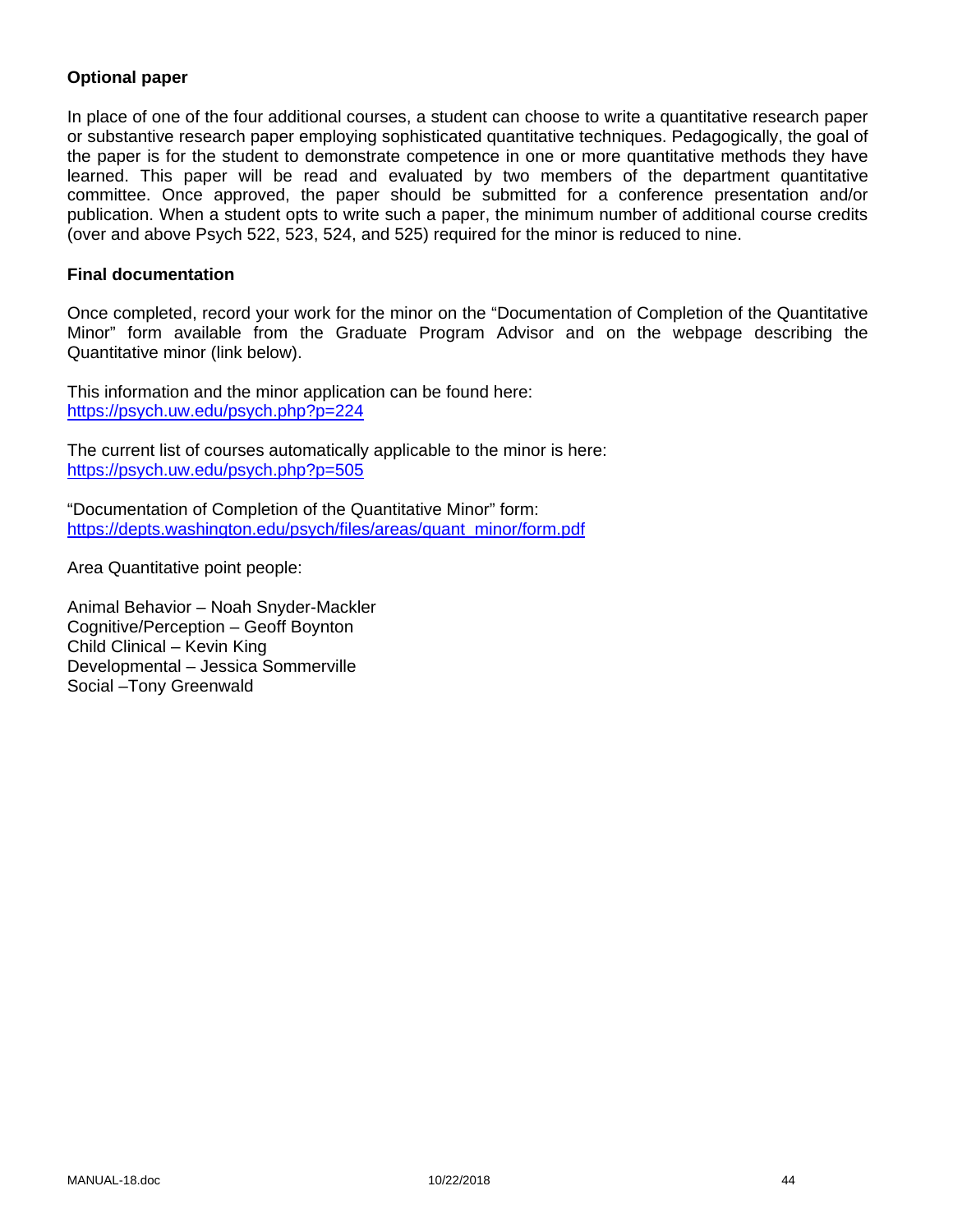**Optional paper**

In place of one of the four additional courses, a student can choose to write a quantitative research paper or substantive research paper employing sophisticated quantitative techniques. Pedagogically, the goal of the paper is for the student to demonstrate competence in one or more quantitative methods they have learned. This paper will be read and evaluated by two members of the department quantitative committee. Once approved, the paper should be submitted for a conference presentation and/or publication. When a student opts to write such a paper, the minimum number of additional course credits (over and above Psych 522, 523, 524, and 525) required for the minor is reduced to nine.

**Final documentation**

Once completed, record your work for the minor on the "Documentation of Completion of the Quantitative Minor" form available from the Graduate Program Advisor and on the webpage describing the Quantitative minor (link below).

This information and the minor application can be found here:
https://psych.uw.edu/psych.php?p=224

The current list of courses automatically applicable to the minor is here:
https://psych.uw.edu/psych.php?p=505

"Documentation of Completion of the Quantitative Minor" form:
https://depts.washington.edu/psych/files/areas/quant_minor/form.pdf

Area Quantitative point people:

Animal Behavior – Noah Snyder-Mackler
Cognitive/Perception – Geoff Boynton
Child Clinical – Kevin King
Developmental – Jessica Sommerville
Social –Tony Greenwald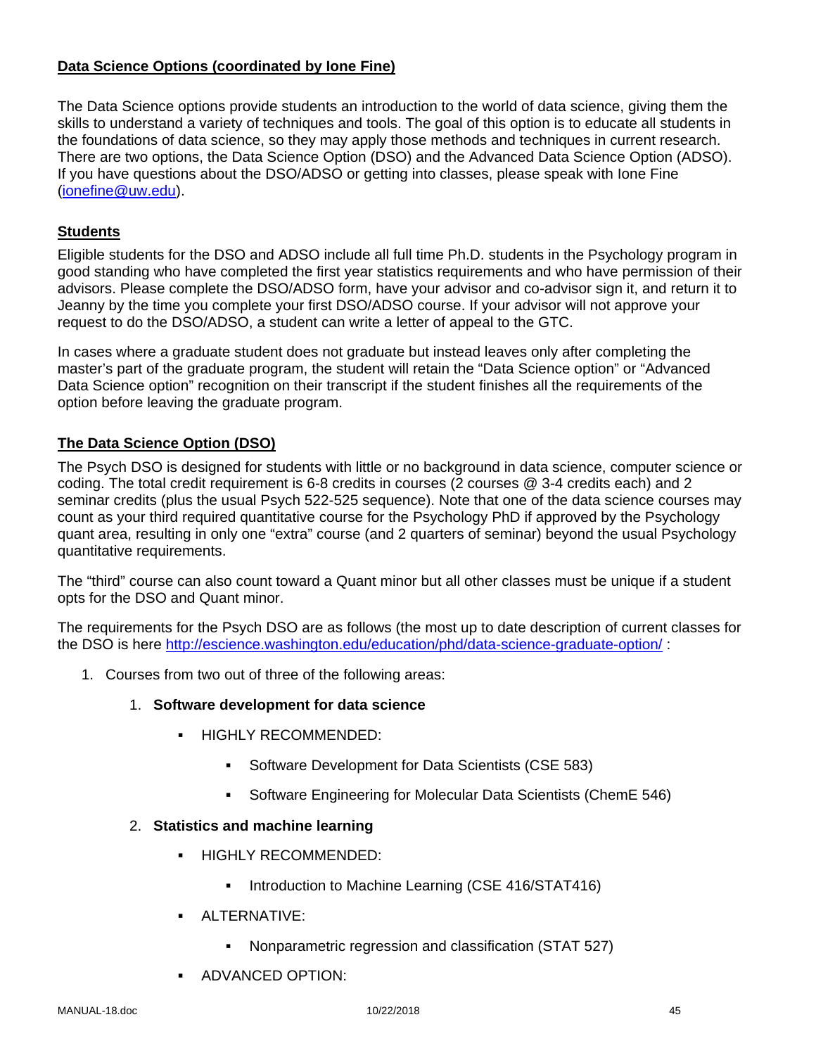**Data Science Options (coordinated by Ione Fine)**

The Data Science options provide students an introduction to the world of data science, giving them the skills to understand a variety of techniques and tools. The goal of this option is to educate all students in the foundations of data science, so they may apply those methods and techniques in current research. There are two options, the Data Science Option (DSO) and the Advanced Data Science Option (ADSO). If you have questions about the DSO/ADSO or getting into classes, please speak with Ione Fine (ionefine@uw.edu).

**Students**

Eligible students for the DSO and ADSO include all full time Ph.D. students in the Psychology program in good standing who have completed the first year statistics requirements and who have permission of their advisors. Please complete the DSO/ADSO form, have your advisor and co-advisor sign it, and return it to Jeanny by the time you complete your first DSO/ADSO course. If your advisor will not approve your request to do the DSO/ADSO, a student can write a letter of appeal to the GTC.

In cases where a graduate student does not graduate but instead leaves only after completing the master's part of the graduate program, the student will retain the "Data Science option" or "Advanced Data Science option" recognition on their transcript if the student finishes all the requirements of the option before leaving the graduate program.

**The Data Science Option (DSO)**

The Psych DSO is designed for students with little or no background in data science, computer science or coding. The total credit requirement is 6-8 credits in courses (2 courses @ 3-4 credits each) and 2 seminar credits (plus the usual Psych 522-525 sequence). Note that one of the data science courses may count as your third required quantitative course for the Psychology PhD if approved by the Psychology quant area, resulting in only one "extra" course (and 2 quarters of seminar) beyond the usual Psychology quantitative requirements.

The "third" course can also count toward a Quant minor but all other classes must be unique if a student opts for the DSO and Quant minor.

The requirements for the Psych DSO are as follows (the most up to date description of current classes for the DSO is here http://escience.washington.edu/education/phd/data-science-graduate-option/ :

1. Courses from two out of three of the following areas:
   1. **Software development for data science**
      - HIGHLY RECOMMENDED:
        - Software Development for Data Scientists (CSE 583)
        - Software Engineering for Molecular Data Scientists (ChemE 546)
   2. **Statistics and machine learning**
      - HIGHLY RECOMMENDED:
        - Introduction to Machine Learning (CSE 416/STAT416)
      - ALTERNATIVE:
        - Nonparametric regression and classification (STAT 527)
      - ADVANCED OPTION: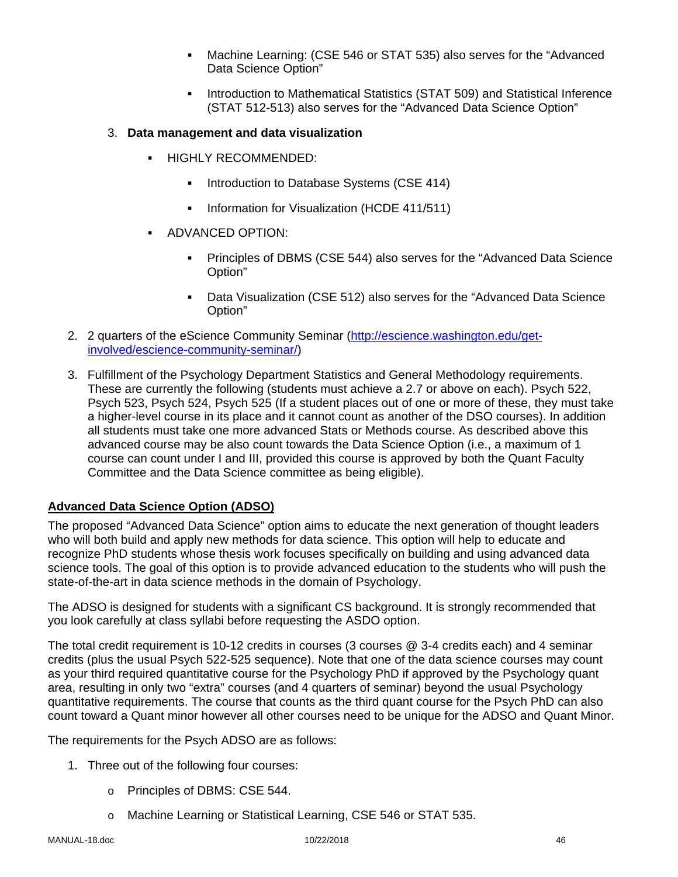- Machine Learning: (CSE 546 or STAT 535) also serves for the "Advanced Data Science Option"
        - Introduction to Mathematical Statistics (STAT 509) and Statistical Inference (STAT 512-513) also serves for the "Advanced Data Science Option"

    3. **Data management and data visualization**
        - HIGHLY RECOMMENDED:
            - Introduction to Database Systems (CSE 414)
            - Information for Visualization (HCDE 411/511)
        - ADVANCED OPTION:
            - Principles of DBMS (CSE 544) also serves for the "Advanced Data Science Option"
            - Data Visualization (CSE 512) also serves for the "Advanced Data Science Option"

2. 2 quarters of the eScience Community Seminar (http://escience.washington.edu/get-involved/escience-community-seminar/)
3. Fulfillment of the Psychology Department Statistics and General Methodology requirements. These are currently the following (students must achieve a 2.7 or above on each). Psych 522, Psych 523, Psych 524, Psych 525 (If a student places out of one or more of these, they must take a higher-level course in its place and it cannot count as another of the DSO courses). In addition all students must take one more advanced Stats or Methods course. As described above this advanced course may be also count towards the Data Science Option (i.e., a maximum of 1 course can count under I and III, provided this course is approved by both the Quant Faculty Committee and the Data Science committee as being eligible).

## Advanced Data Science Option (ADSO)

The proposed "Advanced Data Science" option aims to educate the next generation of thought leaders who will both build and apply new methods for data science. This option will help to educate and recognize PhD students whose thesis work focuses specifically on building and using advanced data science tools. The goal of this option is to provide advanced education to the students who will push the state-of-the-art in data science methods in the domain of Psychology.

The ADSO is designed for students with a significant CS background. It is strongly recommended that you look carefully at class syllabi before requesting the ASDO option.

The total credit requirement is 10-12 credits in courses (3 courses @ 3-4 credits each) and 4 seminar credits (plus the usual Psych 522-525 sequence). Note that one of the data science courses may count as your third required quantitative course for the Psychology PhD if approved by the Psychology quant area, resulting in only two "extra" courses (and 4 quarters of seminar) beyond the usual Psychology quantitative requirements. The course that counts as the third quant course for the Psych PhD can also count toward a Quant minor however all other courses need to be unique for the ADSO and Quant Minor.

The requirements for the Psych ADSO are as follows:

1. Three out of the following four courses:
    - Principles of DBMS: CSE 544.
    - Machine Learning or Statistical Learning, CSE 546 or STAT 535.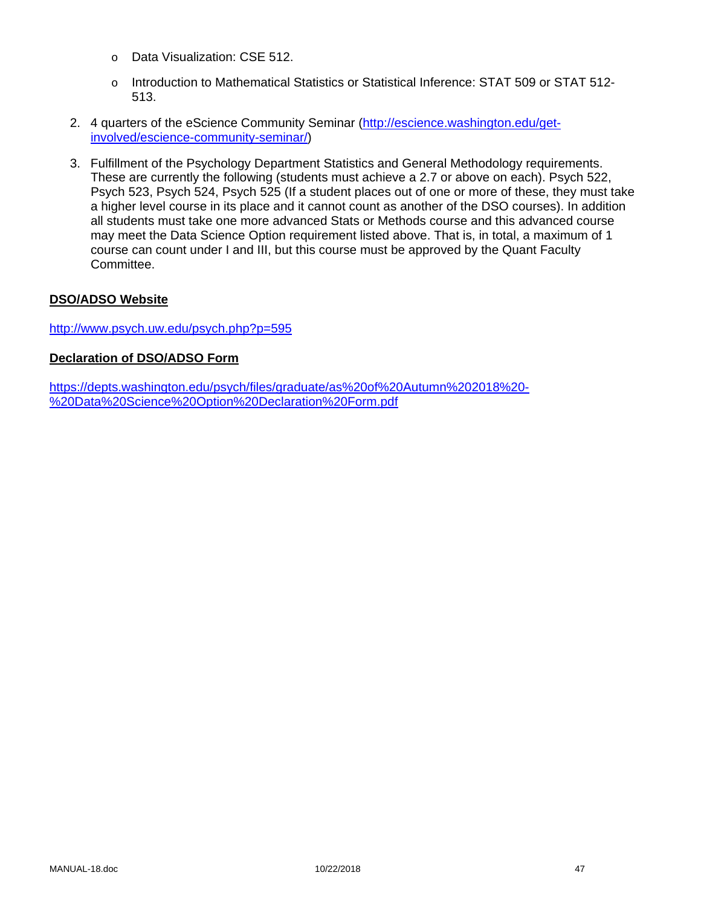- Data Visualization: CSE 512.
   - Introduction to Mathematical Statistics or Statistical Inference: STAT 509 or STAT 512-513.

2. 4 quarters of the eScience Community Seminar ([http://escience.washington.edu/get-involved/escience-community-seminar/](http://escience.washington.edu/get-involved/escience-community-seminar/))

3. Fulfillment of the Psychology Department Statistics and General Methodology requirements. These are currently the following (students must achieve a 2.7 or above on each). Psych 522, Psych 523, Psych 524, Psych 525 (If a student places out of one or more of these, they must take a higher level course in its place and it cannot count as another of the DSO courses). In addition all students must take one more advanced Stats or Methods course and this advanced course may meet the Data Science Option requirement listed above. That is, in total, a maximum of 1 course can count under I and III, but this course must be approved by the Quant Faculty Committee.

**DSO/ADSO Website**

[http://www.psych.uw.edu/psych.php?p=595](http://www.psych.uw.edu/psych.php?p=595)

**Declaration of DSO/ADSO Form**

[https://depts.washington.edu/psych/files/graduate/as%20of%20Autumn%202018%20-%20Data%20Science%20Option%20Declaration%20Form.pdf](https://depts.washington.edu/psych/files/graduate/as%20of%20Autumn%202018%20-%20Data%20Science%20Option%20Declaration%20Form.pdf)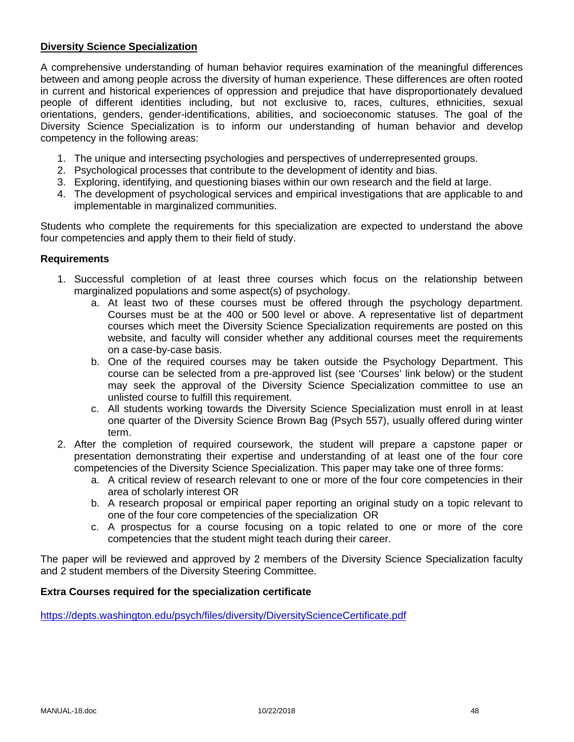## Diversity Science Specialization

A comprehensive understanding of human behavior requires examination of the meaningful differences between and among people across the diversity of human experience. These differences are often rooted in current and historical experiences of oppression and prejudice that have disproportionately devalued people of different identities including, but not exclusive to, races, cultures, ethnicities, sexual orientations, genders, gender-identifications, abilities, and socioeconomic statuses. The goal of the Diversity Science Specialization is to inform our understanding of human behavior and develop competency in the following areas:

1. The unique and intersecting psychologies and perspectives of underrepresented groups.
2. Psychological processes that contribute to the development of identity and bias.
3. Exploring, identifying, and questioning biases within our own research and the field at large.
4. The development of psychological services and empirical investigations that are applicable to and implementable in marginalized communities.

Students who complete the requirements for this specialization are expected to understand the above four competencies and apply them to their field of study.

**Requirements**

1. Successful completion of at least three courses which focus on the relationship between marginalized populations and some aspect(s) of psychology.
   a. At least two of these courses must be offered through the psychology department. Courses must be at the 400 or 500 level or above. A representative list of department courses which meet the Diversity Science Specialization requirements are posted on this website, and faculty will consider whether any additional courses meet the requirements on a case-by-case basis.
   b. One of the required courses may be taken outside the Psychology Department. This course can be selected from a pre-approved list (see 'Courses' link below) or the student may seek the approval of the Diversity Science Specialization committee to use an unlisted course to fulfill this requirement.
   c. All students working towards the Diversity Science Specialization must enroll in at least one quarter of the Diversity Science Brown Bag (Psych 557), usually offered during winter term.
2. After the completion of required coursework, the student will prepare a capstone paper or presentation demonstrating their expertise and understanding of at least one of the four core competencies of the Diversity Science Specialization. This paper may take one of three forms:
   a. A critical review of research relevant to one or more of the four core competencies in their area of scholarly interest OR
   b. A research proposal or empirical paper reporting an original study on a topic relevant to one of the four core competencies of the specialization OR
   c. A prospectus for a course focusing on a topic related to one or more of the core competencies that the student might teach during their career.

The paper will be reviewed and approved by 2 members of the Diversity Science Specialization faculty and 2 student members of the Diversity Steering Committee.

**Extra Courses required for the specialization certificate**

https://depts.washington.edu/psych/files/diversity/DiversityScienceCertificate.pdf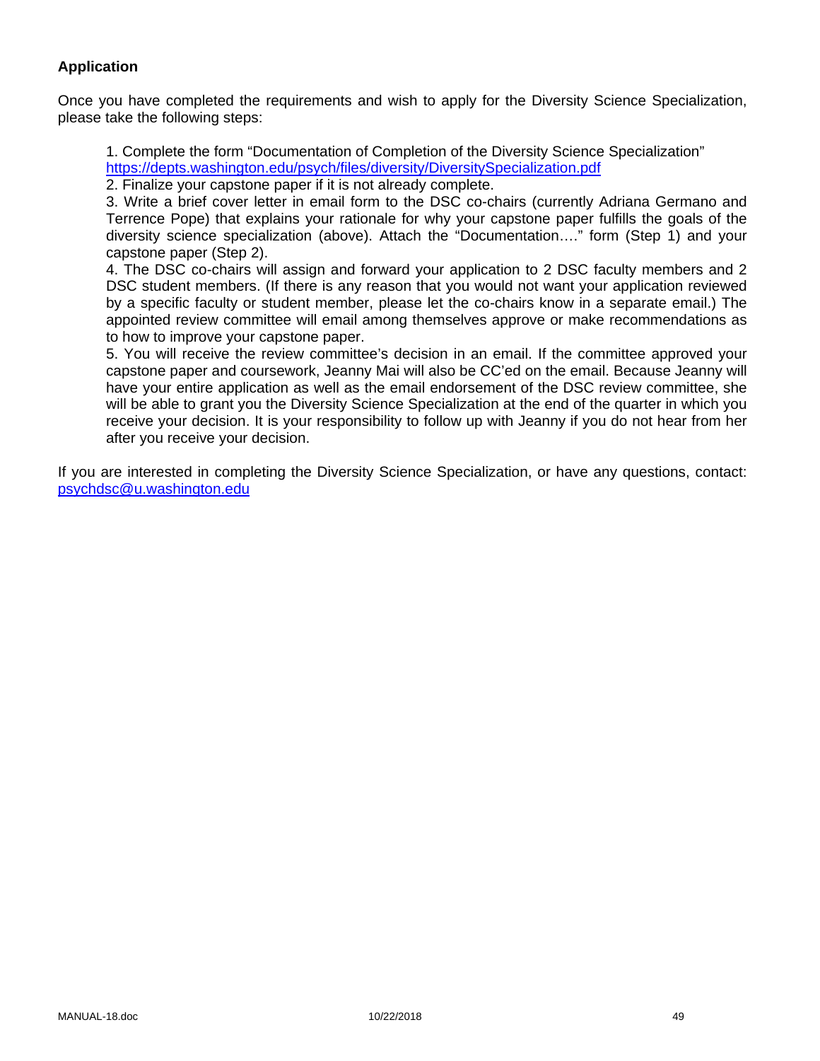**Application**

Once you have completed the requirements and wish to apply for the Diversity Science Specialization, please take the following steps:

1. Complete the form "Documentation of Completion of the Diversity Science Specialization" https://depts.washington.edu/psych/files/diversity/DiversitySpecialization.pdf
2. Finalize your capstone paper if it is not already complete.
3. Write a brief cover letter in email form to the DSC co-chairs (currently Adriana Germano and Terrence Pope) that explains your rationale for why your capstone paper fulfills the goals of the diversity science specialization (above). Attach the "Documentation…." form (Step 1) and your capstone paper (Step 2).
4. The DSC co-chairs will assign and forward your application to 2 DSC faculty members and 2 DSC student members. (If there is any reason that you would not want your application reviewed by a specific faculty or student member, please let the co-chairs know in a separate email.) The appointed review committee will email among themselves approve or make recommendations as to how to improve your capstone paper.
5. You will receive the review committee's decision in an email. If the committee approved your capstone paper and coursework, Jeanny Mai will also be CC'ed on the email. Because Jeanny will have your entire application as well as the email endorsement of the DSC review committee, she will be able to grant you the Diversity Science Specialization at the end of the quarter in which you receive your decision. It is your responsibility to follow up with Jeanny if you do not hear from her after you receive your decision.

If you are interested in completing the Diversity Science Specialization, or have any questions, contact: psychdsc@u.washington.edu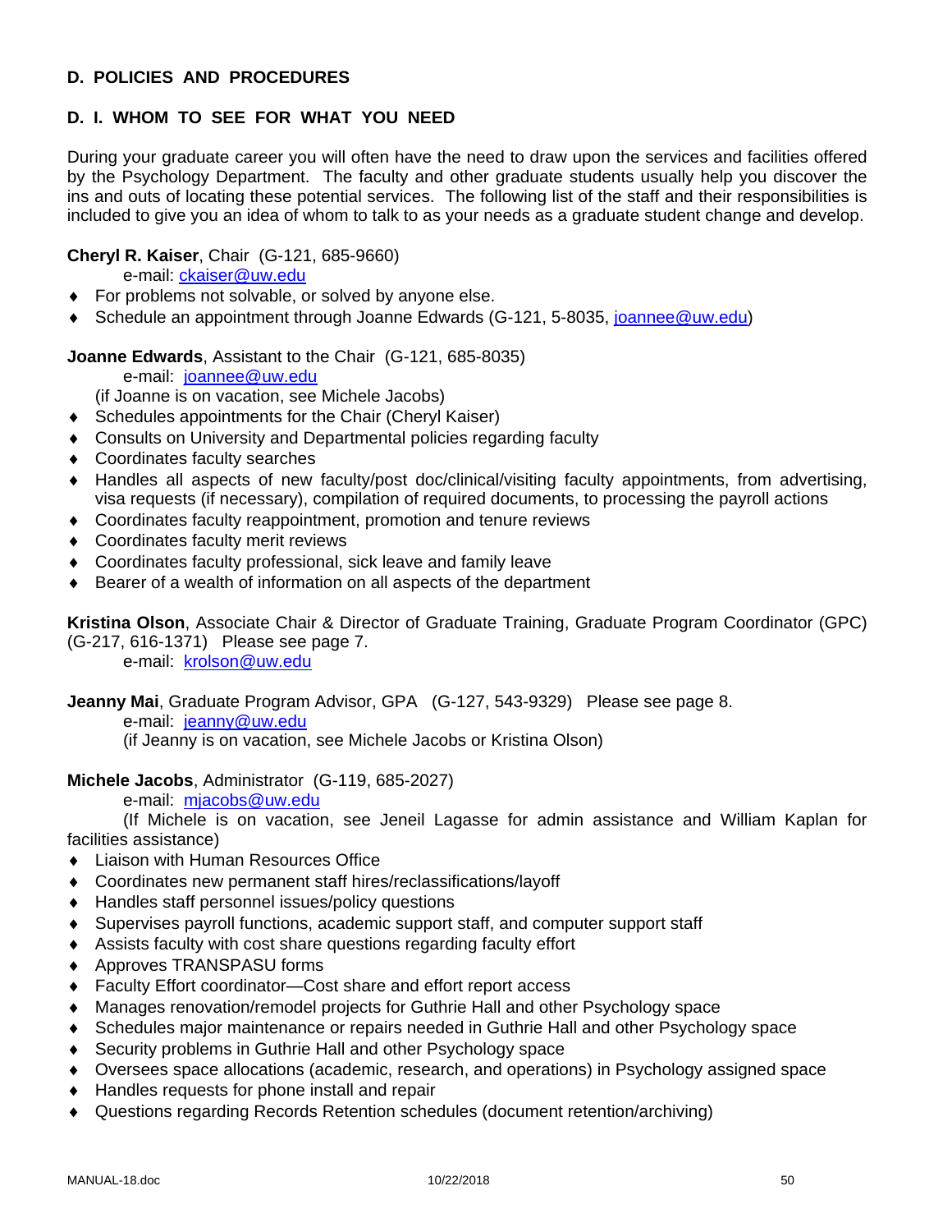## D. POLICIES AND PROCEDURES

### D. I. WHOM TO SEE FOR WHAT YOU NEED

During your graduate career you will often have the need to draw upon the services and facilities offered by the Psychology Department. The faculty and other graduate students usually help you discover the ins and outs of locating these potential services. The following list of the staff and their responsibilities is included to give you an idea of whom to talk to as your needs as a graduate student change and develop.

**Cheryl R. Kaiser**, Chair (G-121, 685-9660)
e-mail: ckaiser@uw.edu

- For problems not solvable, or solved by anyone else.
- Schedule an appointment through Joanne Edwards (G-121, 5-8035, joannee@uw.edu)

**Joanne Edwards**, Assistant to the Chair (G-121, 685-8035)
e-mail: joannee@uw.edu
(if Joanne is on vacation, see Michele Jacobs)

- Schedules appointments for the Chair (Cheryl Kaiser)
- Consults on University and Departmental policies regarding faculty
- Coordinates faculty searches
- Handles all aspects of new faculty/post doc/clinical/visiting faculty appointments, from advertising, visa requests (if necessary), compilation of required documents, to processing the payroll actions
- Coordinates faculty reappointment, promotion and tenure reviews
- Coordinates faculty merit reviews
- Coordinates faculty professional, sick leave and family leave
- Bearer of a wealth of information on all aspects of the department

**Kristina Olson**, Associate Chair & Director of Graduate Training, Graduate Program Coordinator (GPC) (G-217, 616-1371) Please see page 7.
e-mail: krolson@uw.edu

**Jeanny Mai**, Graduate Program Advisor, GPA (G-127, 543-9329) Please see page 8.
e-mail: jeanny@uw.edu
(if Jeanny is on vacation, see Michele Jacobs or Kristina Olson)

**Michele Jacobs**, Administrator (G-119, 685-2027)
e-mail: mjacobs@uw.edu
(If Michele is on vacation, see Jeneil Lagasse for admin assistance and William Kaplan for facilities assistance)

- Liaison with Human Resources Office
- Coordinates new permanent staff hires/reclassifications/layoff
- Handles staff personnel issues/policy questions
- Supervises payroll functions, academic support staff, and computer support staff
- Assists faculty with cost share questions regarding faculty effort
- Approves TRANSPASU forms
- Faculty Effort coordinator—Cost share and effort report access
- Manages renovation/remodel projects for Guthrie Hall and other Psychology space
- Schedules major maintenance or repairs needed in Guthrie Hall and other Psychology space
- Security problems in Guthrie Hall and other Psychology space
- Oversees space allocations (academic, research, and operations) in Psychology assigned space
- Handles requests for phone install and repair
- Questions regarding Records Retention schedules (document retention/archiving)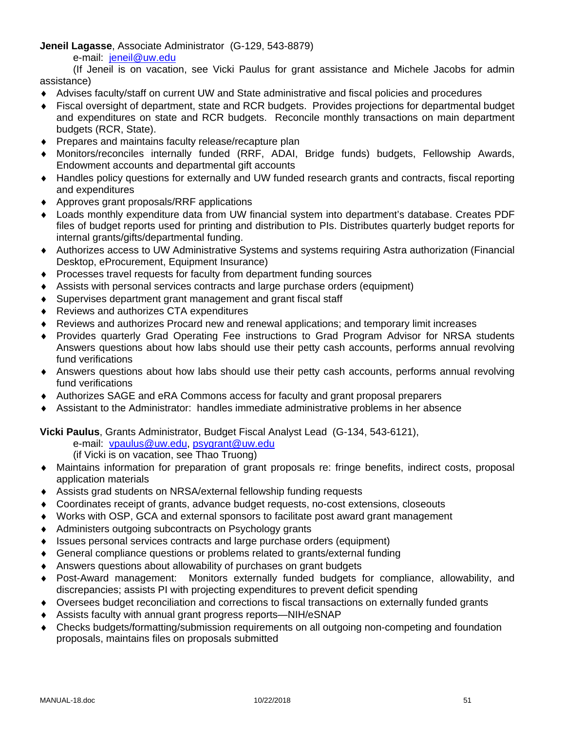**Jeneil Lagasse**, Associate Administrator (G-129, 543-8879)

e-mail: [jeneil@uw.edu](mailto:jeneil@uw.edu)

(If Jeneil is on vacation, see Vicki Paulus for grant assistance and Michele Jacobs for admin assistance)

- Advises faculty/staff on current UW and State administrative and fiscal policies and procedures
- Fiscal oversight of department, state and RCR budgets. Provides projections for departmental budget and expenditures on state and RCR budgets. Reconcile monthly transactions on main department budgets (RCR, State).
- Prepares and maintains faculty release/recapture plan
- Monitors/reconciles internally funded (RRF, ADAI, Bridge funds) budgets, Fellowship Awards, Endowment accounts and departmental gift accounts
- Handles policy questions for externally and UW funded research grants and contracts, fiscal reporting and expenditures
- Approves grant proposals/RRF applications
- Loads monthly expenditure data from UW financial system into department's database. Creates PDF files of budget reports used for printing and distribution to PIs. Distributes quarterly budget reports for internal grants/gifts/departmental funding.
- Authorizes access to UW Administrative Systems and systems requiring Astra authorization (Financial Desktop, eProcurement, Equipment Insurance)
- Processes travel requests for faculty from department funding sources
- Assists with personal services contracts and large purchase orders (equipment)
- Supervises department grant management and grant fiscal staff
- Reviews and authorizes CTA expenditures
- Reviews and authorizes Procard new and renewal applications; and temporary limit increases
- Provides quarterly Grad Operating Fee instructions to Grad Program Advisor for NRSA students Answers questions about how labs should use their petty cash accounts, performs annual revolving fund verifications
- Answers questions about how labs should use their petty cash accounts, performs annual revolving fund verifications
- Authorizes SAGE and eRA Commons access for faculty and grant proposal preparers
- Assistant to the Administrator: handles immediate administrative problems in her absence

**Vicki Paulus**, Grants Administrator, Budget Fiscal Analyst Lead (G-134, 543-6121),

e-mail: [vpaulus@uw.edu](mailto:vpaulus@uw.edu), [psygrant@uw.edu](mailto:psygrant@uw.edu)

(if Vicki is on vacation, see Thao Truong)

- Maintains information for preparation of grant proposals re: fringe benefits, indirect costs, proposal application materials
- Assists grad students on NRSA/external fellowship funding requests
- Coordinates receipt of grants, advance budget requests, no-cost extensions, closeouts
- Works with OSP, GCA and external sponsors to facilitate post award grant management
- Administers outgoing subcontracts on Psychology grants
- Issues personal services contracts and large purchase orders (equipment)
- General compliance questions or problems related to grants/external funding
- Answers questions about allowability of purchases on grant budgets
- Post-Award management: Monitors externally funded budgets for compliance, allowability, and discrepancies; assists PI with projecting expenditures to prevent deficit spending
- Oversees budget reconciliation and corrections to fiscal transactions on externally funded grants
- Assists faculty with annual grant progress reports—NIH/eSNAP
- Checks budgets/formatting/submission requirements on all outgoing non-competing and foundation proposals, maintains files on proposals submitted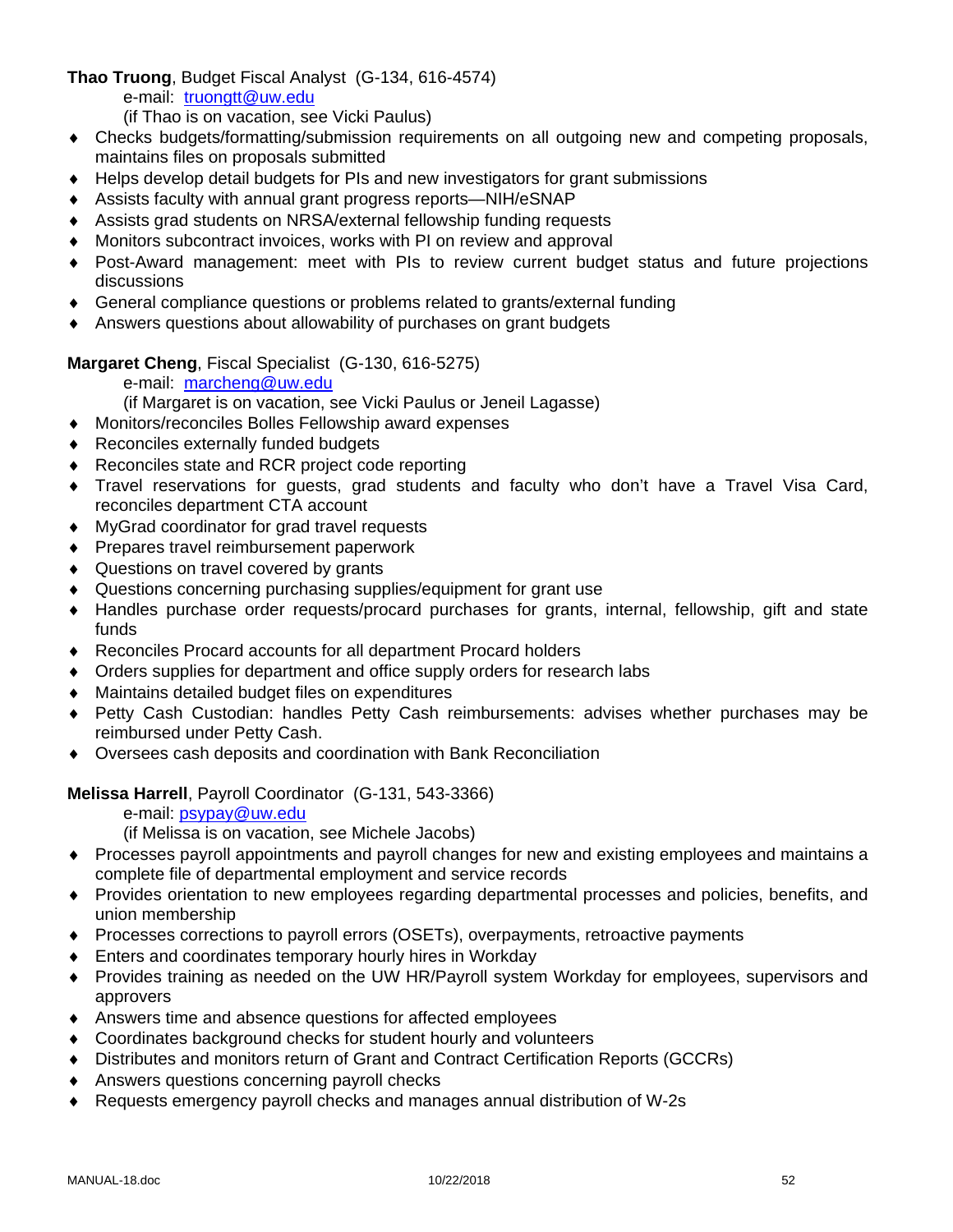**Thao Truong**, Budget Fiscal Analyst (G-134, 616-4574)

e-mail: truongtt@uw.edu

(if Thao is on vacation, see Vicki Paulus)

- Checks budgets/formatting/submission requirements on all outgoing new and competing proposals, maintains files on proposals submitted
- Helps develop detail budgets for PIs and new investigators for grant submissions
- Assists faculty with annual grant progress reports—NIH/eSNAP
- Assists grad students on NRSA/external fellowship funding requests
- Monitors subcontract invoices, works with PI on review and approval
- Post-Award management: meet with PIs to review current budget status and future projections discussions
- General compliance questions or problems related to grants/external funding
- Answers questions about allowability of purchases on grant budgets

**Margaret Cheng**, Fiscal Specialist (G-130, 616-5275)

e-mail: marcheng@uw.edu

(if Margaret is on vacation, see Vicki Paulus or Jeneil Lagasse)

- Monitors/reconciles Bolles Fellowship award expenses
- Reconciles externally funded budgets
- Reconciles state and RCR project code reporting
- Travel reservations for guests, grad students and faculty who don't have a Travel Visa Card, reconciles department CTA account
- MyGrad coordinator for grad travel requests
- Prepares travel reimbursement paperwork
- Questions on travel covered by grants
- Questions concerning purchasing supplies/equipment for grant use
- Handles purchase order requests/procard purchases for grants, internal, fellowship, gift and state funds
- Reconciles Procard accounts for all department Procard holders
- Orders supplies for department and office supply orders for research labs
- Maintains detailed budget files on expenditures
- Petty Cash Custodian: handles Petty Cash reimbursements: advises whether purchases may be reimbursed under Petty Cash.
- Oversees cash deposits and coordination with Bank Reconciliation

**Melissa Harrell**, Payroll Coordinator (G-131, 543-3366)

e-mail: psypay@uw.edu

(if Melissa is on vacation, see Michele Jacobs)

- Processes payroll appointments and payroll changes for new and existing employees and maintains a complete file of departmental employment and service records
- Provides orientation to new employees regarding departmental processes and policies, benefits, and union membership
- Processes corrections to payroll errors (OSETs), overpayments, retroactive payments
- Enters and coordinates temporary hourly hires in Workday
- Provides training as needed on the UW HR/Payroll system Workday for employees, supervisors and approvers
- Answers time and absence questions for affected employees
- Coordinates background checks for student hourly and volunteers
- Distributes and monitors return of Grant and Contract Certification Reports (GCCRs)
- Answers questions concerning payroll checks
- Requests emergency payroll checks and manages annual distribution of W-2s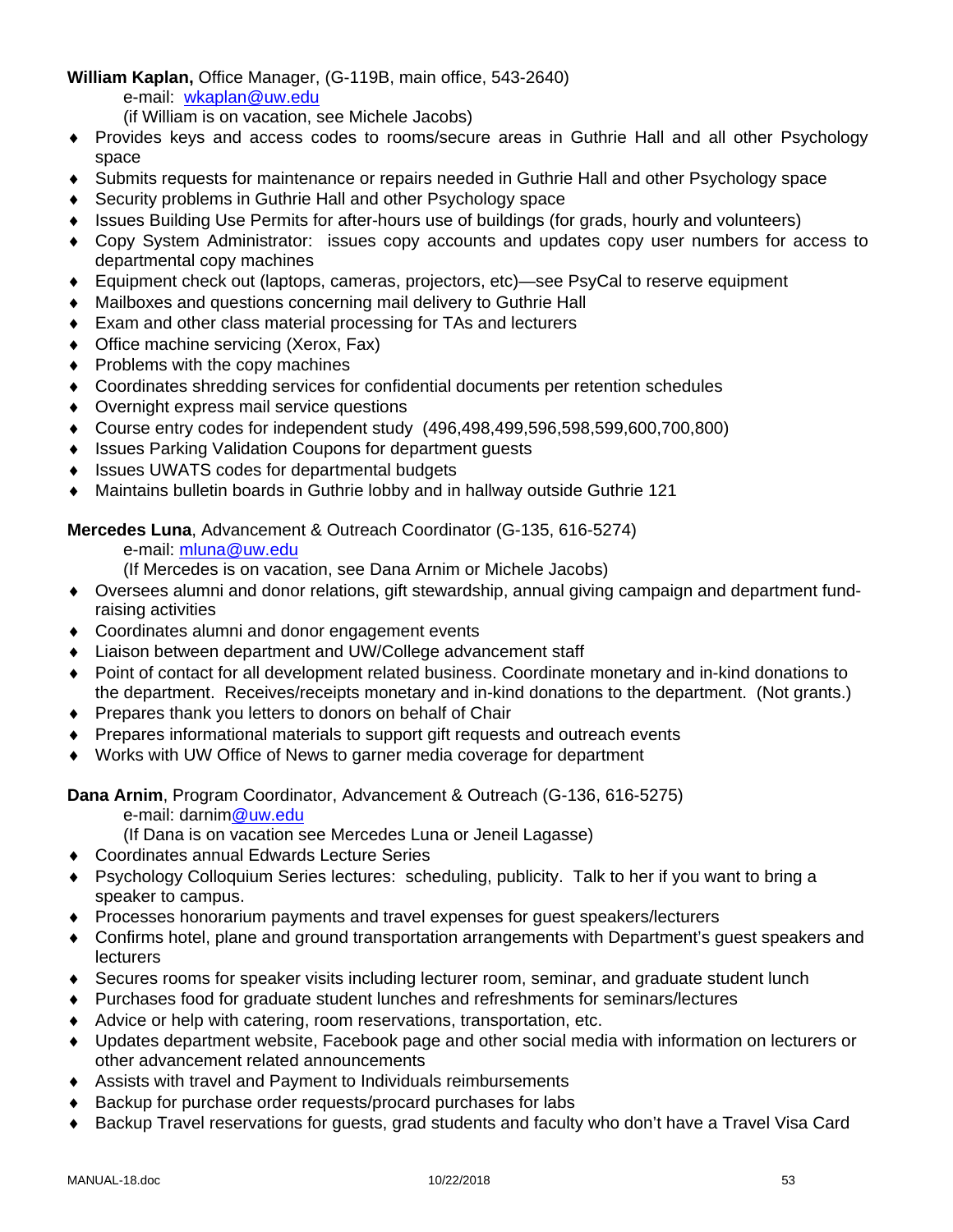**William Kaplan,** Office Manager, (G-119B, main office, 543-2640)

e-mail: wkaplan@uw.edu

(if William is on vacation, see Michele Jacobs)

- Provides keys and access codes to rooms/secure areas in Guthrie Hall and all other Psychology space
- Submits requests for maintenance or repairs needed in Guthrie Hall and other Psychology space
- Security problems in Guthrie Hall and other Psychology space
- Issues Building Use Permits for after-hours use of buildings (for grads, hourly and volunteers)
- Copy System Administrator: issues copy accounts and updates copy user numbers for access to departmental copy machines
- Equipment check out (laptops, cameras, projectors, etc)—see PsyCal to reserve equipment
- Mailboxes and questions concerning mail delivery to Guthrie Hall
- Exam and other class material processing for TAs and lecturers
- Office machine servicing (Xerox, Fax)
- Problems with the copy machines
- Coordinates shredding services for confidential documents per retention schedules
- Overnight express mail service questions
- Course entry codes for independent study (496,498,499,596,598,599,600,700,800)
- Issues Parking Validation Coupons for department guests
- Issues UWATS codes for departmental budgets
- Maintains bulletin boards in Guthrie lobby and in hallway outside Guthrie 121

**Mercedes Luna**, Advancement & Outreach Coordinator (G-135, 616-5274)

e-mail: mluna@uw.edu

(If Mercedes is on vacation, see Dana Arnim or Michele Jacobs)

- Oversees alumni and donor relations, gift stewardship, annual giving campaign and department fund-raising activities
- Coordinates alumni and donor engagement events
- Liaison between department and UW/College advancement staff
- Point of contact for all development related business. Coordinate monetary and in-kind donations to the department. Receives/receipts monetary and in-kind donations to the department. (Not grants.)
- Prepares thank you letters to donors on behalf of Chair
- Prepares informational materials to support gift requests and outreach events
- Works with UW Office of News to garner media coverage for department

**Dana Arnim**, Program Coordinator, Advancement & Outreach (G-136, 616-5275)

e-mail: darnim@uw.edu

(If Dana is on vacation see Mercedes Luna or Jeneil Lagasse)

- Coordinates annual Edwards Lecture Series
- Psychology Colloquium Series lectures: scheduling, publicity. Talk to her if you want to bring a speaker to campus.
- Processes honorarium payments and travel expenses for guest speakers/lecturers
- Confirms hotel, plane and ground transportation arrangements with Department's guest speakers and lecturers
- Secures rooms for speaker visits including lecturer room, seminar, and graduate student lunch
- Purchases food for graduate student lunches and refreshments for seminars/lectures
- Advice or help with catering, room reservations, transportation, etc.
- Updates department website, Facebook page and other social media with information on lecturers or other advancement related announcements
- Assists with travel and Payment to Individuals reimbursements
- Backup for purchase order requests/procard purchases for labs
- Backup Travel reservations for guests, grad students and faculty who don't have a Travel Visa Card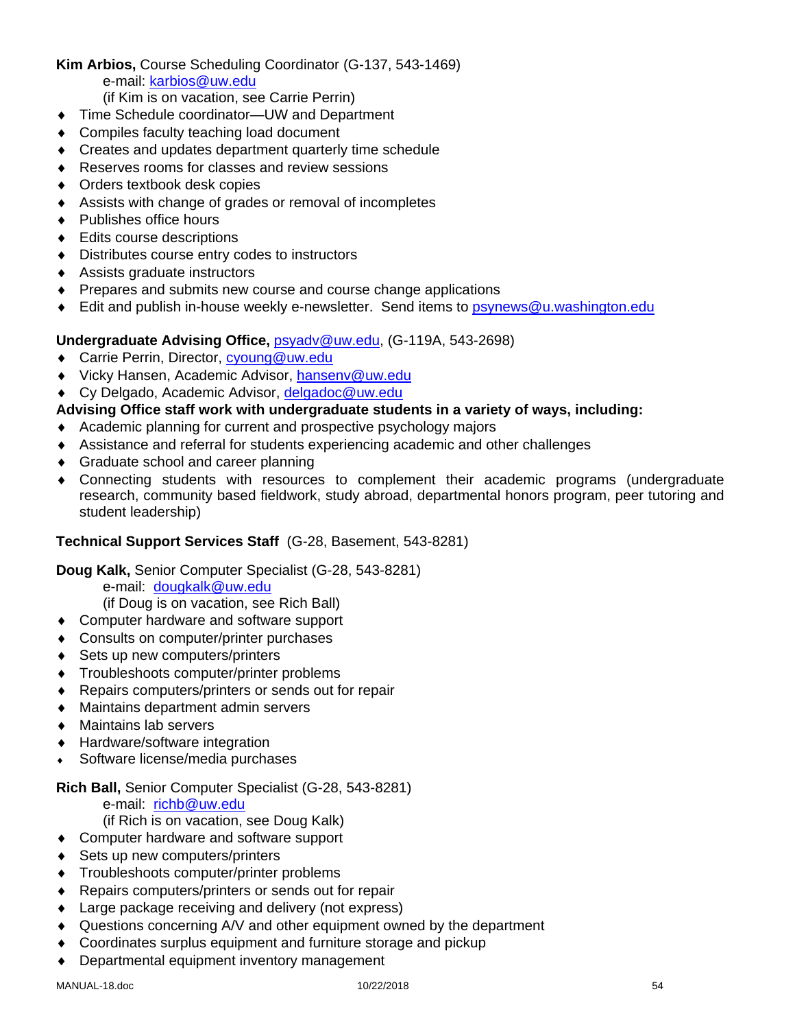**Kim Arbios,** Course Scheduling Coordinator (G-137, 543-1469)

e-mail: karbios@uw.edu

(if Kim is on vacation, see Carrie Perrin)

- Time Schedule coordinator—UW and Department
- Compiles faculty teaching load document
- Creates and updates department quarterly time schedule
- Reserves rooms for classes and review sessions
- Orders textbook desk copies
- Assists with change of grades or removal of incompletes
- Publishes office hours
- Edits course descriptions
- Distributes course entry codes to instructors
- Assists graduate instructors
- Prepares and submits new course and course change applications
- Edit and publish in-house weekly e-newsletter. Send items to psynews@u.washington.edu

**Undergraduate Advising Office,** psyadv@uw.edu, (G-119A, 543-2698)

- Carrie Perrin, Director, cyoung@uw.edu
- Vicky Hansen, Academic Advisor, hansenv@uw.edu
- Cy Delgado, Academic Advisor, delgadoc@uw.edu

**Advising Office staff work with undergraduate students in a variety of ways, including:**

- Academic planning for current and prospective psychology majors
- Assistance and referral for students experiencing academic and other challenges
- Graduate school and career planning
- Connecting students with resources to complement their academic programs (undergraduate research, community based fieldwork, study abroad, departmental honors program, peer tutoring and student leadership)

**Technical Support Services Staff** (G-28, Basement, 543-8281)

**Doug Kalk,** Senior Computer Specialist (G-28, 543-8281)

e-mail: dougkalk@uw.edu

(if Doug is on vacation, see Rich Ball)

- Computer hardware and software support
- Consults on computer/printer purchases
- Sets up new computers/printers
- Troubleshoots computer/printer problems
- Repairs computers/printers or sends out for repair
- Maintains department admin servers
- Maintains lab servers
- Hardware/software integration
- Software license/media purchases

**Rich Ball,** Senior Computer Specialist (G-28, 543-8281)

e-mail: richb@uw.edu

(if Rich is on vacation, see Doug Kalk)

- Computer hardware and software support
- Sets up new computers/printers
- Troubleshoots computer/printer problems
- Repairs computers/printers or sends out for repair
- Large package receiving and delivery (not express)
- Questions concerning A/V and other equipment owned by the department
- Coordinates surplus equipment and furniture storage and pickup
- Departmental equipment inventory management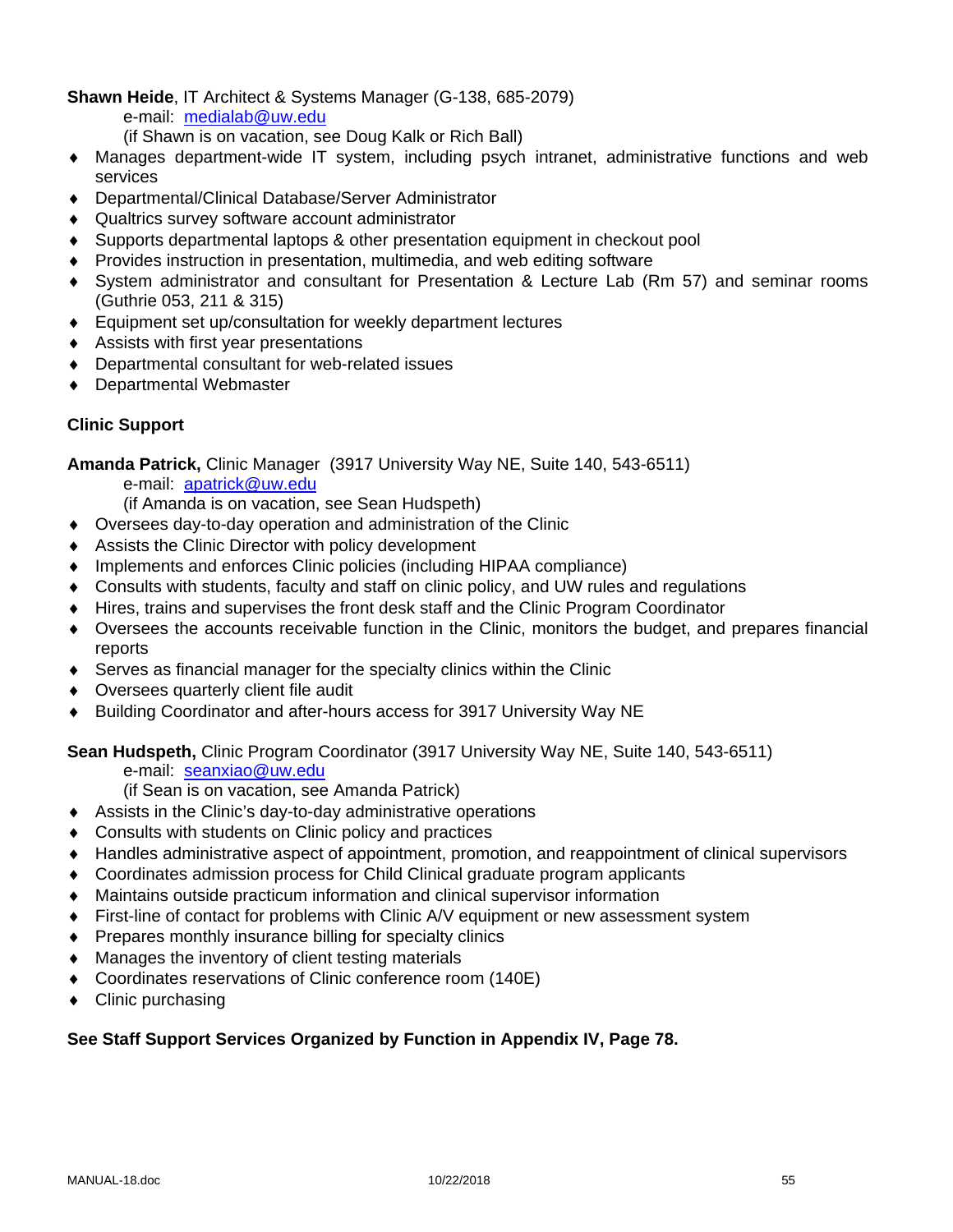**Shawn Heide**, IT Architect & Systems Manager (G-138, 685-2079)

e-mail: medialab@uw.edu

(if Shawn is on vacation, see Doug Kalk or Rich Ball)

- Manages department-wide IT system, including psych intranet, administrative functions and web services
- Departmental/Clinical Database/Server Administrator
- Qualtrics survey software account administrator
- Supports departmental laptops & other presentation equipment in checkout pool
- Provides instruction in presentation, multimedia, and web editing software
- System administrator and consultant for Presentation & Lecture Lab (Rm 57) and seminar rooms (Guthrie 053, 211 & 315)
- Equipment set up/consultation for weekly department lectures
- Assists with first year presentations
- Departmental consultant for web-related issues
- Departmental Webmaster

**Clinic Support**

**Amanda Patrick,** Clinic Manager (3917 University Way NE, Suite 140, 543-6511)

e-mail: apatrick@uw.edu

(if Amanda is on vacation, see Sean Hudspeth)

- Oversees day-to-day operation and administration of the Clinic
- Assists the Clinic Director with policy development
- Implements and enforces Clinic policies (including HIPAA compliance)
- Consults with students, faculty and staff on clinic policy, and UW rules and regulations
- Hires, trains and supervises the front desk staff and the Clinic Program Coordinator
- Oversees the accounts receivable function in the Clinic, monitors the budget, and prepares financial reports
- Serves as financial manager for the specialty clinics within the Clinic
- Oversees quarterly client file audit
- Building Coordinator and after-hours access for 3917 University Way NE

**Sean Hudspeth,** Clinic Program Coordinator (3917 University Way NE, Suite 140, 543-6511)

e-mail: seanxiao@uw.edu

(if Sean is on vacation, see Amanda Patrick)

- Assists in the Clinic's day-to-day administrative operations
- Consults with students on Clinic policy and practices
- Handles administrative aspect of appointment, promotion, and reappointment of clinical supervisors
- Coordinates admission process for Child Clinical graduate program applicants
- Maintains outside practicum information and clinical supervisor information
- First-line of contact for problems with Clinic A/V equipment or new assessment system
- Prepares monthly insurance billing for specialty clinics
- Manages the inventory of client testing materials
- Coordinates reservations of Clinic conference room (140E)
- Clinic purchasing

**See Staff Support Services Organized by Function in Appendix IV, Page 78.**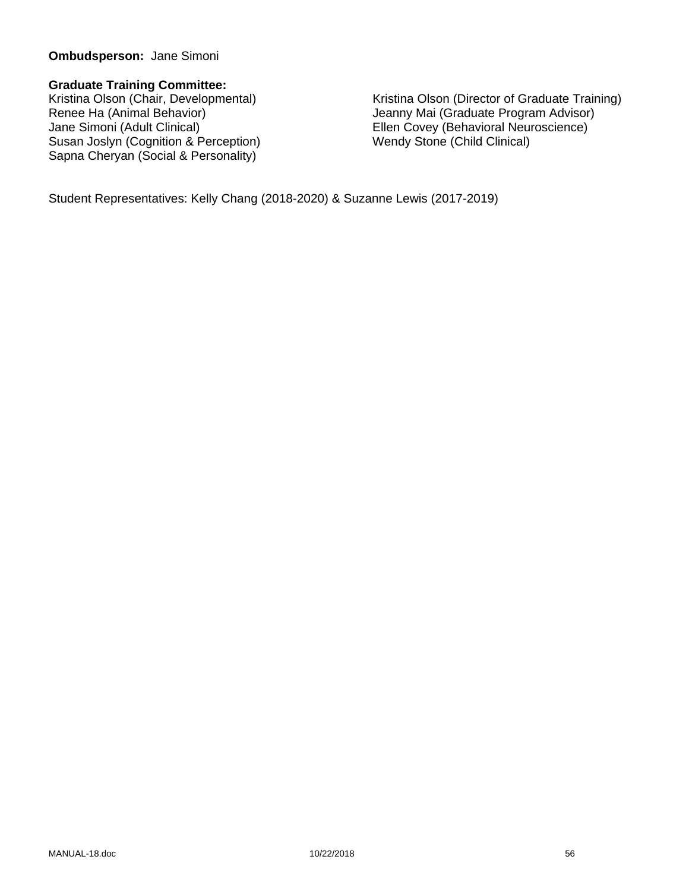**Ombudsperson:** Jane Simoni

**Graduate Training Committee:**

Kristina Olson (Chair, Developmental)
Renee Ha (Animal Behavior)
Jane Simoni (Adult Clinical)
Susan Joslyn (Cognition & Perception)
Sapna Cheryan (Social & Personality)
Kristina Olson (Director of Graduate Training)
Jeanny Mai (Graduate Program Advisor)
Ellen Covey (Behavioral Neuroscience)
Wendy Stone (Child Clinical)

Student Representatives: Kelly Chang (2018-2020) & Suzanne Lewis (2017-2019)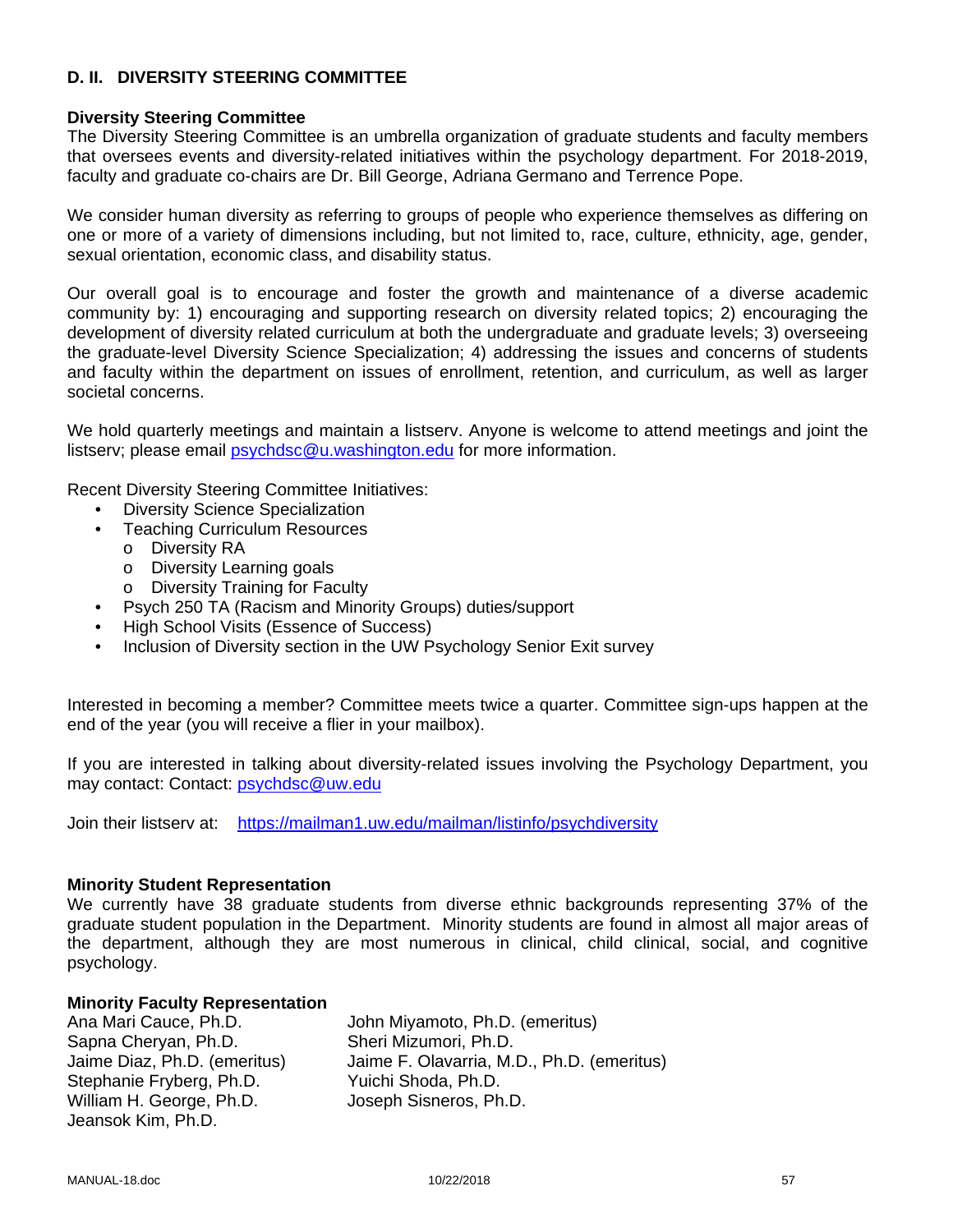## D. II. DIVERSITY STEERING COMMITTEE

**Diversity Steering Committee**

The Diversity Steering Committee is an umbrella organization of graduate students and faculty members that oversees events and diversity-related initiatives within the psychology department. For 2018-2019, faculty and graduate co-chairs are Dr. Bill George, Adriana Germano and Terrence Pope.

We consider human diversity as referring to groups of people who experience themselves as differing on one or more of a variety of dimensions including, but not limited to, race, culture, ethnicity, age, gender, sexual orientation, economic class, and disability status.

Our overall goal is to encourage and foster the growth and maintenance of a diverse academic community by: 1) encouraging and supporting research on diversity related topics; 2) encouraging the development of diversity related curriculum at both the undergraduate and graduate levels; 3) overseeing the graduate-level Diversity Science Specialization; 4) addressing the issues and concerns of students and faculty within the department on issues of enrollment, retention, and curriculum, as well as larger societal concerns.

We hold quarterly meetings and maintain a listserv. Anyone is welcome to attend meetings and joint the listserv; please email psychdsc@u.washington.edu for more information.

Recent Diversity Steering Committee Initiatives:

- Diversity Science Specialization
- Teaching Curriculum Resources
  - Diversity RA
  - Diversity Learning goals
  - Diversity Training for Faculty
- Psych 250 TA (Racism and Minority Groups) duties/support
- High School Visits (Essence of Success)
- Inclusion of Diversity section in the UW Psychology Senior Exit survey

Interested in becoming a member? Committee meets twice a quarter. Committee sign-ups happen at the end of the year (you will receive a flier in your mailbox).

If you are interested in talking about diversity-related issues involving the Psychology Department, you may contact: Contact: psychdsc@uw.edu

Join their listserv at: https://mailman1.uw.edu/mailman/listinfo/psychdiversity

**Minority Student Representation**

We currently have 38 graduate students from diverse ethnic backgrounds representing 37% of the graduate student population in the Department. Minority students are found in almost all major areas of the department, although they are most numerous in clinical, child clinical, social, and cognitive psychology.

**Minority Faculty Representation**

Ana Mari Cauce, Ph.D.
Sapna Cheryan, Ph.D.
Jaime Diaz, Ph.D. (emeritus)
Stephanie Fryberg, Ph.D.
William H. George, Ph.D.
Jeansok Kim, Ph.D.
John Miyamoto, Ph.D. (emeritus)
Sheri Mizumori, Ph.D.
Jaime F. Olavarria, M.D., Ph.D. (emeritus)
Yuichi Shoda, Ph.D.
Joseph Sisneros, Ph.D.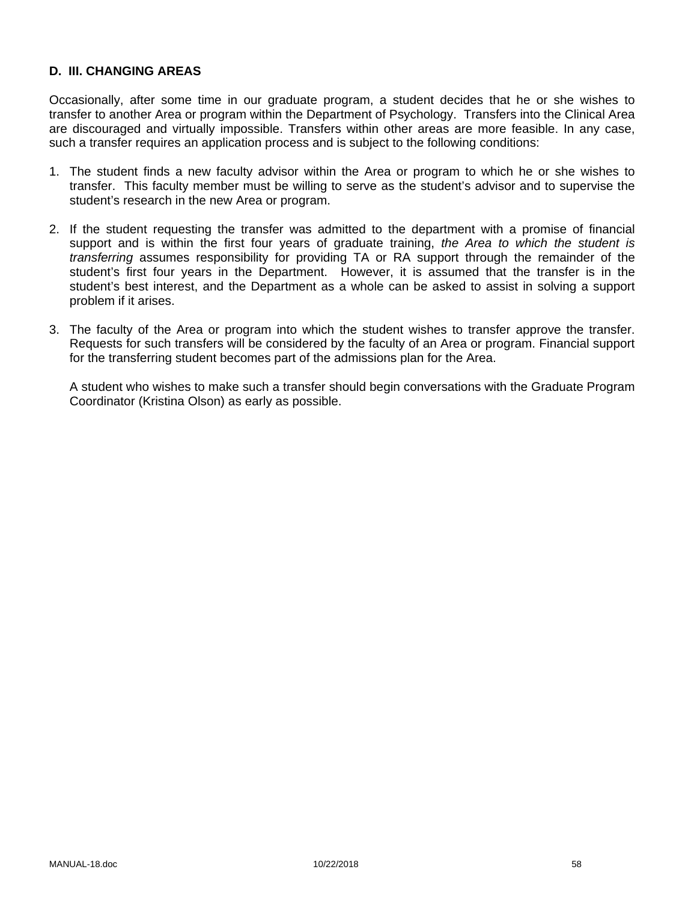### D. III. CHANGING AREAS

Occasionally, after some time in our graduate program, a student decides that he or she wishes to transfer to another Area or program within the Department of Psychology. Transfers into the Clinical Area are discouraged and virtually impossible. Transfers within other areas are more feasible. In any case, such a transfer requires an application process and is subject to the following conditions:

1. The student finds a new faculty advisor within the Area or program to which he or she wishes to transfer. This faculty member must be willing to serve as the student's advisor and to supervise the student's research in the new Area or program.

2. If the student requesting the transfer was admitted to the department with a promise of financial support and is within the first four years of graduate training, *the Area to which the student is transferring* assumes responsibility for providing TA or RA support through the remainder of the student's first four years in the Department. However, it is assumed that the transfer is in the student's best interest, and the Department as a whole can be asked to assist in solving a support problem if it arises.

3. The faculty of the Area or program into which the student wishes to transfer approve the transfer. Requests for such transfers will be considered by the faculty of an Area or program. Financial support for the transferring student becomes part of the admissions plan for the Area.

   A student who wishes to make such a transfer should begin conversations with the Graduate Program Coordinator (Kristina Olson) as early as possible.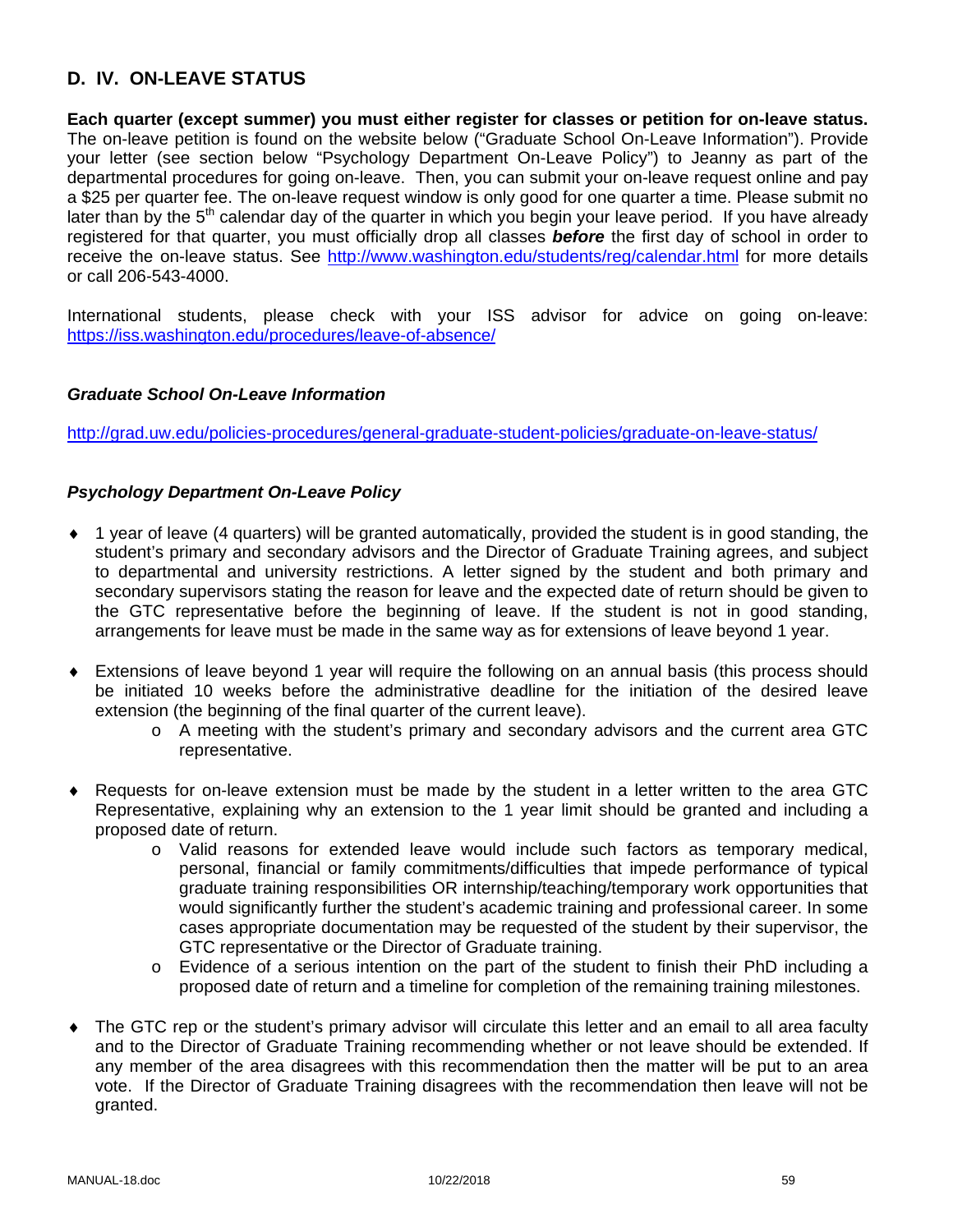## D. IV. ON-LEAVE STATUS

**Each quarter (except summer) you must either register for classes or petition for on-leave status.** The on-leave petition is found on the website below ("Graduate School On-Leave Information"). Provide your letter (see section below "Psychology Department On-Leave Policy") to Jeanny as part of the departmental procedures for going on-leave. Then, you can submit your on-leave request online and pay a $25 per quarter fee. The on-leave request window is only good for one quarter a time. Please submit no later than by the 5th calendar day of the quarter in which you begin your leave period. If you have already registered for that quarter, you must officially drop all classes ***before*** the first day of school in order to receive the on-leave status. See http://www.washington.edu/students/reg/calendar.html for more details or call 206-543-4000.

International students, please check with your ISS advisor for advice on going on-leave: https://iss.washington.edu/procedures/leave-of-absence/

### *Graduate School On-Leave Information*

http://grad.uw.edu/policies-procedures/general-graduate-student-policies/graduate-on-leave-status/

### *Psychology Department On-Leave Policy*

- 1 year of leave (4 quarters) will be granted automatically, provided the student is in good standing, the student's primary and secondary advisors and the Director of Graduate Training agrees, and subject to departmental and university restrictions. A letter signed by the student and both primary and secondary supervisors stating the reason for leave and the expected date of return should be given to the GTC representative before the beginning of leave. If the student is not in good standing, arrangements for leave must be made in the same way as for extensions of leave beyond 1 year.

- Extensions of leave beyond 1 year will require the following on an annual basis (this process should be initiated 10 weeks before the administrative deadline for the initiation of the desired leave extension (the beginning of the final quarter of the current leave).
  - A meeting with the student's primary and secondary advisors and the current area GTC representative.

- Requests for on-leave extension must be made by the student in a letter written to the area GTC Representative, explaining why an extension to the 1 year limit should be granted and including a proposed date of return.
  - Valid reasons for extended leave would include such factors as temporary medical, personal, financial or family commitments/difficulties that impede performance of typical graduate training responsibilities OR internship/teaching/temporary work opportunities that would significantly further the student's academic training and professional career. In some cases appropriate documentation may be requested of the student by their supervisor, the GTC representative or the Director of Graduate training.
  - Evidence of a serious intention on the part of the student to finish their PhD including a proposed date of return and a timeline for completion of the remaining training milestones.

- The GTC rep or the student's primary advisor will circulate this letter and an email to all area faculty and to the Director of Graduate Training recommending whether or not leave should be extended. If any member of the area disagrees with this recommendation then the matter will be put to an area vote. If the Director of Graduate Training disagrees with the recommendation then leave will not be granted.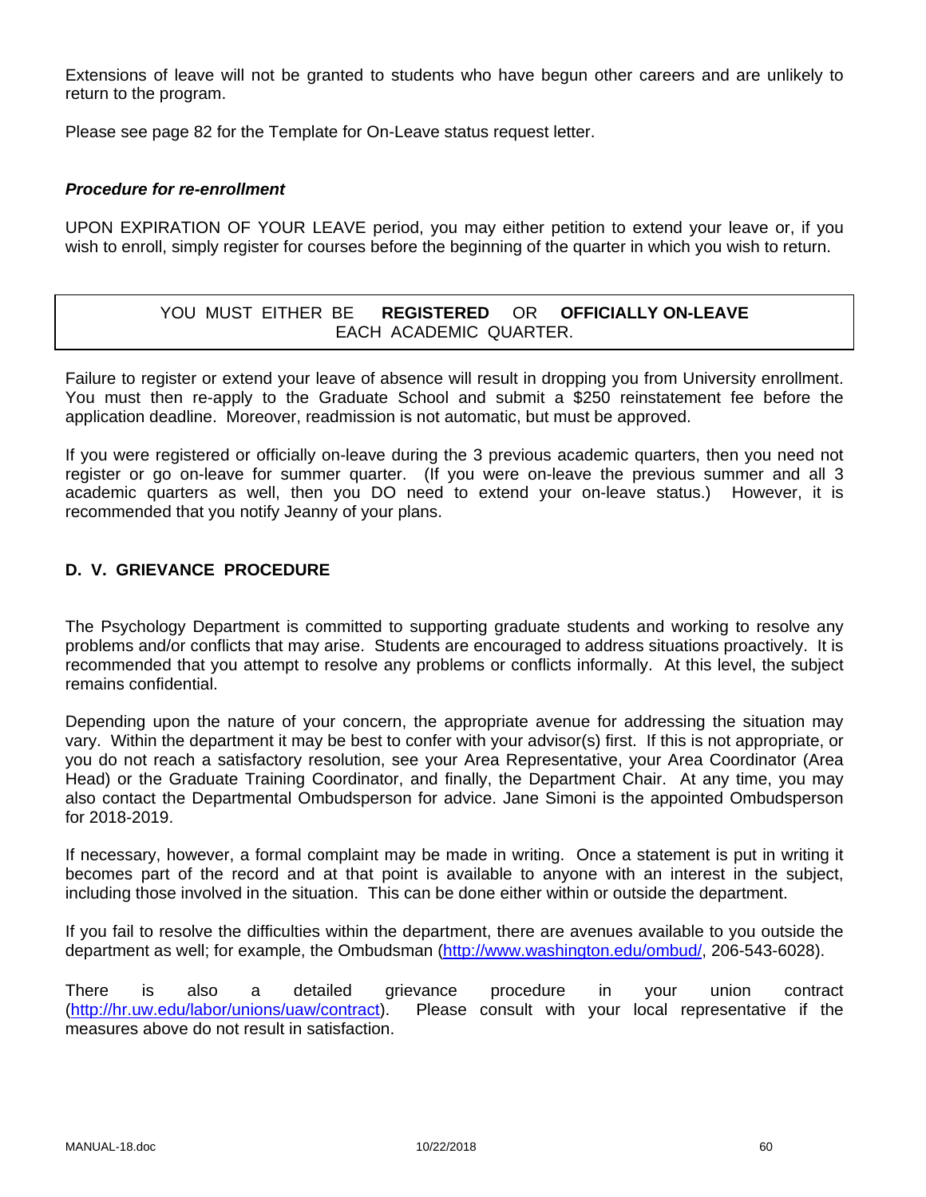Extensions of leave will not be granted to students who have begun other careers and are unlikely to return to the program.

Please see page 82 for the Template for On-Leave status request letter.

### *Procedure for re-enrollment*

UPON EXPIRATION OF YOUR LEAVE period, you may either petition to extend your leave or, if you wish to enroll, simply register for courses before the beginning of the quarter in which you wish to return.

> YOU MUST EITHER BE **REGISTERED** OR **OFFICIALLY ON-LEAVE** EACH ACADEMIC QUARTER.

Failure to register or extend your leave of absence will result in dropping you from University enrollment. You must then re-apply to the Graduate School and submit a $250 reinstatement fee before the application deadline. Moreover, readmission is not automatic, but must be approved.

If you were registered or officially on-leave during the 3 previous academic quarters, then you need not register or go on-leave for summer quarter. (If you were on-leave the previous summer and all 3 academic quarters as well, then you DO need to extend your on-leave status.) However, it is recommended that you notify Jeanny of your plans.

## D. V. GRIEVANCE PROCEDURE

The Psychology Department is committed to supporting graduate students and working to resolve any problems and/or conflicts that may arise. Students are encouraged to address situations proactively. It is recommended that you attempt to resolve any problems or conflicts informally. At this level, the subject remains confidential.

Depending upon the nature of your concern, the appropriate avenue for addressing the situation may vary. Within the department it may be best to confer with your advisor(s) first. If this is not appropriate, or you do not reach a satisfactory resolution, see your Area Representative, your Area Coordinator (Area Head) or the Graduate Training Coordinator, and finally, the Department Chair. At any time, you may also contact the Departmental Ombudsperson for advice. Jane Simoni is the appointed Ombudsperson for 2018-2019.

If necessary, however, a formal complaint may be made in writing. Once a statement is put in writing it becomes part of the record and at that point is available to anyone with an interest in the subject, including those involved in the situation. This can be done either within or outside the department.

If you fail to resolve the difficulties within the department, there are avenues available to you outside the department as well; for example, the Ombudsman (http://www.washington.edu/ombud/, 206-543-6028).

There is also a detailed grievance procedure in your union contract (http://hr.uw.edu/labor/unions/uaw/contract). Please consult with your local representative if the measures above do not result in satisfaction.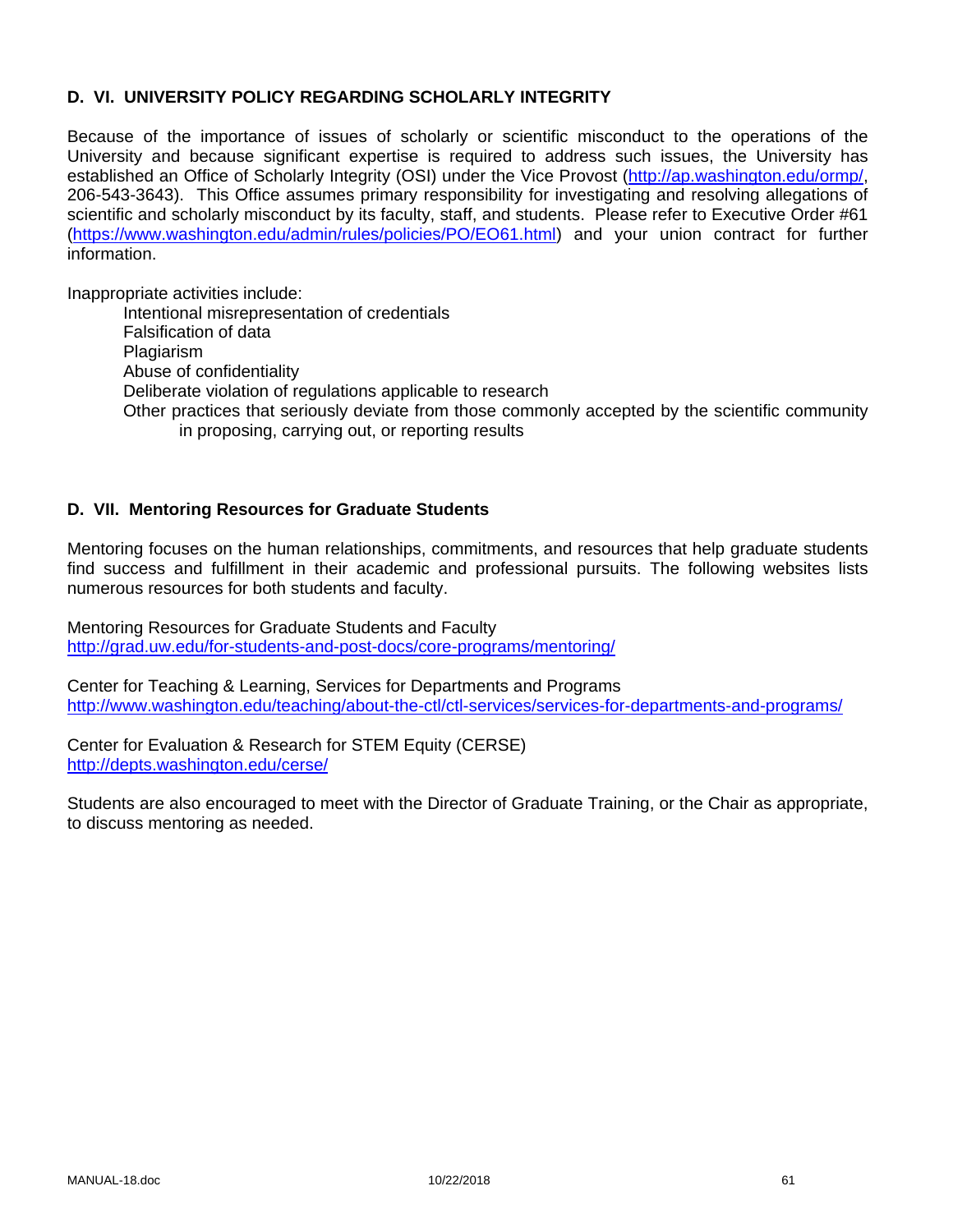## D. VI. UNIVERSITY POLICY REGARDING SCHOLARLY INTEGRITY

Because of the importance of issues of scholarly or scientific misconduct to the operations of the University and because significant expertise is required to address such issues, the University has established an Office of Scholarly Integrity (OSI) under the Vice Provost (http://ap.washington.edu/ormp/, 206-543-3643). This Office assumes primary responsibility for investigating and resolving allegations of scientific and scholarly misconduct by its faculty, staff, and students. Please refer to Executive Order #61 (https://www.washington.edu/admin/rules/policies/PO/EO61.html) and your union contract for further information.

Inappropriate activities include:

- Intentional misrepresentation of credentials
- Falsification of data
- Plagiarism
- Abuse of confidentiality
- Deliberate violation of regulations applicable to research
- Other practices that seriously deviate from those commonly accepted by the scientific community in proposing, carrying out, or reporting results

## D. VII. Mentoring Resources for Graduate Students

Mentoring focuses on the human relationships, commitments, and resources that help graduate students find success and fulfillment in their academic and professional pursuits. The following websites lists numerous resources for both students and faculty.

Mentoring Resources for Graduate Students and Faculty
http://grad.uw.edu/for-students-and-post-docs/core-programs/mentoring/

Center for Teaching & Learning, Services for Departments and Programs
http://www.washington.edu/teaching/about-the-ctl/ctl-services/services-for-departments-and-programs/

Center for Evaluation & Research for STEM Equity (CERSE)
http://depts.washington.edu/cerse/

Students are also encouraged to meet with the Director of Graduate Training, or the Chair as appropriate, to discuss mentoring as needed.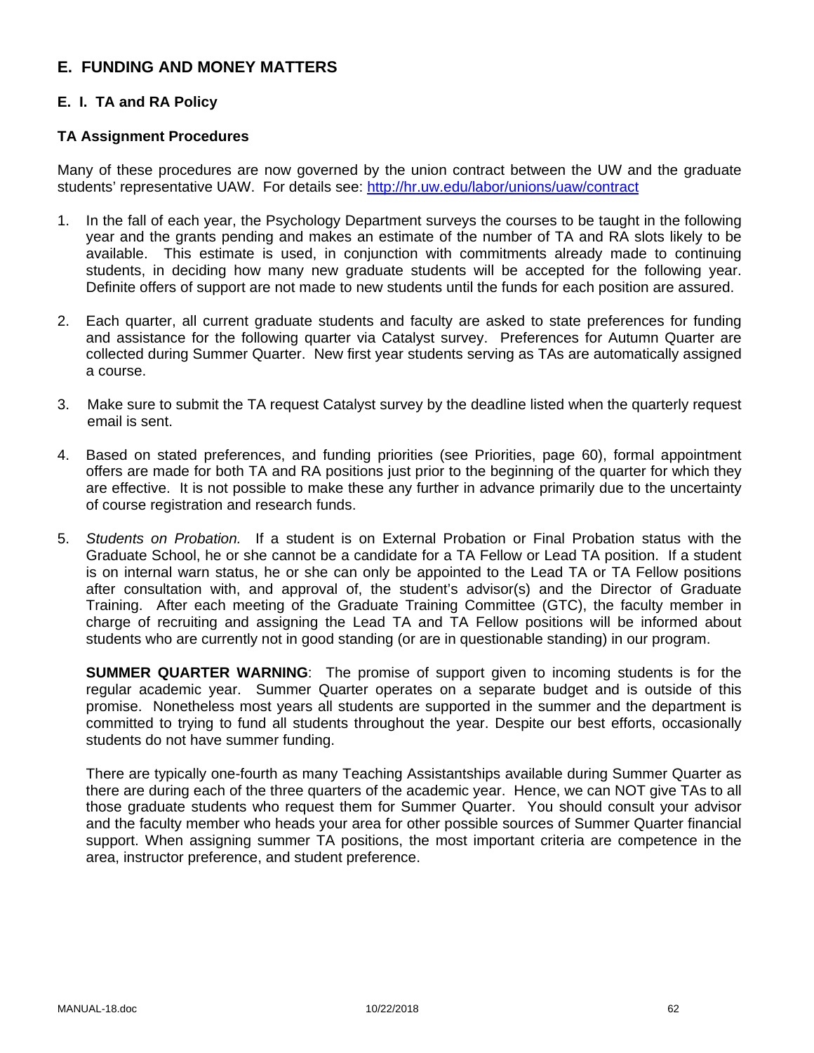## E. FUNDING AND MONEY MATTERS

### E. I. TA and RA Policy

#### TA Assignment Procedures

Many of these procedures are now governed by the union contract between the UW and the graduate students' representative UAW. For details see: [http://hr.uw.edu/labor/unions/uaw/contract](http://hr.uw.edu/labor/unions/uaw/contract)

1. In the fall of each year, the Psychology Department surveys the courses to be taught in the following year and the grants pending and makes an estimate of the number of TA and RA slots likely to be available. This estimate is used, in conjunction with commitments already made to continuing students, in deciding how many new graduate students will be accepted for the following year. Definite offers of support are not made to new students until the funds for each position are assured.

2. Each quarter, all current graduate students and faculty are asked to state preferences for funding and assistance for the following quarter via Catalyst survey. Preferences for Autumn Quarter are collected during Summer Quarter. New first year students serving as TAs are automatically assigned a course.

3. Make sure to submit the TA request Catalyst survey by the deadline listed when the quarterly request email is sent.

4. Based on stated preferences, and funding priorities (see Priorities, page 60), formal appointment offers are made for both TA and RA positions just prior to the beginning of the quarter for which they are effective. It is not possible to make these any further in advance primarily due to the uncertainty of course registration and research funds.

5. *Students on Probation.* If a student is on External Probation or Final Probation status with the Graduate School, he or she cannot be a candidate for a TA Fellow or Lead TA position. If a student is on internal warn status, he or she can only be appointed to the Lead TA or TA Fellow positions after consultation with, and approval of, the student's advisor(s) and the Director of Graduate Training. After each meeting of the Graduate Training Committee (GTC), the faculty member in charge of recruiting and assigning the Lead TA and TA Fellow positions will be informed about students who are currently not in good standing (or are in questionable standing) in our program.

   **SUMMER QUARTER WARNING**: The promise of support given to incoming students is for the regular academic year. Summer Quarter operates on a separate budget and is outside of this promise. Nonetheless most years all students are supported in the summer and the department is committed to trying to fund all students throughout the year. Despite our best efforts, occasionally students do not have summer funding.

   There are typically one-fourth as many Teaching Assistantships available during Summer Quarter as there are during each of the three quarters of the academic year. Hence, we can NOT give TAs to all those graduate students who request them for Summer Quarter. You should consult your advisor and the faculty member who heads your area for other possible sources of Summer Quarter financial support. When assigning summer TA positions, the most important criteria are competence in the area, instructor preference, and student preference.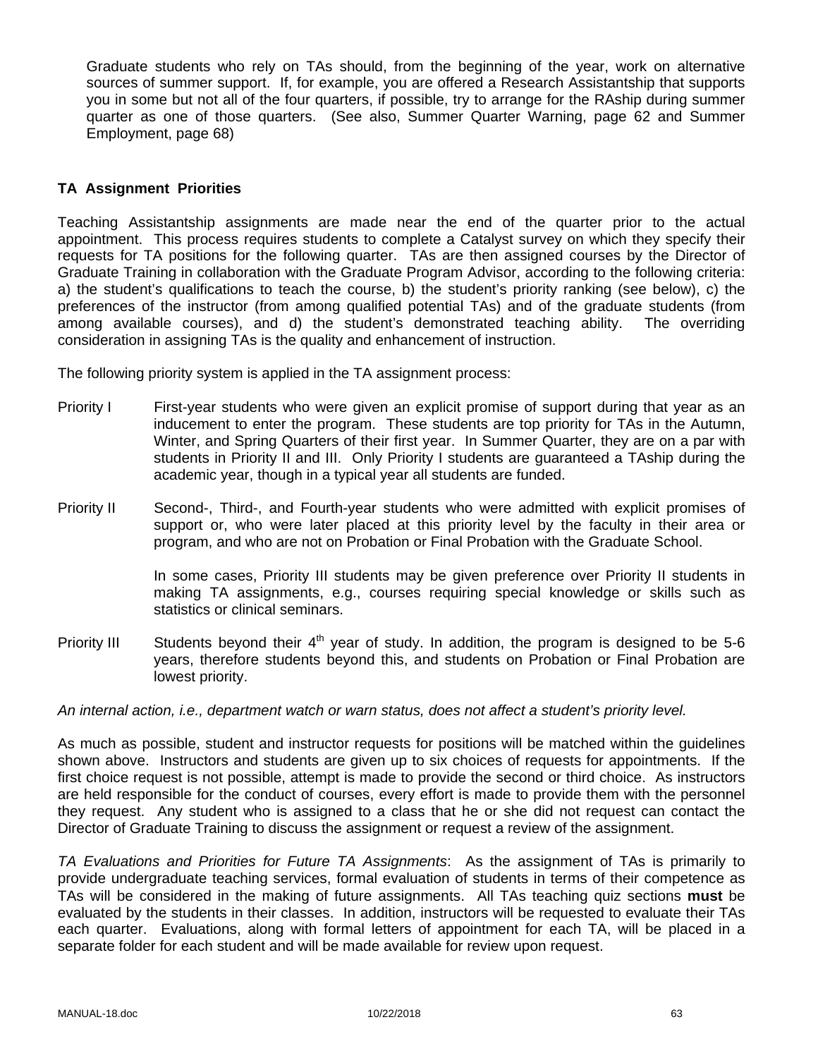Graduate students who rely on TAs should, from the beginning of the year, work on alternative sources of summer support. If, for example, you are offered a Research Assistantship that supports you in some but not all of the four quarters, if possible, try to arrange for the RAship during summer quarter as one of those quarters. (See also, Summer Quarter Warning, page 62 and Summer Employment, page 68)

### TA Assignment Priorities

Teaching Assistantship assignments are made near the end of the quarter prior to the actual appointment. This process requires students to complete a Catalyst survey on which they specify their requests for TA positions for the following quarter. TAs are then assigned courses by the Director of Graduate Training in collaboration with the Graduate Program Advisor, according to the following criteria: a) the student's qualifications to teach the course, b) the student's priority ranking (see below), c) the preferences of the instructor (from among qualified potential TAs) and of the graduate students (from among available courses), and d) the student's demonstrated teaching ability. The overriding consideration in assigning TAs is the quality and enhancement of instruction.

The following priority system is applied in the TA assignment process:

Priority I First-year students who were given an explicit promise of support during that year as an inducement to enter the program. These students are top priority for TAs in the Autumn, Winter, and Spring Quarters of their first year. In Summer Quarter, they are on a par with students in Priority II and III. Only Priority I students are guaranteed a TAship during the academic year, though in a typical year all students are funded.

Priority II Second-, Third-, and Fourth-year students who were admitted with explicit promises of support or, who were later placed at this priority level by the faculty in their area or program, and who are not on Probation or Final Probation with the Graduate School.

In some cases, Priority III students may be given preference over Priority II students in making TA assignments, e.g., courses requiring special knowledge or skills such as statistics or clinical seminars.

Priority III Students beyond their 4th year of study. In addition, the program is designed to be 5-6 years, therefore students beyond this, and students on Probation or Final Probation are lowest priority.

*An internal action, i.e., department watch or warn status, does not affect a student's priority level.*

As much as possible, student and instructor requests for positions will be matched within the guidelines shown above. Instructors and students are given up to six choices of requests for appointments. If the first choice request is not possible, attempt is made to provide the second or third choice. As instructors are held responsible for the conduct of courses, every effort is made to provide them with the personnel they request. Any student who is assigned to a class that he or she did not request can contact the Director of Graduate Training to discuss the assignment or request a review of the assignment.

*TA Evaluations and Priorities for Future TA Assignments*: As the assignment of TAs is primarily to provide undergraduate teaching services, formal evaluation of students in terms of their competence as TAs will be considered in the making of future assignments. All TAs teaching quiz sections **must** be evaluated by the students in their classes. In addition, instructors will be requested to evaluate their TAs each quarter. Evaluations, along with formal letters of appointment for each TA, will be placed in a separate folder for each student and will be made available for review upon request.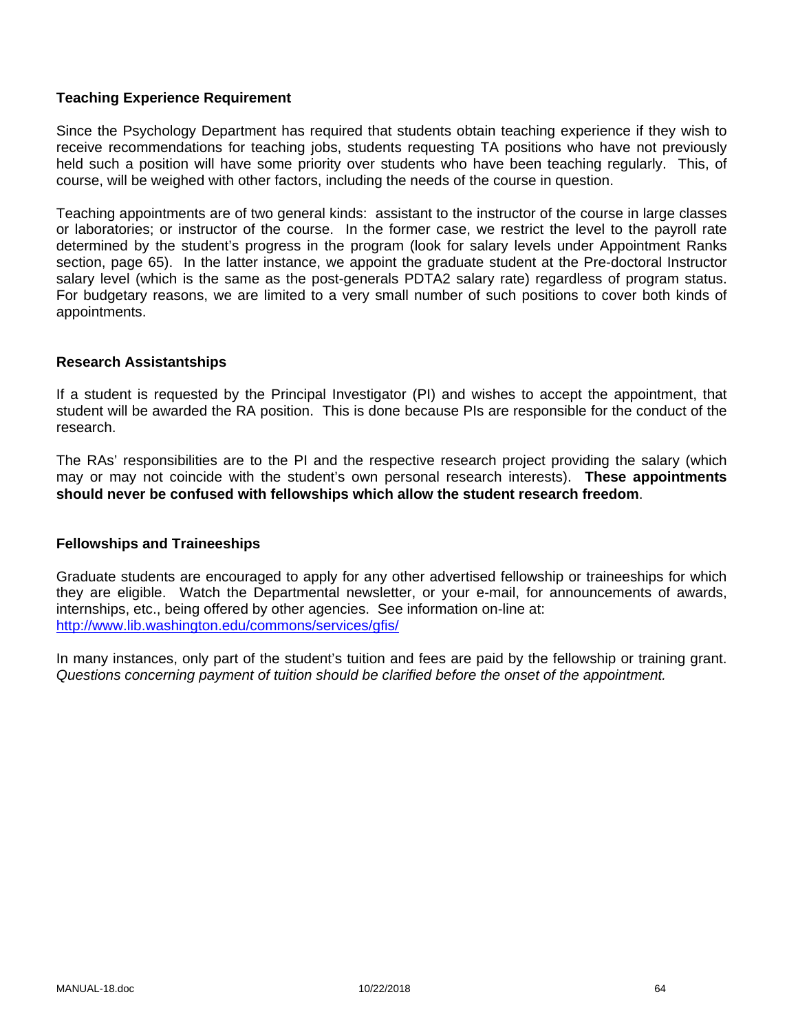### Teaching Experience Requirement

Since the Psychology Department has required that students obtain teaching experience if they wish to receive recommendations for teaching jobs, students requesting TA positions who have not previously held such a position will have some priority over students who have been teaching regularly. This, of course, will be weighed with other factors, including the needs of the course in question.

Teaching appointments are of two general kinds: assistant to the instructor of the course in large classes or laboratories; or instructor of the course. In the former case, we restrict the level to the payroll rate determined by the student's progress in the program (look for salary levels under Appointment Ranks section, page 65). In the latter instance, we appoint the graduate student at the Pre-doctoral Instructor salary level (which is the same as the post-generals PDTA2 salary rate) regardless of program status. For budgetary reasons, we are limited to a very small number of such positions to cover both kinds of appointments.

### Research Assistantships

If a student is requested by the Principal Investigator (PI) and wishes to accept the appointment, that student will be awarded the RA position. This is done because PIs are responsible for the conduct of the research.

The RAs' responsibilities are to the PI and the respective research project providing the salary (which may or may not coincide with the student's own personal research interests). **These appointments should never be confused with fellowships which allow the student research freedom**.

### Fellowships and Traineeships

Graduate students are encouraged to apply for any other advertised fellowship or traineeships for which they are eligible. Watch the Departmental newsletter, or your e-mail, for announcements of awards, internships, etc., being offered by other agencies. See information on-line at: http://www.lib.washington.edu/commons/services/gfis/

In many instances, only part of the student's tuition and fees are paid by the fellowship or training grant. *Questions concerning payment of tuition should be clarified before the onset of the appointment.*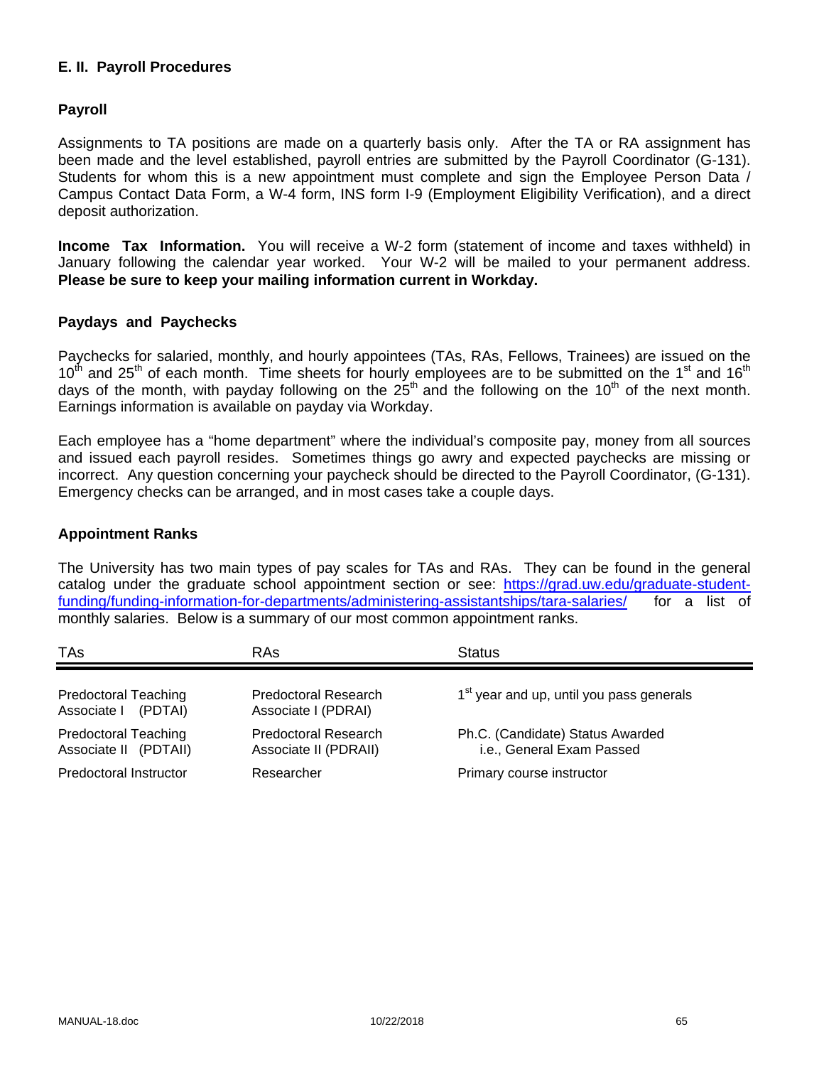## E. II. Payroll Procedures

### Payroll

Assignments to TA positions are made on a quarterly basis only. After the TA or RA assignment has been made and the level established, payroll entries are submitted by the Payroll Coordinator (G-131). Students for whom this is a new appointment must complete and sign the Employee Person Data / Campus Contact Data Form, a W-4 form, INS form I-9 (Employment Eligibility Verification), and a direct deposit authorization.

**Income Tax Information.** You will receive a W-2 form (statement of income and taxes withheld) in January following the calendar year worked. Your W-2 will be mailed to your permanent address. **Please be sure to keep your mailing information current in Workday.**

### Paydays and Paychecks

Paychecks for salaried, monthly, and hourly appointees (TAs, RAs, Fellows, Trainees) are issued on the 10th and 25th of each month. Time sheets for hourly employees are to be submitted on the 1st and 16th days of the month, with payday following on the 25th and the following on the 10th of the next month. Earnings information is available on payday via Workday.

Each employee has a "home department" where the individual's composite pay, money from all sources and issued each payroll resides. Sometimes things go awry and expected paychecks are missing or incorrect. Any question concerning your paycheck should be directed to the Payroll Coordinator, (G-131). Emergency checks can be arranged, and in most cases take a couple days.

### Appointment Ranks

The University has two main types of pay scales for TAs and RAs. They can be found in the general catalog under the graduate school appointment section or see: https://grad.uw.edu/graduate-student-funding/funding-information-for-departments/administering-assistantships/tara-salaries/ for a list of monthly salaries. Below is a summary of our most common appointment ranks.

| TAs | RAs | Status |
|---|---|---|
| Predoctoral Teaching Associate I (PDTAI) | Predoctoral Research Associate I (PDRAI) | 1st year and up, until you pass generals |
| Predoctoral Teaching Associate II (PDTAII) | Predoctoral Research Associate II (PDRAII) | Ph.C. (Candidate) Status Awarded i.e., General Exam Passed |
| Predoctoral Instructor | Researcher | Primary course instructor |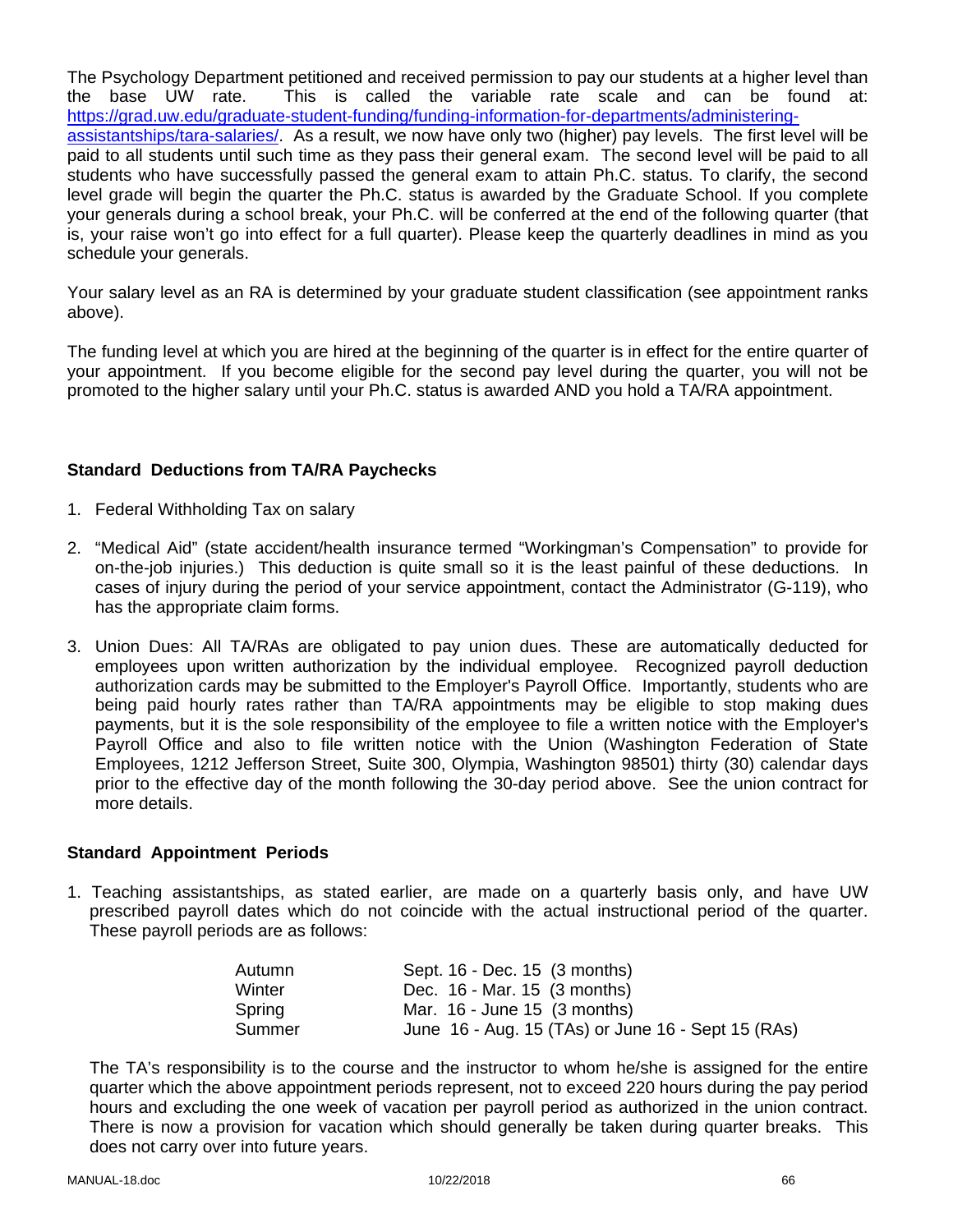The Psychology Department petitioned and received permission to pay our students at a higher level than the base UW rate. This is called the variable rate scale and can be found at: https://grad.uw.edu/graduate-student-funding/funding-information-for-departments/administering-assistantships/tara-salaries/. As a result, we now have only two (higher) pay levels. The first level will be paid to all students until such time as they pass their general exam. The second level will be paid to all students who have successfully passed the general exam to attain Ph.C. status. To clarify, the second level grade will begin the quarter the Ph.C. status is awarded by the Graduate School. If you complete your generals during a school break, your Ph.C. will be conferred at the end of the following quarter (that is, your raise won't go into effect for a full quarter). Please keep the quarterly deadlines in mind as you schedule your generals.

Your salary level as an RA is determined by your graduate student classification (see appointment ranks above).

The funding level at which you are hired at the beginning of the quarter is in effect for the entire quarter of your appointment. If you become eligible for the second pay level during the quarter, you will not be promoted to the higher salary until your Ph.C. status is awarded AND you hold a TA/RA appointment.

### Standard Deductions from TA/RA Paychecks

1. Federal Withholding Tax on salary
2. "Medical Aid" (state accident/health insurance termed "Workingman's Compensation" to provide for on-the-job injuries.) This deduction is quite small so it is the least painful of these deductions. In cases of injury during the period of your service appointment, contact the Administrator (G-119), who has the appropriate claim forms.
3. Union Dues: All TA/RAs are obligated to pay union dues. These are automatically deducted for employees upon written authorization by the individual employee. Recognized payroll deduction authorization cards may be submitted to the Employer's Payroll Office. Importantly, students who are being paid hourly rates rather than TA/RA appointments may be eligible to stop making dues payments, but it is the sole responsibility of the employee to file a written notice with the Employer's Payroll Office and also to file written notice with the Union (Washington Federation of State Employees, 1212 Jefferson Street, Suite 300, Olympia, Washington 98501) thirty (30) calendar days prior to the effective day of the month following the 30-day period above. See the union contract for more details.

### Standard Appointment Periods

1. Teaching assistantships, as stated earlier, are made on a quarterly basis only, and have UW prescribed payroll dates which do not coincide with the actual instructional period of the quarter. These payroll periods are as follows:

| | |
|---|---|
| Autumn | Sept. 16 - Dec. 15 (3 months) |
| Winter | Dec. 16 - Mar. 15 (3 months) |
| Spring | Mar. 16 - June 15 (3 months) |
| Summer | June 16 - Aug. 15 (TAs) or June 16 - Sept 15 (RAs) |

The TA's responsibility is to the course and the instructor to whom he/she is assigned for the entire quarter which the above appointment periods represent, not to exceed 220 hours during the pay period hours and excluding the one week of vacation per payroll period as authorized in the union contract. There is now a provision for vacation which should generally be taken during quarter breaks. This does not carry over into future years.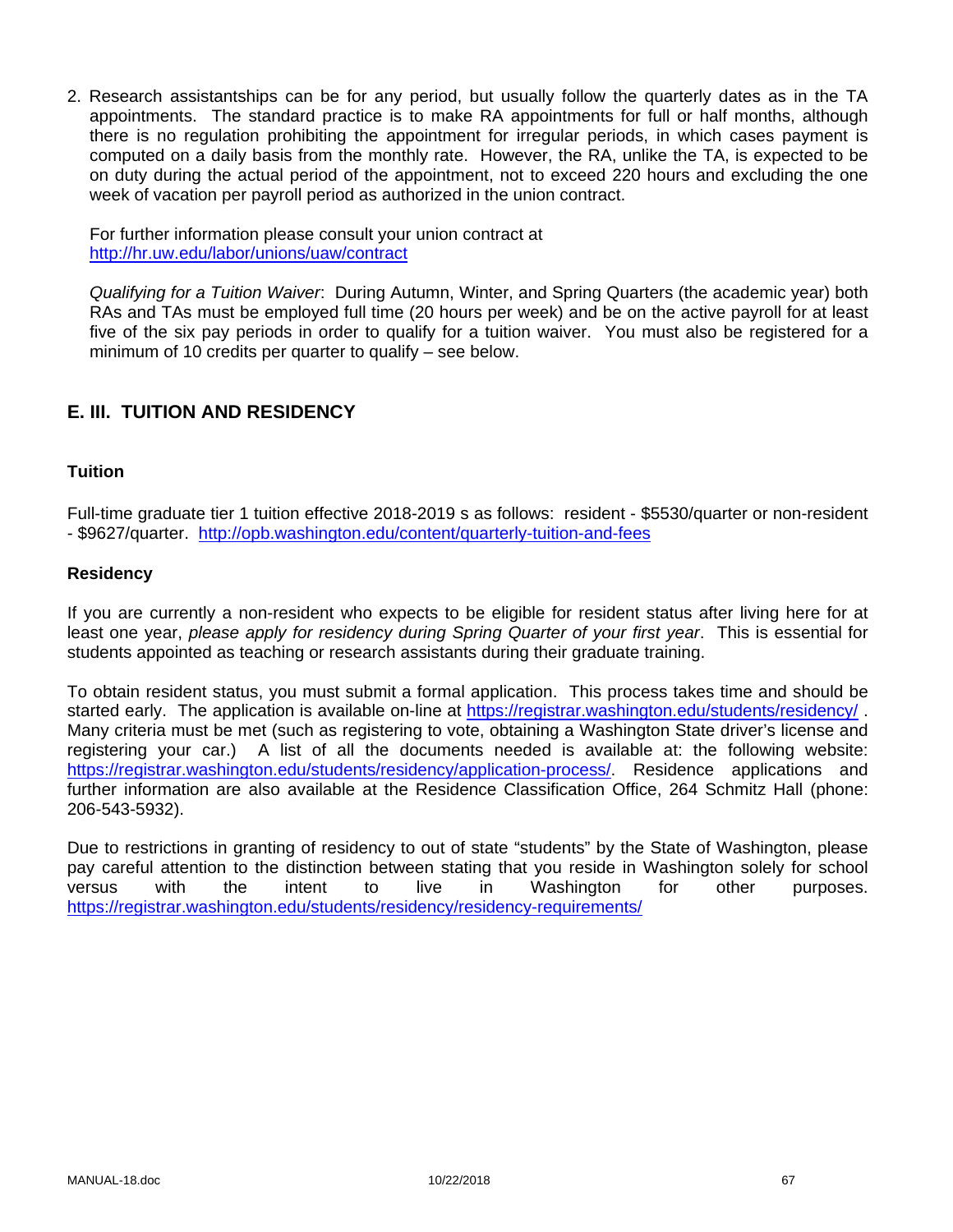2. Research assistantships can be for any period, but usually follow the quarterly dates as in the TA appointments. The standard practice is to make RA appointments for full or half months, although there is no regulation prohibiting the appointment for irregular periods, in which cases payment is computed on a daily basis from the monthly rate. However, the RA, unlike the TA, is expected to be on duty during the actual period of the appointment, not to exceed 220 hours and excluding the one week of vacation per payroll period as authorized in the union contract.

   For further information please consult your union contract at http://hr.uw.edu/labor/unions/uaw/contract

   *Qualifying for a Tuition Waiver*: During Autumn, Winter, and Spring Quarters (the academic year) both RAs and TAs must be employed full time (20 hours per week) and be on the active payroll for at least five of the six pay periods in order to qualify for a tuition waiver. You must also be registered for a minimum of 10 credits per quarter to qualify – see below.

## E. III. TUITION AND RESIDENCY

### Tuition

Full-time graduate tier 1 tuition effective 2018-2019 s as follows: resident - $5530/quarter or non-resident - $9627/quarter. http://opb.washington.edu/content/quarterly-tuition-and-fees

### Residency

If you are currently a non-resident who expects to be eligible for resident status after living here for at least one year, *please apply for residency during Spring Quarter of your first year*. This is essential for students appointed as teaching or research assistants during their graduate training.

To obtain resident status, you must submit a formal application. This process takes time and should be started early. The application is available on-line at https://registrar.washington.edu/students/residency/ . Many criteria must be met (such as registering to vote, obtaining a Washington State driver's license and registering your car.) A list of all the documents needed is available at: the following website: https://registrar.washington.edu/students/residency/application-process/. Residence applications and further information are also available at the Residence Classification Office, 264 Schmitz Hall (phone: 206-543-5932).

Due to restrictions in granting of residency to out of state "students" by the State of Washington, please pay careful attention to the distinction between stating that you reside in Washington solely for school versus with the intent to live in Washington for other purposes. https://registrar.washington.edu/students/residency/residency-requirements/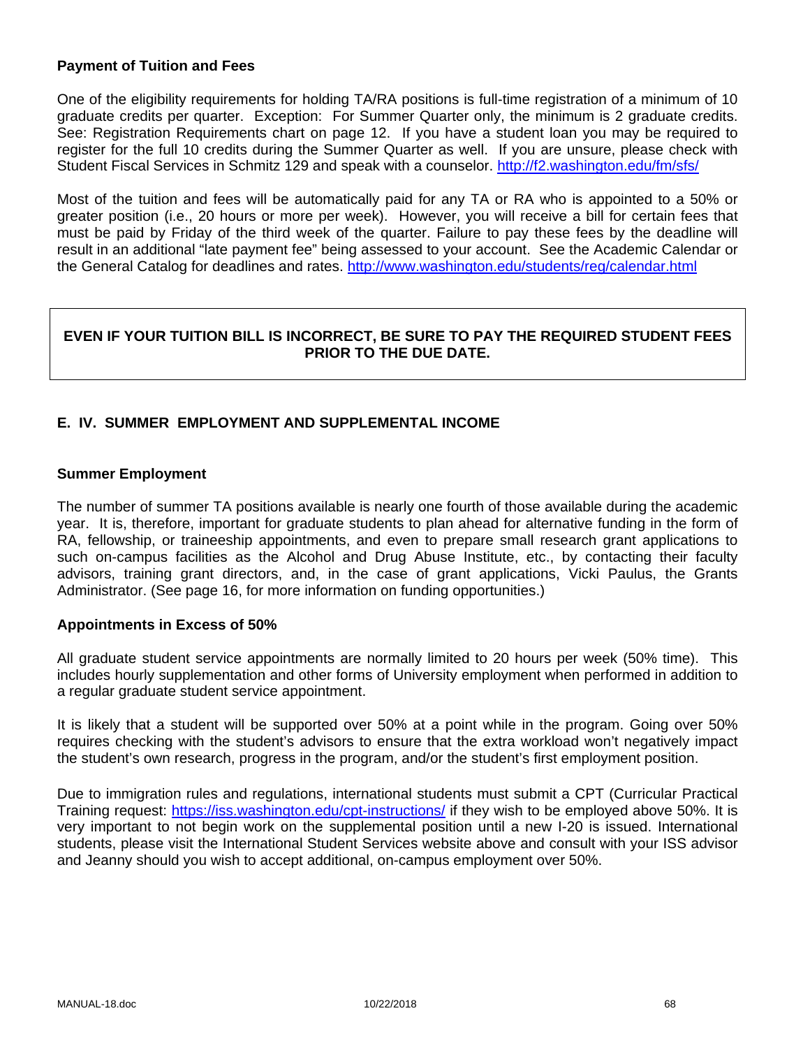**Payment of Tuition and Fees**

One of the eligibility requirements for holding TA/RA positions is full-time registration of a minimum of 10 graduate credits per quarter. Exception: For Summer Quarter only, the minimum is 2 graduate credits. See: Registration Requirements chart on page 12. If you have a student loan you may be required to register for the full 10 credits during the Summer Quarter as well. If you are unsure, please check with Student Fiscal Services in Schmitz 129 and speak with a counselor. http://f2.washington.edu/fm/sfs/

Most of the tuition and fees will be automatically paid for any TA or RA who is appointed to a 50% or greater position (i.e., 20 hours or more per week). However, you will receive a bill for certain fees that must be paid by Friday of the third week of the quarter. Failure to pay these fees by the deadline will result in an additional "late payment fee" being assessed to your account. See the Academic Calendar or the General Catalog for deadlines and rates. http://www.washington.edu/students/reg/calendar.html

**EVEN IF YOUR TUITION BILL IS INCORRECT, BE SURE TO PAY THE REQUIRED STUDENT FEES PRIOR TO THE DUE DATE.**

## E. IV. SUMMER EMPLOYMENT AND SUPPLEMENTAL INCOME

### Summer Employment

The number of summer TA positions available is nearly one fourth of those available during the academic year. It is, therefore, important for graduate students to plan ahead for alternative funding in the form of RA, fellowship, or traineeship appointments, and even to prepare small research grant applications to such on-campus facilities as the Alcohol and Drug Abuse Institute, etc., by contacting their faculty advisors, training grant directors, and, in the case of grant applications, Vicki Paulus, the Grants Administrator. (See page 16, for more information on funding opportunities.)

### Appointments in Excess of 50%

All graduate student service appointments are normally limited to 20 hours per week (50% time). This includes hourly supplementation and other forms of University employment when performed in addition to a regular graduate student service appointment.

It is likely that a student will be supported over 50% at a point while in the program. Going over 50% requires checking with the student's advisors to ensure that the extra workload won't negatively impact the student's own research, progress in the program, and/or the student's first employment position.

Due to immigration rules and regulations, international students must submit a CPT (Curricular Practical Training request: https://iss.washington.edu/cpt-instructions/ if they wish to be employed above 50%. It is very important to not begin work on the supplemental position until a new I-20 is issued. International students, please visit the International Student Services website above and consult with your ISS advisor and Jeanny should you wish to accept additional, on-campus employment over 50%.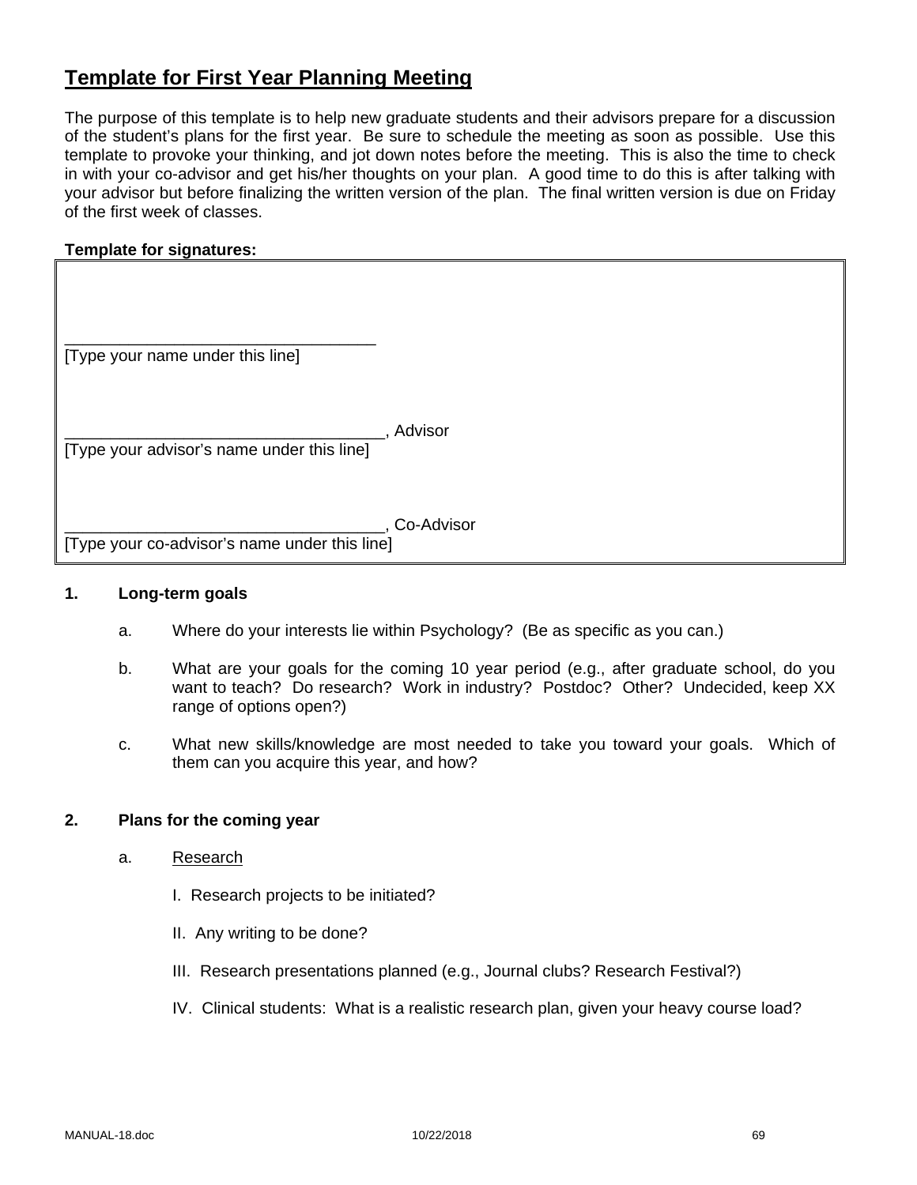# Template for First Year Planning Meeting

The purpose of this template is to help new graduate students and their advisors prepare for a discussion of the student's plans for the first year. Be sure to schedule the meeting as soon as possible. Use this template to provoke your thinking, and jot down notes before the meeting. This is also the time to check in with your co-advisor and get his/her thoughts on your plan. A good time to do this is after talking with your advisor but before finalizing the written version of the plan. The final written version is due on Friday of the first week of classes.

**Template for signatures:**

___________________________________
[Type your name under this line]

___________________________________, Advisor
[Type your advisor's name under this line]

___________________________________, Co-Advisor
[Type your co-advisor's name under this line]

**1. Long-term goals**

a. Where do your interests lie within Psychology? (Be as specific as you can.)

b. What are your goals for the coming 10 year period (e.g., after graduate school, do you want to teach? Do research? Work in industry? Postdoc? Other? Undecided, keep XX range of options open?)

c. What new skills/knowledge are most needed to take you toward your goals. Which of them can you acquire this year, and how?

**2. Plans for the coming year**

a. Research

I. Research projects to be initiated?

II. Any writing to be done?

III. Research presentations planned (e.g., Journal clubs? Research Festival?)

IV. Clinical students: What is a realistic research plan, given your heavy course load?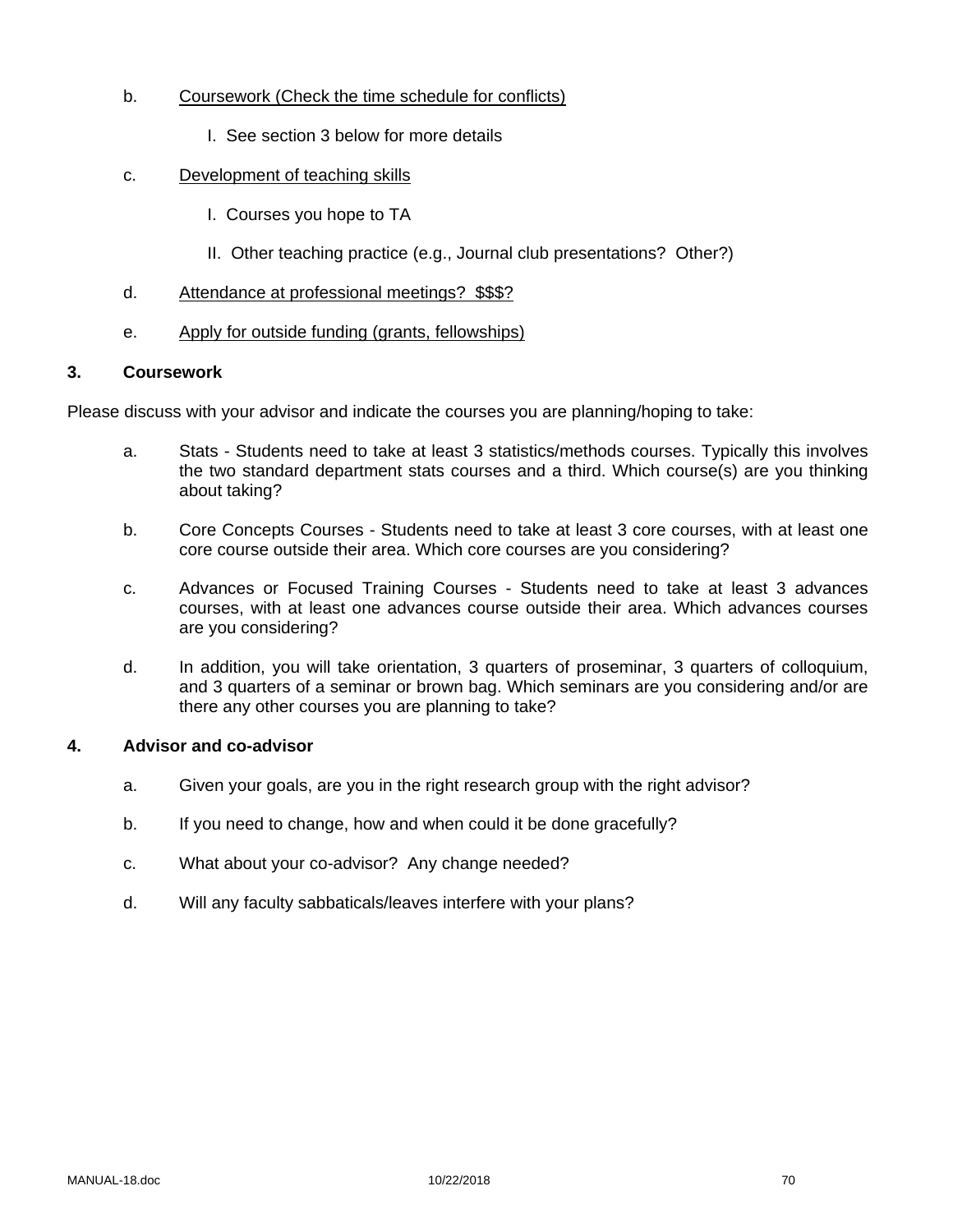b. <u>Coursework (Check the time schedule for conflicts)</u>

    I. See section 3 below for more details

c. <u>Development of teaching skills</u>

    I. Courses you hope to TA

    II. Other teaching practice (e.g., Journal club presentations? Other?)

d. <u>Attendance at professional meetings? $$$?</u>

e. <u>Apply for outside funding (grants, fellowships)</u>

**3. Coursework**

Please discuss with your advisor and indicate the courses you are planning/hoping to take:

a. Stats - Students need to take at least 3 statistics/methods courses. Typically this involves the two standard department stats courses and a third. Which course(s) are you thinking about taking?

b. Core Concepts Courses - Students need to take at least 3 core courses, with at least one core course outside their area. Which core courses are you considering?

c. Advances or Focused Training Courses - Students need to take at least 3 advances courses, with at least one advances course outside their area. Which advances courses are you considering?

d. In addition, you will take orientation, 3 quarters of proseminar, 3 quarters of colloquium, and 3 quarters of a seminar or brown bag. Which seminars are you considering and/or are there any other courses you are planning to take?

**4. Advisor and co-advisor**

a. Given your goals, are you in the right research group with the right advisor?

b. If you need to change, how and when could it be done gracefully?

c. What about your co-advisor? Any change needed?

d. Will any faculty sabbaticals/leaves interfere with your plans?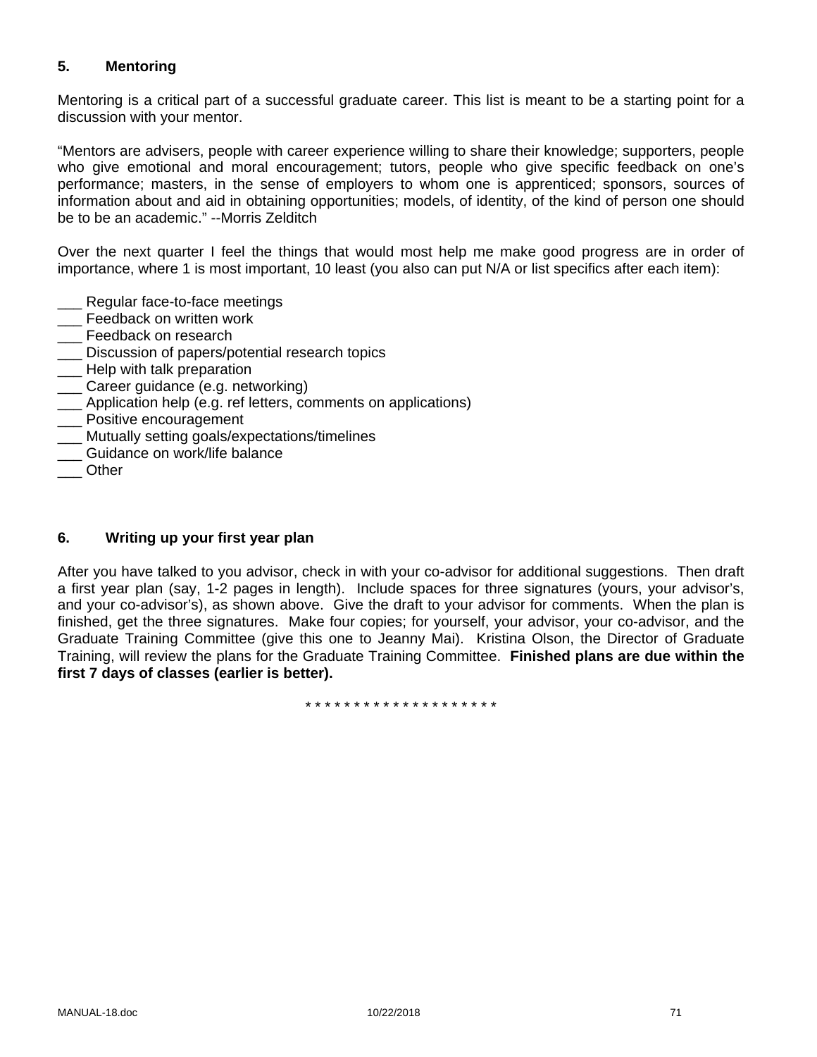## 5. Mentoring

Mentoring is a critical part of a successful graduate career. This list is meant to be a starting point for a discussion with your mentor.

“Mentors are advisers, people with career experience willing to share their knowledge; supporters, people who give emotional and moral encouragement; tutors, people who give specific feedback on one’s performance; masters, in the sense of employers to whom one is apprenticed; sponsors, sources of information about and aid in obtaining opportunities; models, of identity, of the kind of person one should be to be an academic.” --Morris Zelditch

Over the next quarter I feel the things that would most help me make good progress are in order of importance, where 1 is most important, 10 least (you also can put N/A or list specifics after each item):

___ Regular face-to-face meetings
___ Feedback on written work
___ Feedback on research
___ Discussion of papers/potential research topics
___ Help with talk preparation
___ Career guidance (e.g. networking)
___ Application help (e.g. ref letters, comments on applications)
___ Positive encouragement
___ Mutually setting goals/expectations/timelines
___ Guidance on work/life balance
___ Other

## 6. Writing up your first year plan

After you have talked to you advisor, check in with your co-advisor for additional suggestions. Then draft a first year plan (say, 1-2 pages in length). Include spaces for three signatures (yours, your advisor’s, and your co-advisor’s), as shown above. Give the draft to your advisor for comments. When the plan is finished, get the three signatures. Make four copies; for yourself, your advisor, your co-advisor, and the Graduate Training Committee (give this one to Jeanny Mai). Kristina Olson, the Director of Graduate Training, will review the plans for the Graduate Training Committee. **Finished plans are due within the first 7 days of classes (earlier is better).**

* * * * * * * * * * * * * * * * * * * *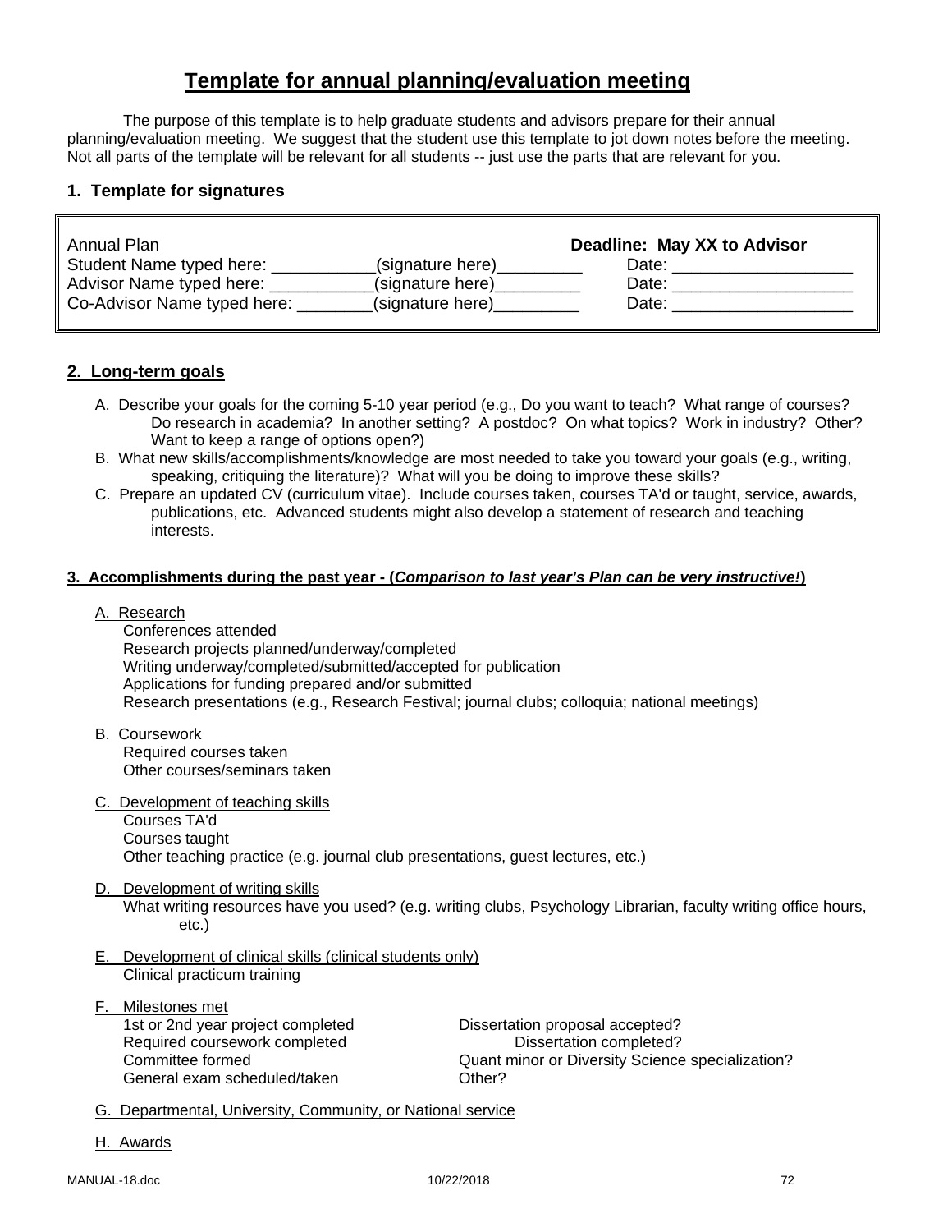# Template for annual planning/evaluation meeting

The purpose of this template is to help graduate students and advisors prepare for their annual planning/evaluation meeting. We suggest that the student use this template to jot down notes before the meeting. Not all parts of the template will be relevant for all students -- just use the parts that are relevant for you.

### 1. Template for signatures

| Annual Plan | | **Deadline: May XX to Advisor** |
|---|---|---|
| Student Name typed here: ___________ | (signature here)_________ | Date: ___________________ |
| Advisor Name typed here: ___________ | (signature here)_________ | Date: ___________________ |
| Co-Advisor Name typed here: ________ | (signature here)_________ | Date: ___________________ |

### 2. Long-term goals

A. Describe your goals for the coming 5-10 year period (e.g., Do you want to teach? What range of courses? Do research in academia? In another setting? A postdoc? On what topics? Work in industry? Other? Want to keep a range of options open?)

B. What new skills/accomplishments/knowledge are most needed to take you toward your goals (e.g., writing, speaking, critiquing the literature)? What will you be doing to improve these skills?

C. Prepare an updated CV (curriculum vitae). Include courses taken, courses TA'd or taught, service, awards, publications, etc. Advanced students might also develop a statement of research and teaching interests.

### 3. Accomplishments during the past year - (*Comparison to last year's Plan can be very instructive!*)

A. Research
- Conferences attended
- Research projects planned/underway/completed
- Writing underway/completed/submitted/accepted for publication
- Applications for funding prepared and/or submitted
- Research presentations (e.g., Research Festival; journal clubs; colloquia; national meetings)

B. Coursework
- Required courses taken
- Other courses/seminars taken

C. Development of teaching skills
- Courses TA'd
- Courses taught
- Other teaching practice (e.g. journal club presentations, guest lectures, etc.)

D. Development of writing skills
- What writing resources have you used? (e.g. writing clubs, Psychology Librarian, faculty writing office hours, etc.)

E. Development of clinical skills (clinical students only)
- Clinical practicum training

F. Milestones met
- 1st or 2nd year project completed
- Required coursework completed
- Committee formed
- General exam scheduled/taken
- Dissertation proposal accepted?
- Dissertation completed?
- Quant minor or Diversity Science specialization?
- Other?

G. Departmental, University, Community, or National service

H. Awards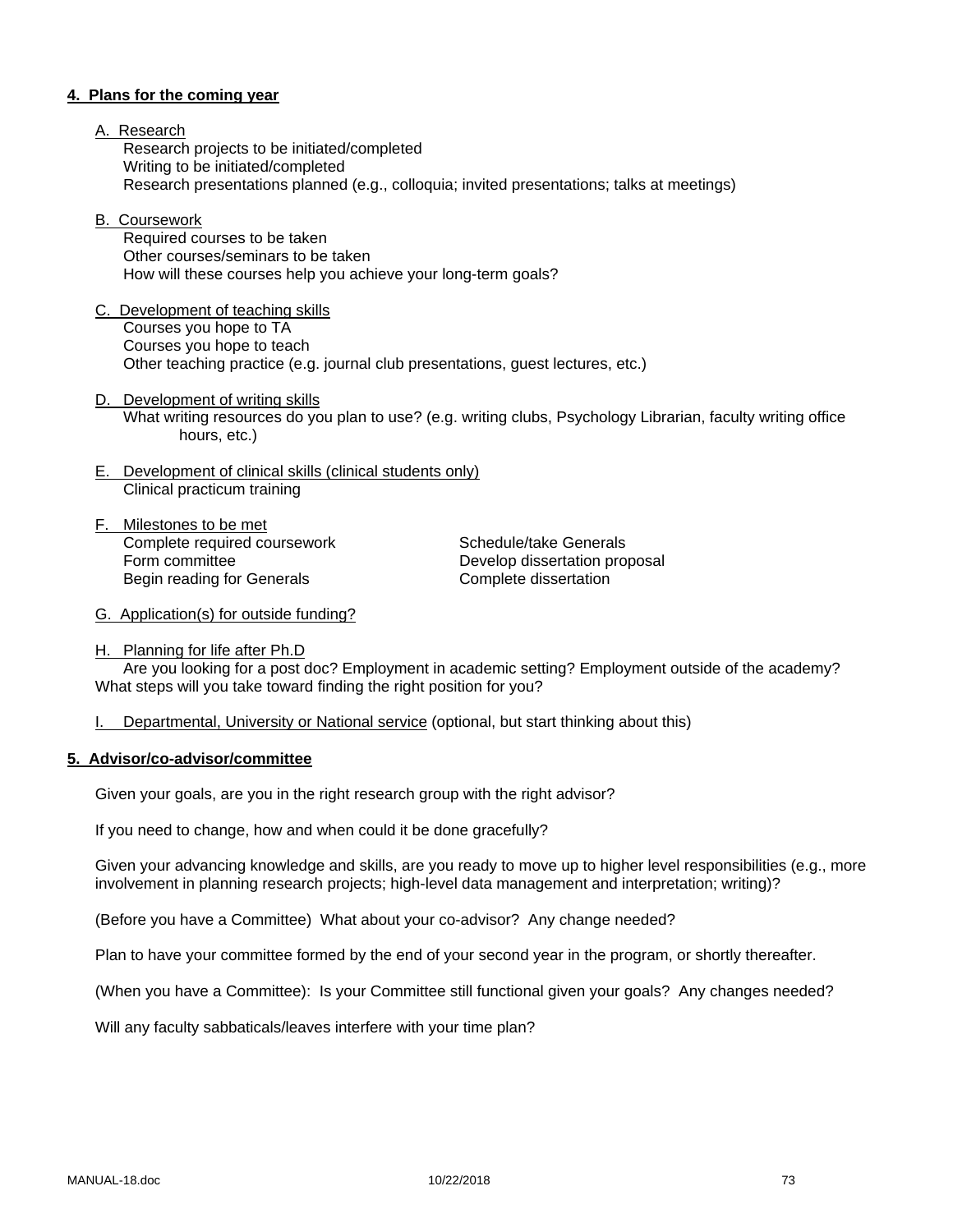**4. Plans for the coming year**

A. Research

Research projects to be initiated/completed
Writing to be initiated/completed
Research presentations planned (e.g., colloquia; invited presentations; talks at meetings)

B. Coursework

Required courses to be taken
Other courses/seminars to be taken
How will these courses help you achieve your long-term goals?

C. Development of teaching skills

Courses you hope to TA
Courses you hope to teach
Other teaching practice (e.g. journal club presentations, guest lectures, etc.)

D. Development of writing skills

What writing resources do you plan to use? (e.g. writing clubs, Psychology Librarian, faculty writing office hours, etc.)

E. Development of clinical skills (clinical students only)

Clinical practicum training

F. Milestones to be met

Complete required coursework
Form committee
Begin reading for Generals
Schedule/take Generals
Develop dissertation proposal
Complete dissertation

G. Application(s) for outside funding?

H. Planning for life after Ph.D

Are you looking for a post doc? Employment in academic setting? Employment outside of the academy? What steps will you take toward finding the right position for you?

I. Departmental, University or National service (optional, but start thinking about this)

**5. Advisor/co-advisor/committee**

Given your goals, are you in the right research group with the right advisor?

If you need to change, how and when could it be done gracefully?

Given your advancing knowledge and skills, are you ready to move up to higher level responsibilities (e.g., more involvement in planning research projects; high-level data management and interpretation; writing)?

(Before you have a Committee) What about your co-advisor? Any change needed?

Plan to have your committee formed by the end of your second year in the program, or shortly thereafter.

(When you have a Committee): Is your Committee still functional given your goals? Any changes needed?

Will any faculty sabbaticals/leaves interfere with your time plan?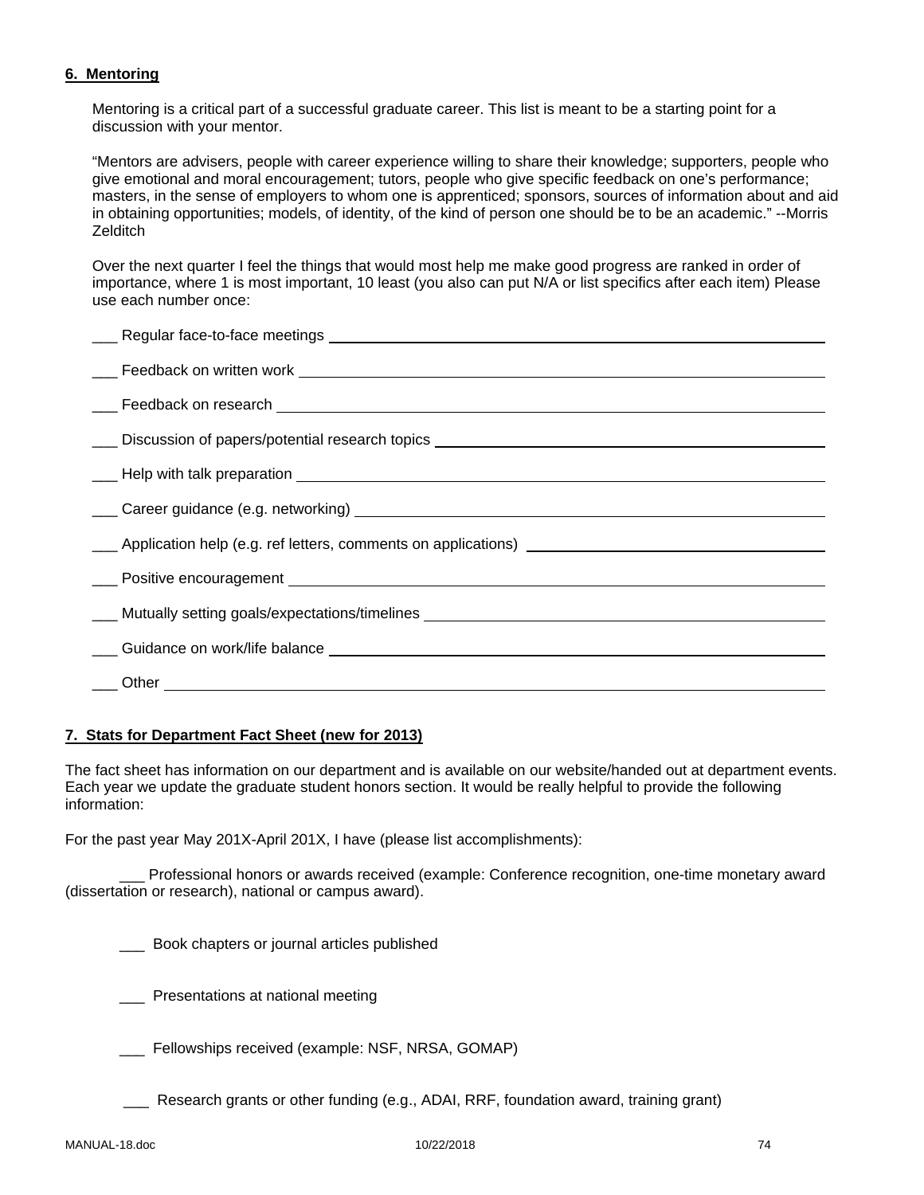## 6. Mentoring

Mentoring is a critical part of a successful graduate career. This list is meant to be a starting point for a discussion with your mentor.

"Mentors are advisers, people with career experience willing to share their knowledge; supporters, people who give emotional and moral encouragement; tutors, people who give specific feedback on one's performance; masters, in the sense of employers to whom one is apprenticed; sponsors, sources of information about and aid in obtaining opportunities; models, of identity, of the kind of person one should be to be an academic." --Morris Zelditch

Over the next quarter I feel the things that would most help me make good progress are ranked in order of importance, where 1 is most important, 10 least (you also can put N/A or list specifics after each item) Please use each number once:

___ Regular face-to-face meetings ______________________________

___ Feedback on written work ______________________________

___ Feedback on research ______________________________

___ Discussion of papers/potential research topics ______________________________

___ Help with talk preparation ______________________________

___ Career guidance (e.g. networking) ______________________________

___ Application help (e.g. ref letters, comments on applications) ______________________________

___ Positive encouragement ______________________________

___ Mutually setting goals/expectations/timelines ______________________________

___ Guidance on work/life balance ______________________________

___ Other ______________________________

## 7. Stats for Department Fact Sheet (new for 2013)

The fact sheet has information on our department and is available on our website/handed out at department events. Each year we update the graduate student honors section. It would be really helpful to provide the following information:

For the past year May 201X-April 201X, I have (please list accomplishments):

___ Professional honors or awards received (example: Conference recognition, one-time monetary award (dissertation or research), national or campus award).

___ Book chapters or journal articles published

___ Presentations at national meeting

___ Fellowships received (example: NSF, NRSA, GOMAP)

___ Research grants or other funding (e.g., ADAI, RRF, foundation award, training grant)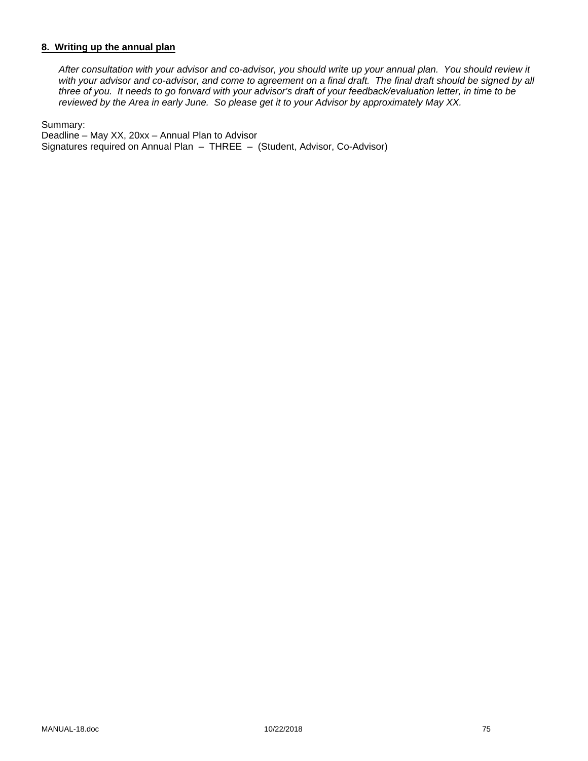**8. Writing up the annual plan**

*After consultation with your advisor and co-advisor, you should write up your annual plan. You should review it with your advisor and co-advisor, and come to agreement on a final draft. The final draft should be signed by all three of you. It needs to go forward with your advisor's draft of your feedback/evaluation letter, in time to be reviewed by the Area in early June. So please get it to your Advisor by approximately May XX.*

Summary:
Deadline – May XX, 20xx – Annual Plan to Advisor
Signatures required on Annual Plan – THREE – (Student, Advisor, Co-Advisor)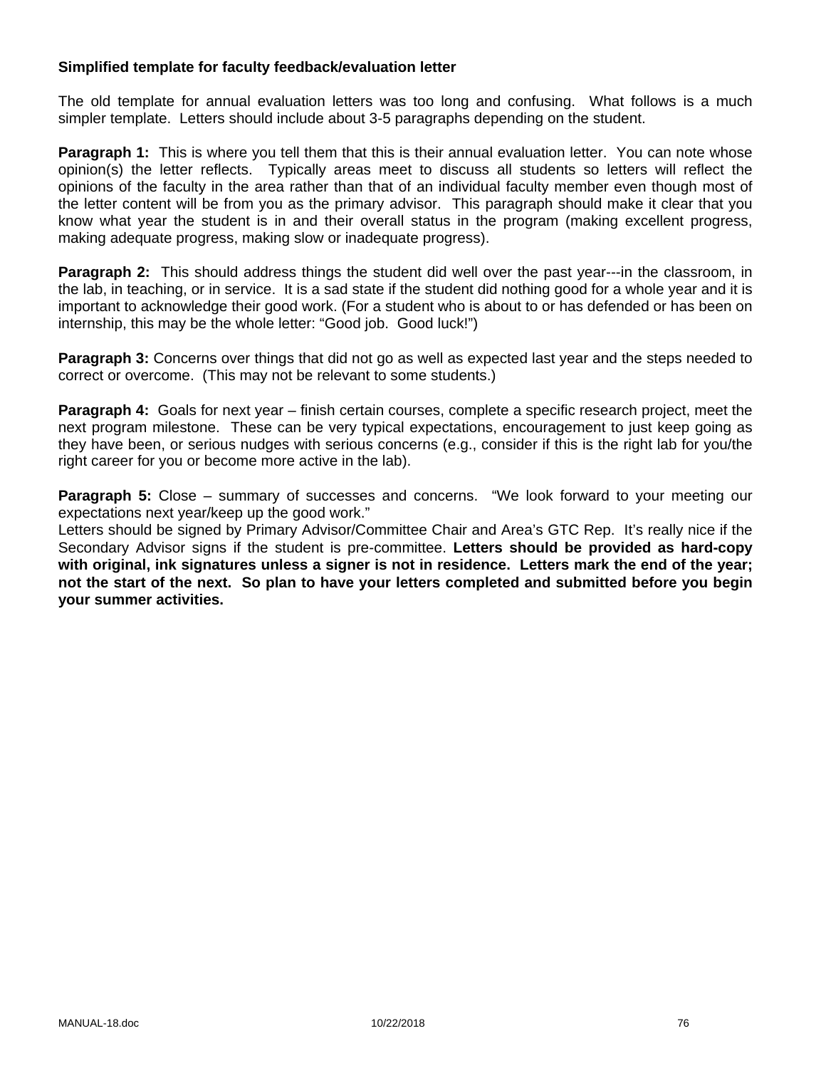**Simplified template for faculty feedback/evaluation letter**

The old template for annual evaluation letters was too long and confusing. What follows is a much simpler template. Letters should include about 3-5 paragraphs depending on the student.

**Paragraph 1:** This is where you tell them that this is their annual evaluation letter. You can note whose opinion(s) the letter reflects. Typically areas meet to discuss all students so letters will reflect the opinions of the faculty in the area rather than that of an individual faculty member even though most of the letter content will be from you as the primary advisor. This paragraph should make it clear that you know what year the student is in and their overall status in the program (making excellent progress, making adequate progress, making slow or inadequate progress).

**Paragraph 2:** This should address things the student did well over the past year---in the classroom, in the lab, in teaching, or in service. It is a sad state if the student did nothing good for a whole year and it is important to acknowledge their good work. (For a student who is about to or has defended or has been on internship, this may be the whole letter: “Good job. Good luck!”)

**Paragraph 3:** Concerns over things that did not go as well as expected last year and the steps needed to correct or overcome. (This may not be relevant to some students.)

**Paragraph 4:** Goals for next year – finish certain courses, complete a specific research project, meet the next program milestone. These can be very typical expectations, encouragement to just keep going as they have been, or serious nudges with serious concerns (e.g., consider if this is the right lab for you/the right career for you or become more active in the lab).

**Paragraph 5:** Close – summary of successes and concerns. “We look forward to your meeting our expectations next year/keep up the good work.”
Letters should be signed by Primary Advisor/Committee Chair and Area’s GTC Rep. It’s really nice if the Secondary Advisor signs if the student is pre-committee. **Letters should be provided as hard-copy with original, ink signatures unless a signer is not in residence. Letters mark the end of the year; not the start of the next. So plan to have your letters completed and submitted before you begin your summer activities.**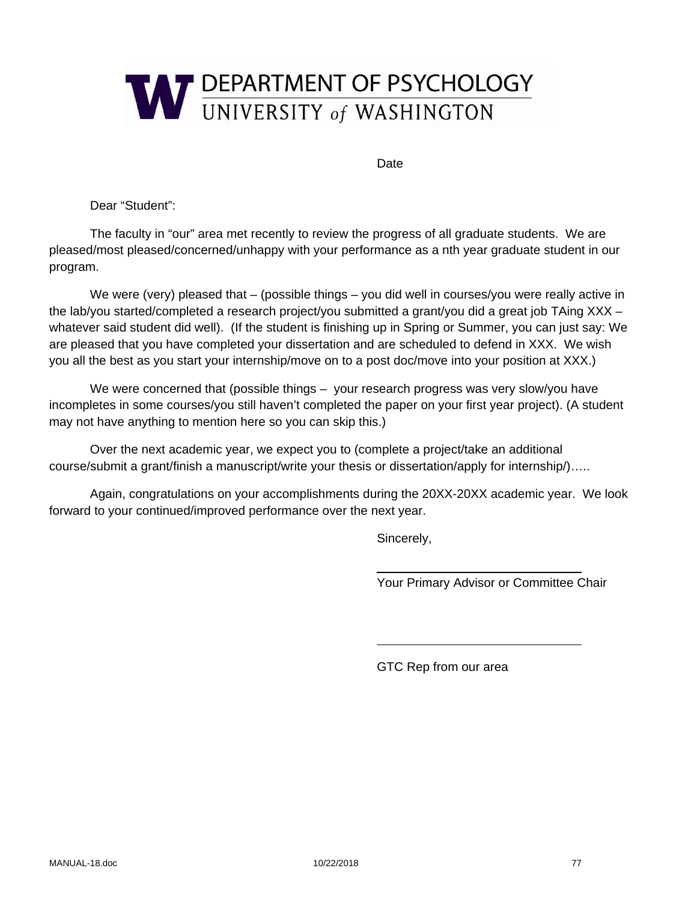# DEPARTMENT OF PSYCHOLOGY
## UNIVERSITY *of* WASHINGTON

Date

Dear "Student":

The faculty in "our" area met recently to review the progress of all graduate students. We are pleased/most pleased/concerned/unhappy with your performance as a nth year graduate student in our program.

We were (very) pleased that – (possible things – you did well in courses/you were really active in the lab/you started/completed a research project/you submitted a grant/you did a great job TAing XXX – whatever said student did well). (If the student is finishing up in Spring or Summer, you can just say: We are pleased that you have completed your dissertation and are scheduled to defend in XXX. We wish you all the best as you start your internship/move on to a post doc/move into your position at XXX.)

We were concerned that (possible things – your research progress was very slow/you have incompletes in some courses/you still haven't completed the paper on your first year project). (A student may not have anything to mention here so you can skip this.)

Over the next academic year, we expect you to (complete a project/take an additional course/submit a grant/finish a manuscript/write your thesis or dissertation/apply for internship/)…..

Again, congratulations on your accomplishments during the 20XX-20XX academic year. We look forward to your continued/improved performance over the next year.

Sincerely,

______________________________

Your Primary Advisor or Committee Chair

______________________________

GTC Rep from our area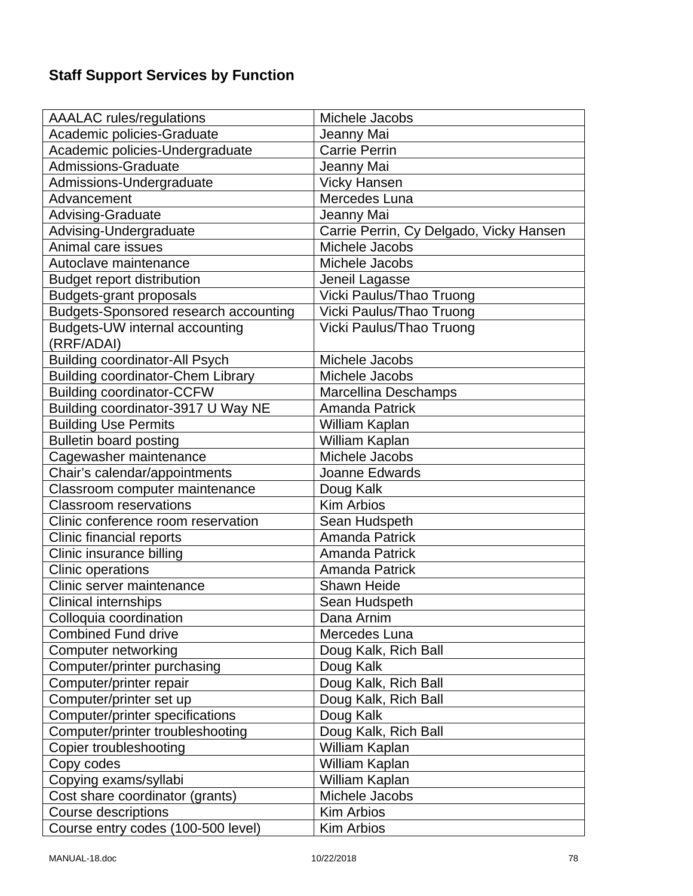## Staff Support Services by Function

| AAALAC rules/regulations | Michele Jacobs |
|---|---|
| Academic policies-Graduate | Jeanny Mai |
| Academic policies-Undergraduate | Carrie Perrin |
| Admissions-Graduate | Jeanny Mai |
| Admissions-Undergraduate | Vicky Hansen |
| Advancement | Mercedes Luna |
| Advising-Graduate | Jeanny Mai |
| Advising-Undergraduate | Carrie Perrin, Cy Delgado, Vicky Hansen |
| Animal care issues | Michele Jacobs |
| Autoclave maintenance | Michele Jacobs |
| Budget report distribution | Jeneil Lagasse |
| Budgets-grant proposals | Vicki Paulus/Thao Truong |
| Budgets-Sponsored research accounting | Vicki Paulus/Thao Truong |
| Budgets-UW internal accounting (RRF/ADAI) | Vicki Paulus/Thao Truong |
| Building coordinator-All Psych | Michele Jacobs |
| Building coordinator-Chem Library | Michele Jacobs |
| Building coordinator-CCFW | Marcellina Deschamps |
| Building coordinator-3917 U Way NE | Amanda Patrick |
| Building Use Permits | William Kaplan |
| Bulletin board posting | William Kaplan |
| Cagewasher maintenance | Michele Jacobs |
| Chair's calendar/appointments | Joanne Edwards |
| Classroom computer maintenance | Doug Kalk |
| Classroom reservations | Kim Arbios |
| Clinic conference room reservation | Sean Hudspeth |
| Clinic financial reports | Amanda Patrick |
| Clinic insurance billing | Amanda Patrick |
| Clinic operations | Amanda Patrick |
| Clinic server maintenance | Shawn Heide |
| Clinical internships | Sean Hudspeth |
| Colloquia coordination | Dana Arnim |
| Combined Fund drive | Mercedes Luna |
| Computer networking | Doug Kalk, Rich Ball |
| Computer/printer purchasing | Doug Kalk |
| Computer/printer repair | Doug Kalk, Rich Ball |
| Computer/printer set up | Doug Kalk, Rich Ball |
| Computer/printer specifications | Doug Kalk |
| Computer/printer troubleshooting | Doug Kalk, Rich Ball |
| Copier troubleshooting | William Kaplan |
| Copy codes | William Kaplan |
| Copying exams/syllabi | William Kaplan |
| Cost share coordinator (grants) | Michele Jacobs |
| Course descriptions | Kim Arbios |
| Course entry codes (100-500 level) | Kim Arbios |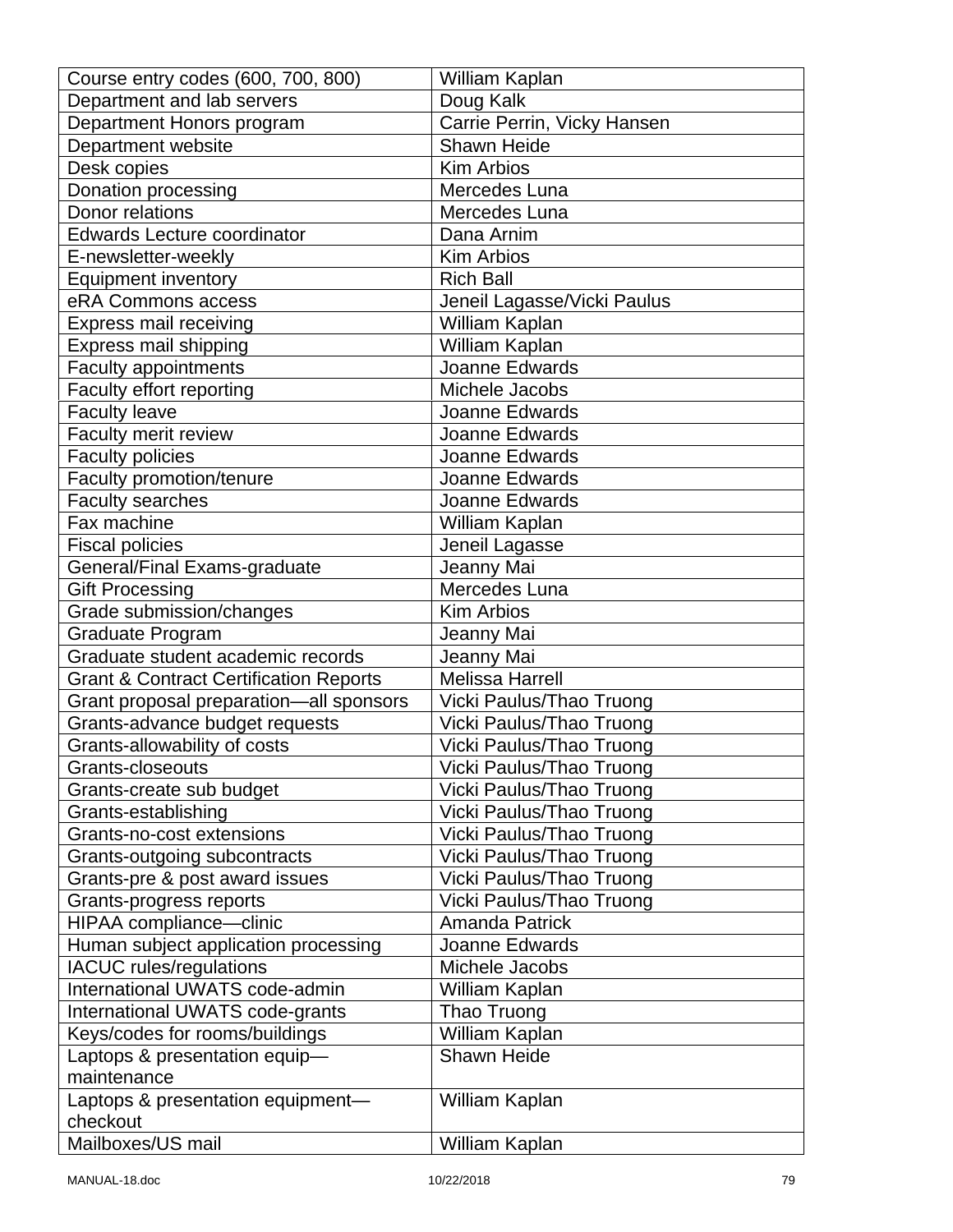| Course entry codes (600, 700, 800) | William Kaplan |
|---|---|
| Department and lab servers | Doug Kalk |
| Department Honors program | Carrie Perrin, Vicky Hansen |
| Department website | Shawn Heide |
| Desk copies | Kim Arbios |
| Donation processing | Mercedes Luna |
| Donor relations | Mercedes Luna |
| Edwards Lecture coordinator | Dana Arnim |
| E-newsletter-weekly | Kim Arbios |
| Equipment inventory | Rich Ball |
| eRA Commons access | Jeneil Lagasse/Vicki Paulus |
| Express mail receiving | William Kaplan |
| Express mail shipping | William Kaplan |
| Faculty appointments | Joanne Edwards |
| Faculty effort reporting | Michele Jacobs |
| Faculty leave | Joanne Edwards |
| Faculty merit review | Joanne Edwards |
| Faculty policies | Joanne Edwards |
| Faculty promotion/tenure | Joanne Edwards |
| Faculty searches | Joanne Edwards |
| Fax machine | William Kaplan |
| Fiscal policies | Jeneil Lagasse |
| General/Final Exams-graduate | Jeanny Mai |
| Gift Processing | Mercedes Luna |
| Grade submission/changes | Kim Arbios |
| Graduate Program | Jeanny Mai |
| Graduate student academic records | Jeanny Mai |
| Grant & Contract Certification Reports | Melissa Harrell |
| Grant proposal preparation—all sponsors | Vicki Paulus/Thao Truong |
| Grants-advance budget requests | Vicki Paulus/Thao Truong |
| Grants-allowability of costs | Vicki Paulus/Thao Truong |
| Grants-closeouts | Vicki Paulus/Thao Truong |
| Grants-create sub budget | Vicki Paulus/Thao Truong |
| Grants-establishing | Vicki Paulus/Thao Truong |
| Grants-no-cost extensions | Vicki Paulus/Thao Truong |
| Grants-outgoing subcontracts | Vicki Paulus/Thao Truong |
| Grants-pre & post award issues | Vicki Paulus/Thao Truong |
| Grants-progress reports | Vicki Paulus/Thao Truong |
| HIPAA compliance—clinic | Amanda Patrick |
| Human subject application processing | Joanne Edwards |
| IACUC rules/regulations | Michele Jacobs |
| International UWATS code-admin | William Kaplan |
| International UWATS code-grants | Thao Truong |
| Keys/codes for rooms/buildings | William Kaplan |
| Laptops & presentation equip—maintenance | Shawn Heide |
| Laptops & presentation equipment—checkout | William Kaplan |
| Mailboxes/US mail | William Kaplan |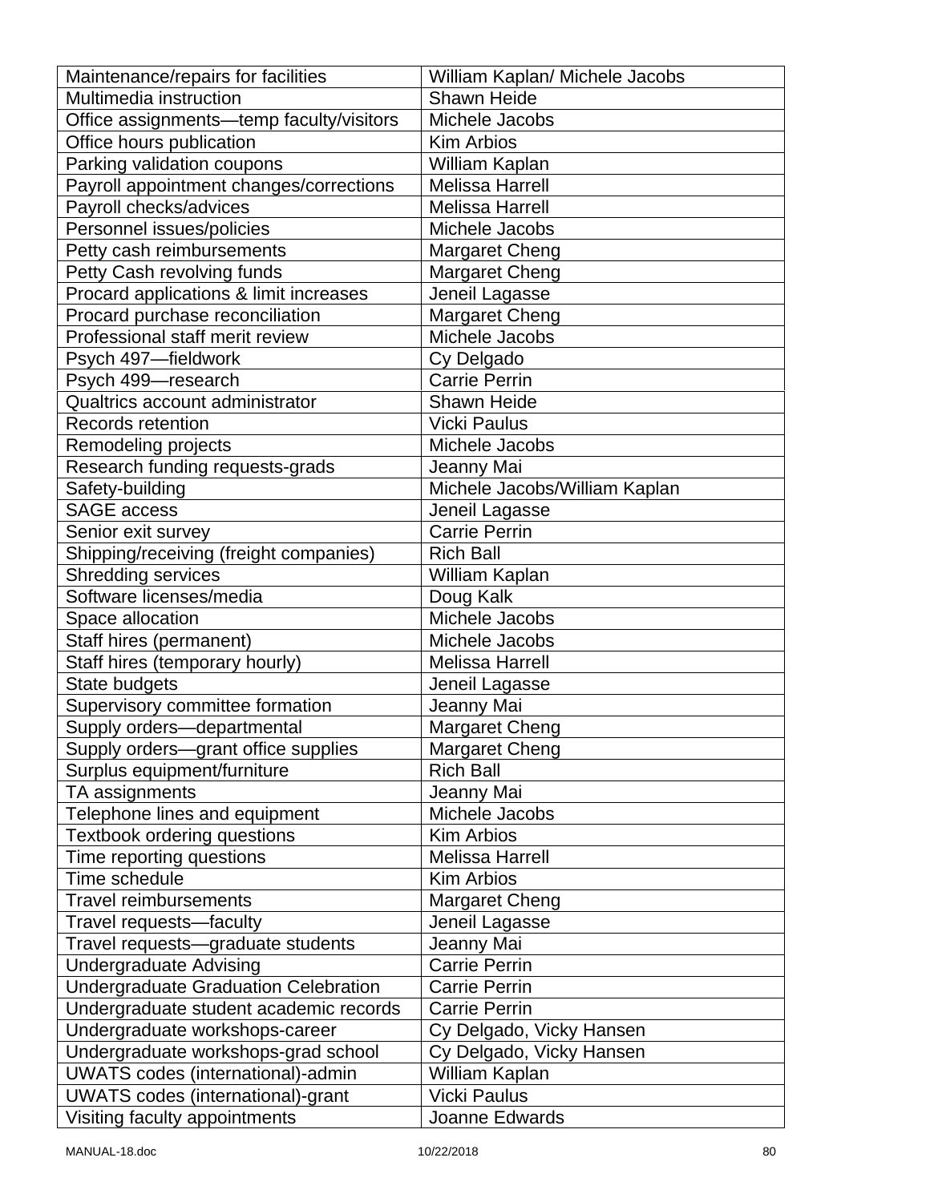| Maintenance/repairs for facilities | William Kaplan/ Michele Jacobs |
|---|---|
| Multimedia instruction | Shawn Heide |
| Office assignments—temp faculty/visitors | Michele Jacobs |
| Office hours publication | Kim Arbios |
| Parking validation coupons | William Kaplan |
| Payroll appointment changes/corrections | Melissa Harrell |
| Payroll checks/advices | Melissa Harrell |
| Personnel issues/policies | Michele Jacobs |
| Petty cash reimbursements | Margaret Cheng |
| Petty Cash revolving funds | Margaret Cheng |
| Procard applications & limit increases | Jeneil Lagasse |
| Procard purchase reconciliation | Margaret Cheng |
| Professional staff merit review | Michele Jacobs |
| Psych 497—fieldwork | Cy Delgado |
| Psych 499—research | Carrie Perrin |
| Qualtrics account administrator | Shawn Heide |
| Records retention | Vicki Paulus |
| Remodeling projects | Michele Jacobs |
| Research funding requests-grads | Jeanny Mai |
| Safety-building | Michele Jacobs/William Kaplan |
| SAGE access | Jeneil Lagasse |
| Senior exit survey | Carrie Perrin |
| Shipping/receiving (freight companies) | Rich Ball |
| Shredding services | William Kaplan |
| Software licenses/media | Doug Kalk |
| Space allocation | Michele Jacobs |
| Staff hires (permanent) | Michele Jacobs |
| Staff hires (temporary hourly) | Melissa Harrell |
| State budgets | Jeneil Lagasse |
| Supervisory committee formation | Jeanny Mai |
| Supply orders—departmental | Margaret Cheng |
| Supply orders—grant office supplies | Margaret Cheng |
| Surplus equipment/furniture | Rich Ball |
| TA assignments | Jeanny Mai |
| Telephone lines and equipment | Michele Jacobs |
| Textbook ordering questions | Kim Arbios |
| Time reporting questions | Melissa Harrell |
| Time schedule | Kim Arbios |
| Travel reimbursements | Margaret Cheng |
| Travel requests—faculty | Jeneil Lagasse |
| Travel requests—graduate students | Jeanny Mai |
| Undergraduate Advising | Carrie Perrin |
| Undergraduate Graduation Celebration | Carrie Perrin |
| Undergraduate student academic records | Carrie Perrin |
| Undergraduate workshops-career | Cy Delgado, Vicky Hansen |
| Undergraduate workshops-grad school | Cy Delgado, Vicky Hansen |
| UWATS codes (international)-admin | William Kaplan |
| UWATS codes (international)-grant | Vicki Paulus |
| Visiting faculty appointments | Joanne Edwards |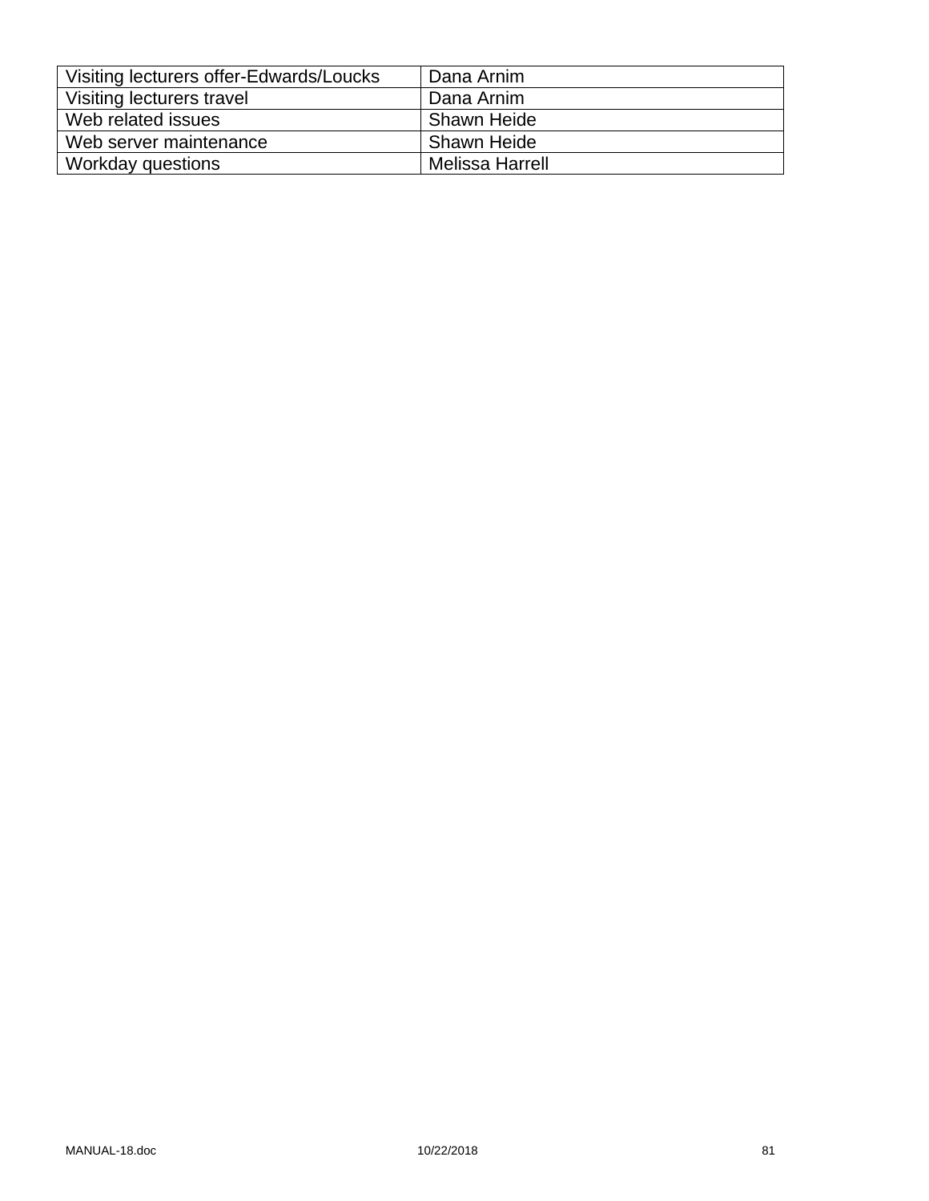| Visiting lecturers offer-Edwards/Loucks | Dana Arnim |
| --- | --- |
| Visiting lecturers travel | Dana Arnim |
| Web related issues | Shawn Heide |
| Web server maintenance | Shawn Heide |
| Workday questions | Melissa Harrell |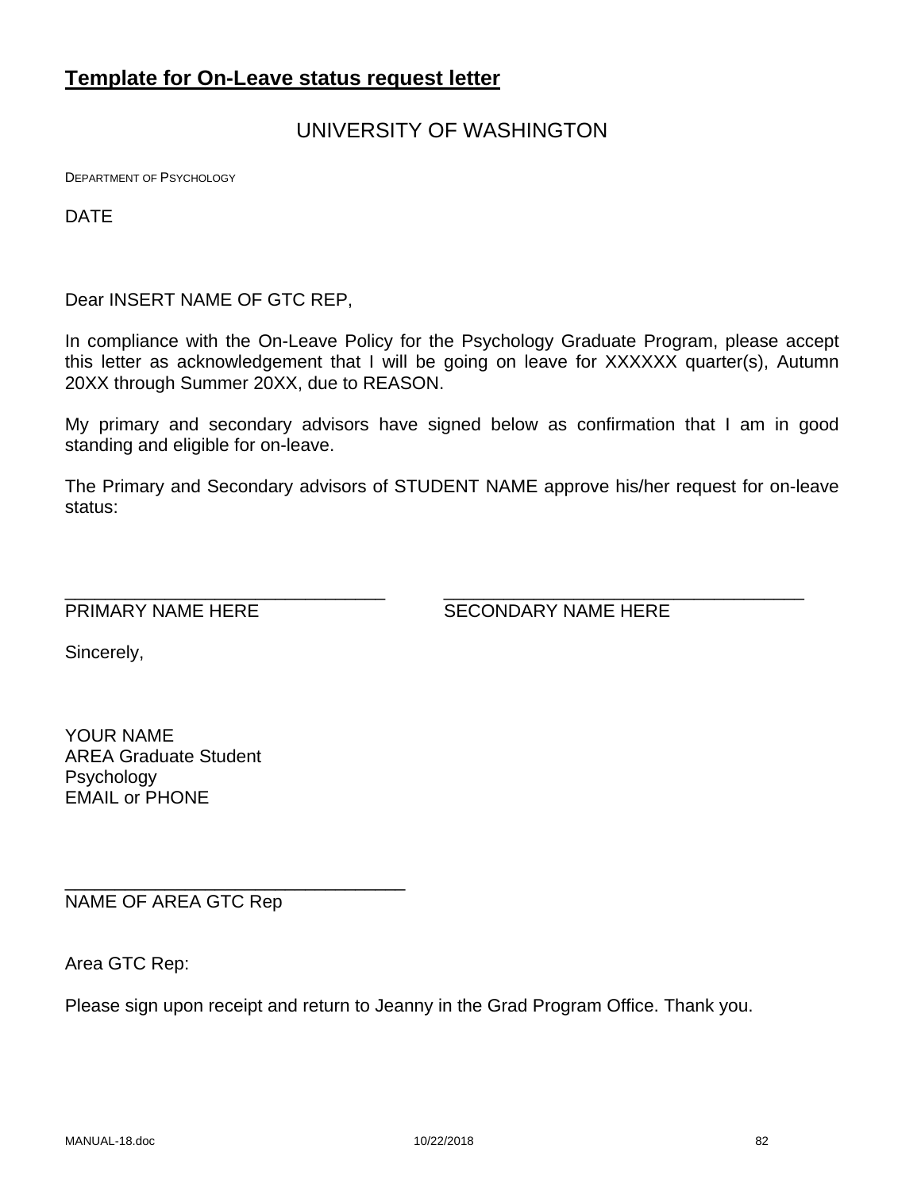## **Template for On-Leave status request letter**

UNIVERSITY OF WASHINGTON

DEPARTMENT OF PSYCHOLOGY

DATE

Dear INSERT NAME OF GTC REP,

In compliance with the On-Leave Policy for the Psychology Graduate Program, please accept this letter as acknowledgement that I will be going on leave for XXXXXX quarter(s), Autumn 20XX through Summer 20XX, due to REASON.

My primary and secondary advisors have signed below as confirmation that I am in good standing and eligible for on-leave.

The Primary and Secondary advisors of STUDENT NAME approve his/her request for on-leave status:

\_\_\_\_\_\_\_\_\_\_\_\_\_\_\_\_\_\_\_\_\_\_\_\_\_\_\_\_\_\_\_\_ \_\_\_\_\_\_\_\_\_\_\_\_\_\_\_\_\_\_\_\_\_\_\_\_\_\_\_\_\_\_\_\_\_\_\_\_
PRIMARY NAME HERE SECONDARY NAME HERE

Sincerely,

YOUR NAME
AREA Graduate Student
Psychology
EMAIL or PHONE

\_\_\_\_\_\_\_\_\_\_\_\_\_\_\_\_\_\_\_\_\_\_\_\_\_\_\_\_\_\_\_\_\_\_
NAME OF AREA GTC Rep

Area GTC Rep:

Please sign upon receipt and return to Jeanny in the Grad Program Office. Thank you.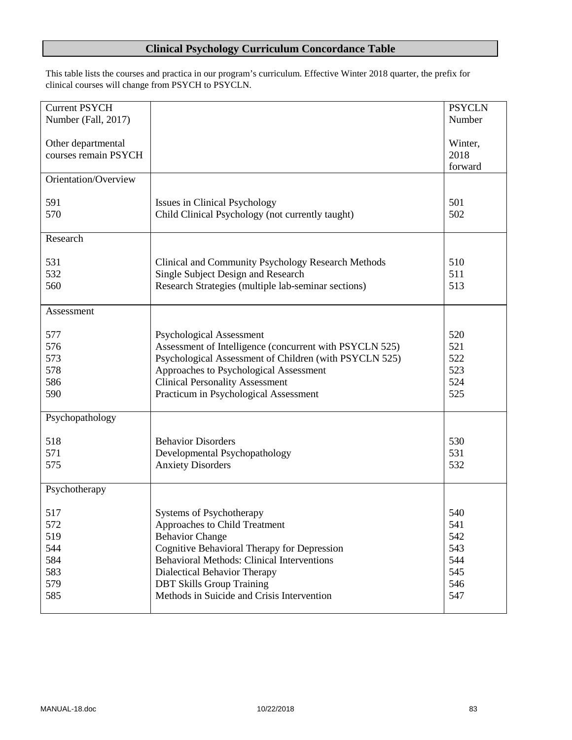# Clinical Psychology Curriculum Concordance Table

This table lists the courses and practica in our program's curriculum. Effective Winter 2018 quarter, the prefix for clinical courses will change from PSYCH to PSYCLN.

| Current PSYCH Number (Fall, 2017)<br><br>Other departmental courses remain PSYCH | | PSYCLN Number<br><br>Winter, 2018 forward |
|---|---|---|
| Orientation/Overview | | |
| 591 | Issues in Clinical Psychology | 501 |
| 570 | Child Clinical Psychology (not currently taught) | 502 |
| Research | | |
| 531 | Clinical and Community Psychology Research Methods | 510 |
| 532 | Single Subject Design and Research | 511 |
| 560 | Research Strategies (multiple lab-seminar sections) | 513 |
| Assessment | | |
| 577 | Psychological Assessment | 520 |
| 576 | Assessment of Intelligence (concurrent with PSYCLN 525) | 521 |
| 573 | Psychological Assessment of Children (with PSYCLN 525) | 522 |
| 578 | Approaches to Psychological Assessment | 523 |
| 586 | Clinical Personality Assessment | 524 |
| 590 | Practicum in Psychological Assessment | 525 |
| Psychopathology | | |
| 518 | Behavior Disorders | 530 |
| 571 | Developmental Psychopathology | 531 |
| 575 | Anxiety Disorders | 532 |
| Psychotherapy | | |
| 517 | Systems of Psychotherapy | 540 |
| 572 | Approaches to Child Treatment | 541 |
| 519 | Behavior Change | 542 |
| 544 | Cognitive Behavioral Therapy for Depression | 543 |
| 584 | Behavioral Methods: Clinical Interventions | 544 |
| 583 | Dialectical Behavior Therapy | 545 |
| 579 | DBT Skills Group Training | 546 |
| 585 | Methods in Suicide and Crisis Intervention | 547 |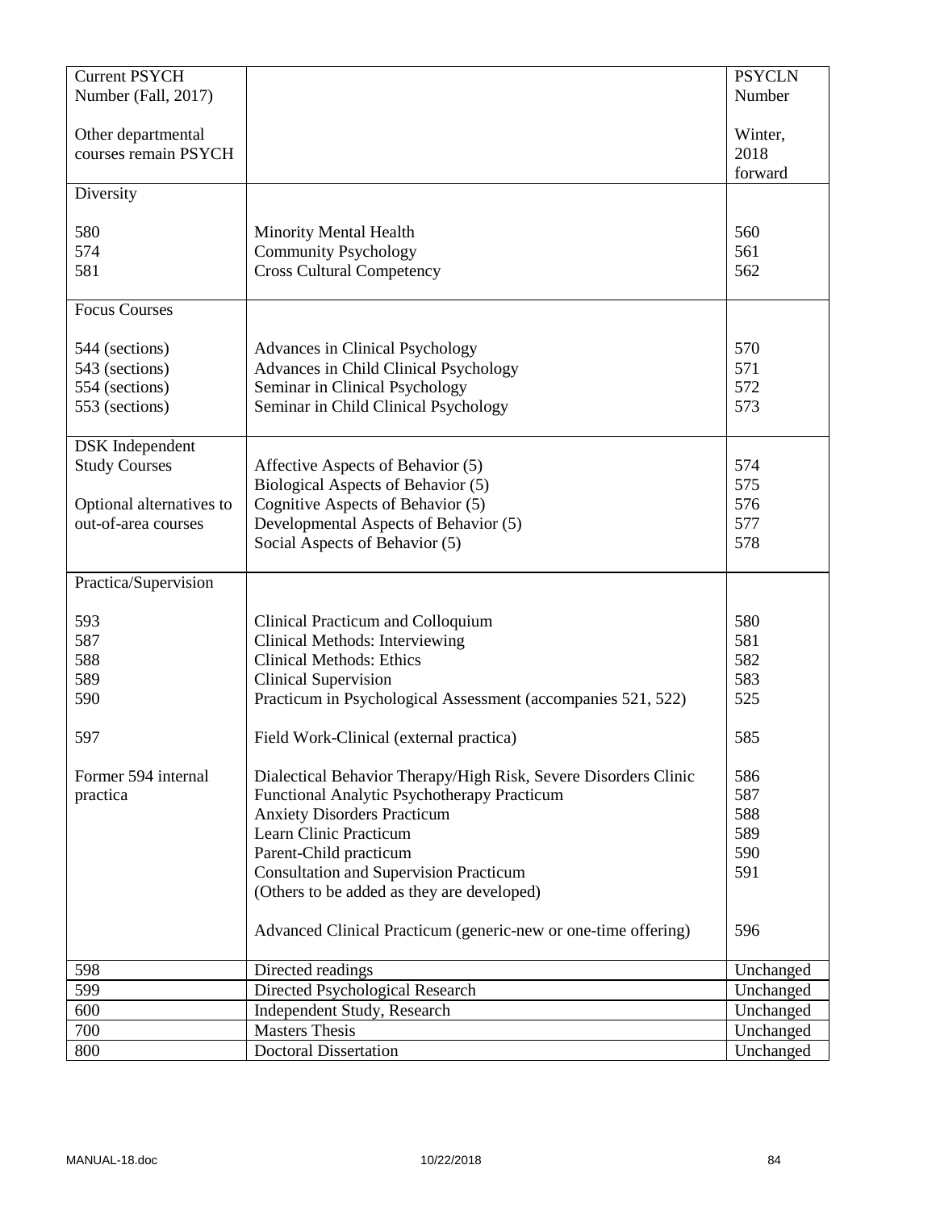| Current PSYCH Number (Fall, 2017)<br><br>Other departmental courses remain PSYCH | | PSYCLN Number<br><br>Winter, 2018 forward |
|---|---|---|
| Diversity | | |
| 580 | Minority Mental Health | 560 |
| 574 | Community Psychology | 561 |
| 581 | Cross Cultural Competency | 562 |
| Focus Courses | | |
| 544 (sections) | Advances in Clinical Psychology | 570 |
| 543 (sections) | Advances in Child Clinical Psychology | 571 |
| 554 (sections) | Seminar in Clinical Psychology | 572 |
| 553 (sections) | Seminar in Child Clinical Psychology | 573 |
| DSK Independent Study Courses | Affective Aspects of Behavior (5) | 574 |
| | Biological Aspects of Behavior (5) | 575 |
| Optional alternatives to out-of-area courses | Cognitive Aspects of Behavior (5) | 576 |
| | Developmental Aspects of Behavior (5) | 577 |
| | Social Aspects of Behavior (5) | 578 |
| Practica/Supervision | | |
| 593 | Clinical Practicum and Colloquium | 580 |
| 587 | Clinical Methods: Interviewing | 581 |
| 588 | Clinical Methods: Ethics | 582 |
| 589 | Clinical Supervision | 583 |
| 590 | Practicum in Psychological Assessment (accompanies 521, 522) | 525 |
| 597 | Field Work-Clinical (external practica) | 585 |
| Former 594 internal practica | Dialectical Behavior Therapy/High Risk, Severe Disorders Clinic | 586 |
| | Functional Analytic Psychotherapy Practicum | 587 |
| | Anxiety Disorders Practicum | 588 |
| | Learn Clinic Practicum | 589 |
| | Parent-Child practicum | 590 |
| | Consultation and Supervision Practicum | 591 |
| | (Others to be added as they are developed) | |
| | Advanced Clinical Practicum (generic-new or one-time offering) | 596 |
| 598 | Directed readings | Unchanged |
| 599 | Directed Psychological Research | Unchanged |
| 600 | Independent Study, Research | Unchanged |
| 700 | Masters Thesis | Unchanged |
| 800 | Doctoral Dissertation | Unchanged |